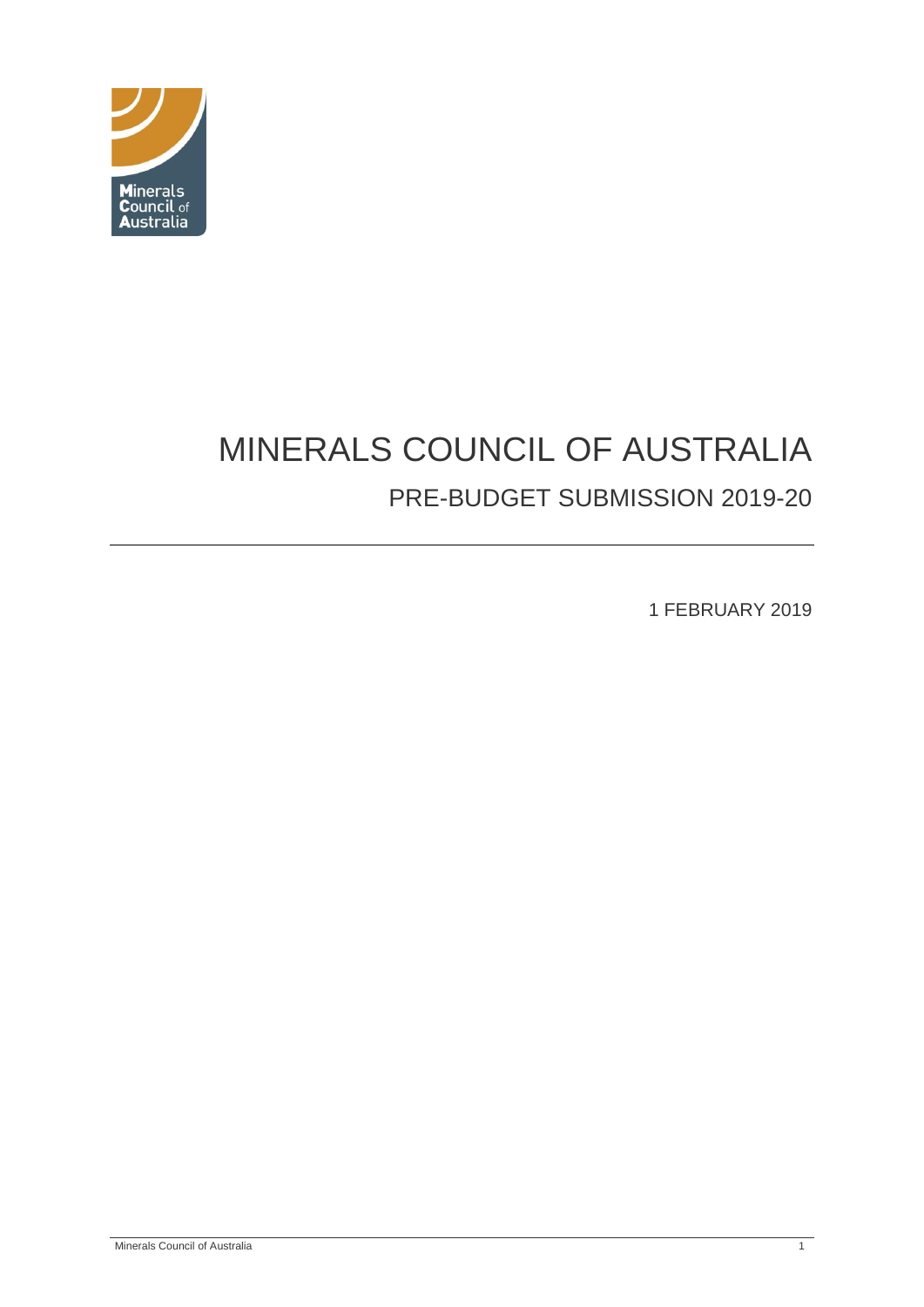# MINERALS COUNCIL OF AUSTRALIA

## PRE-BUDGET SUBMISSION 2019-20

1 FEBRUARY 2019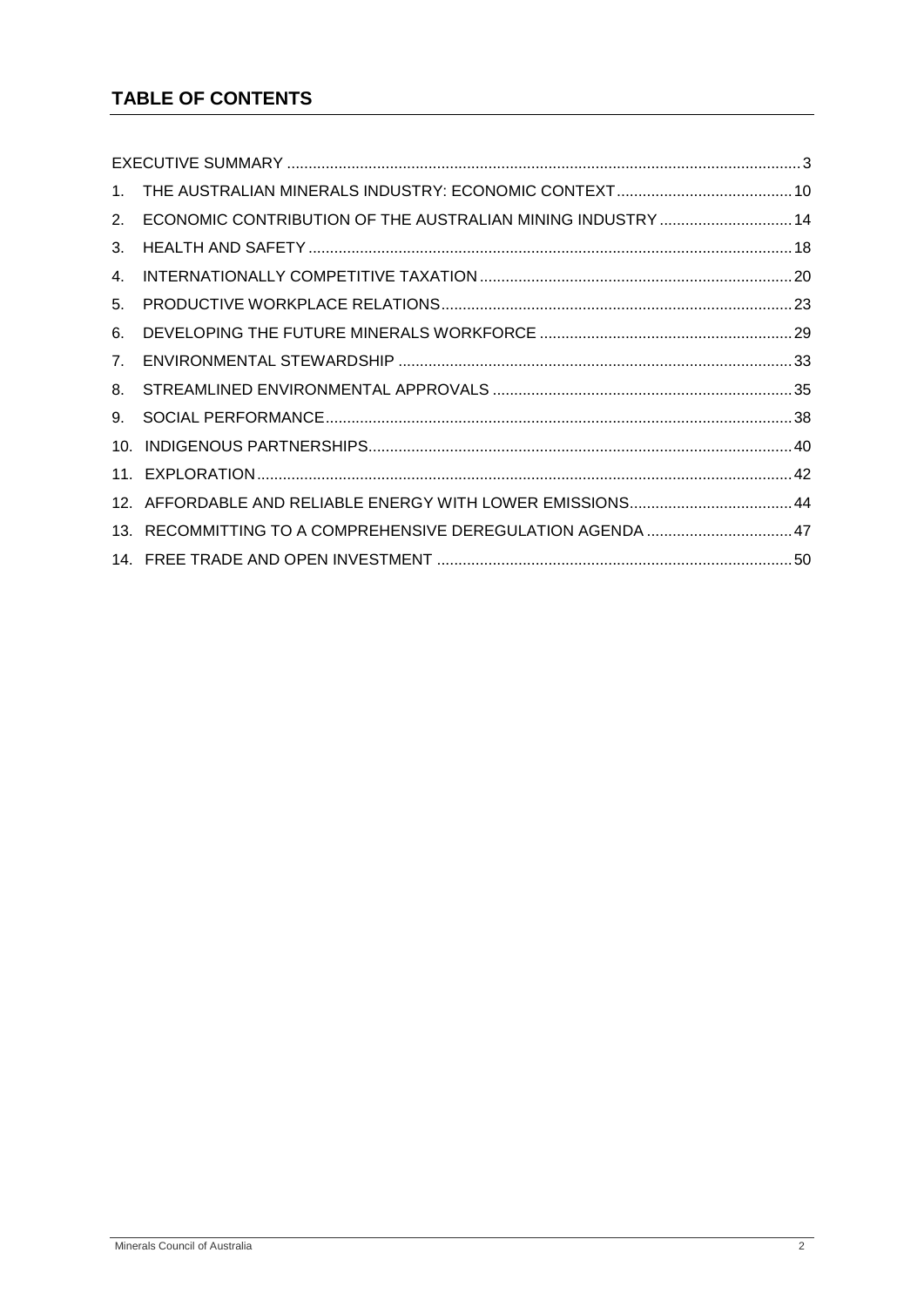## TABLE OF CONTENTS

EXECUTIVE SUMMARY ..... 3

1. THE AUSTRALIAN MINERALS INDUSTRY: ECONOMIC CONTEXT ..... 10
2. ECONOMIC CONTRIBUTION OF THE AUSTRALIAN MINING INDUSTRY ..... 14
3. HEALTH AND SAFETY ..... 18
4. INTERNATIONALLY COMPETITIVE TAXATION ..... 20
5. PRODUCTIVE WORKPLACE RELATIONS ..... 23
6. DEVELOPING THE FUTURE MINERALS WORKFORCE ..... 29
7. ENVIRONMENTAL STEWARDSHIP ..... 33
8. STREAMLINED ENVIRONMENTAL APPROVALS ..... 35
9. SOCIAL PERFORMANCE ..... 38
10. INDIGENOUS PARTNERSHIPS ..... 40
11. EXPLORATION ..... 42
12. AFFORDABLE AND RELIABLE ENERGY WITH LOWER EMISSIONS ..... 44
13. RECOMMITTING TO A COMPREHENSIVE DEREGULATION AGENDA ..... 47
14. FREE TRADE AND OPEN INVESTMENT ..... 50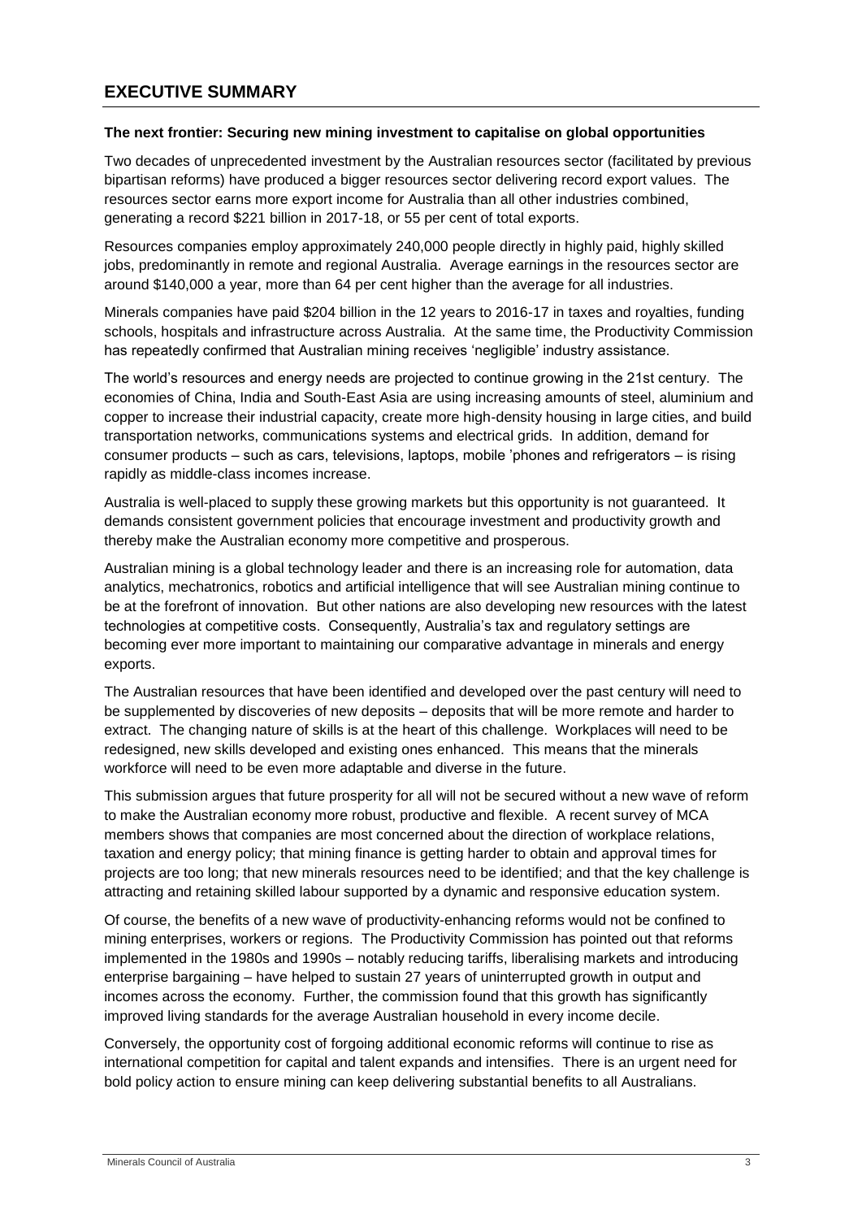# EXECUTIVE SUMMARY

**The next frontier: Securing new mining investment to capitalise on global opportunities**

Two decades of unprecedented investment by the Australian resources sector (facilitated by previous bipartisan reforms) have produced a bigger resources sector delivering record export values. The resources sector earns more export income for Australia than all other industries combined, generating a record $221 billion in 2017-18, or 55 per cent of total exports.

Resources companies employ approximately 240,000 people directly in highly paid, highly skilled jobs, predominantly in remote and regional Australia. Average earnings in the resources sector are around $140,000 a year, more than 64 per cent higher than the average for all industries.

Minerals companies have paid $204 billion in the 12 years to 2016-17 in taxes and royalties, funding schools, hospitals and infrastructure across Australia. At the same time, the Productivity Commission has repeatedly confirmed that Australian mining receives 'negligible' industry assistance.

The world's resources and energy needs are projected to continue growing in the 21st century. The economies of China, India and South-East Asia are using increasing amounts of steel, aluminium and copper to increase their industrial capacity, create more high-density housing in large cities, and build transportation networks, communications systems and electrical grids. In addition, demand for consumer products – such as cars, televisions, laptops, mobile 'phones and refrigerators – is rising rapidly as middle-class incomes increase.

Australia is well-placed to supply these growing markets but this opportunity is not guaranteed. It demands consistent government policies that encourage investment and productivity growth and thereby make the Australian economy more competitive and prosperous.

Australian mining is a global technology leader and there is an increasing role for automation, data analytics, mechatronics, robotics and artificial intelligence that will see Australian mining continue to be at the forefront of innovation. But other nations are also developing new resources with the latest technologies at competitive costs. Consequently, Australia's tax and regulatory settings are becoming ever more important to maintaining our comparative advantage in minerals and energy exports.

The Australian resources that have been identified and developed over the past century will need to be supplemented by discoveries of new deposits – deposits that will be more remote and harder to extract. The changing nature of skills is at the heart of this challenge. Workplaces will need to be redesigned, new skills developed and existing ones enhanced. This means that the minerals workforce will need to be even more adaptable and diverse in the future.

This submission argues that future prosperity for all will not be secured without a new wave of reform to make the Australian economy more robust, productive and flexible. A recent survey of MCA members shows that companies are most concerned about the direction of workplace relations, taxation and energy policy; that mining finance is getting harder to obtain and approval times for projects are too long; that new minerals resources need to be identified; and that the key challenge is attracting and retaining skilled labour supported by a dynamic and responsive education system.

Of course, the benefits of a new wave of productivity-enhancing reforms would not be confined to mining enterprises, workers or regions. The Productivity Commission has pointed out that reforms implemented in the 1980s and 1990s – notably reducing tariffs, liberalising markets and introducing enterprise bargaining – have helped to sustain 27 years of uninterrupted growth in output and incomes across the economy. Further, the commission found that this growth has significantly improved living standards for the average Australian household in every income decile.

Conversely, the opportunity cost of forgoing additional economic reforms will continue to rise as international competition for capital and talent expands and intensifies. There is an urgent need for bold policy action to ensure mining can keep delivering substantial benefits to all Australians.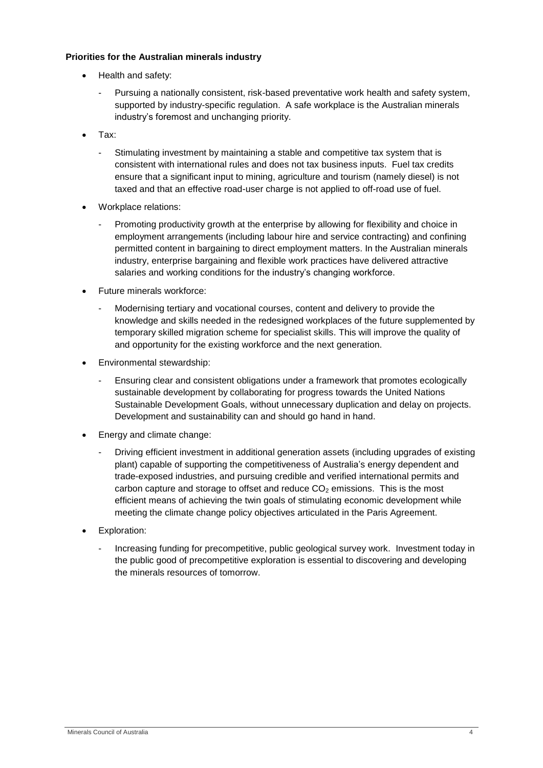**Priorities for the Australian minerals industry**

- Health and safety:
  - Pursuing a nationally consistent, risk-based preventative work health and safety system, supported by industry-specific regulation. A safe workplace is the Australian minerals industry's foremost and unchanging priority.
- Tax:
  - Stimulating investment by maintaining a stable and competitive tax system that is consistent with international rules and does not tax business inputs. Fuel tax credits ensure that a significant input to mining, agriculture and tourism (namely diesel) is not taxed and that an effective road-user charge is not applied to off-road use of fuel.
- Workplace relations:
  - Promoting productivity growth at the enterprise by allowing for flexibility and choice in employment arrangements (including labour hire and service contracting) and confining permitted content in bargaining to direct employment matters. In the Australian minerals industry, enterprise bargaining and flexible work practices have delivered attractive salaries and working conditions for the industry's changing workforce.
- Future minerals workforce:
  - Modernising tertiary and vocational courses, content and delivery to provide the knowledge and skills needed in the redesigned workplaces of the future supplemented by temporary skilled migration scheme for specialist skills. This will improve the quality of and opportunity for the existing workforce and the next generation.
- Environmental stewardship:
  - Ensuring clear and consistent obligations under a framework that promotes ecologically sustainable development by collaborating for progress towards the United Nations Sustainable Development Goals, without unnecessary duplication and delay on projects. Development and sustainability can and should go hand in hand.
- Energy and climate change:
  - Driving efficient investment in additional generation assets (including upgrades of existing plant) capable of supporting the competitiveness of Australia's energy dependent and trade-exposed industries, and pursuing credible and verified international permits and carbon capture and storage to offset and reduce $CO_2$ emissions. This is the most efficient means of achieving the twin goals of stimulating economic development while meeting the climate change policy objectives articulated in the Paris Agreement.
- Exploration:
  - Increasing funding for precompetitive, public geological survey work. Investment today in the public good of precompetitive exploration is essential to discovering and developing the minerals resources of tomorrow.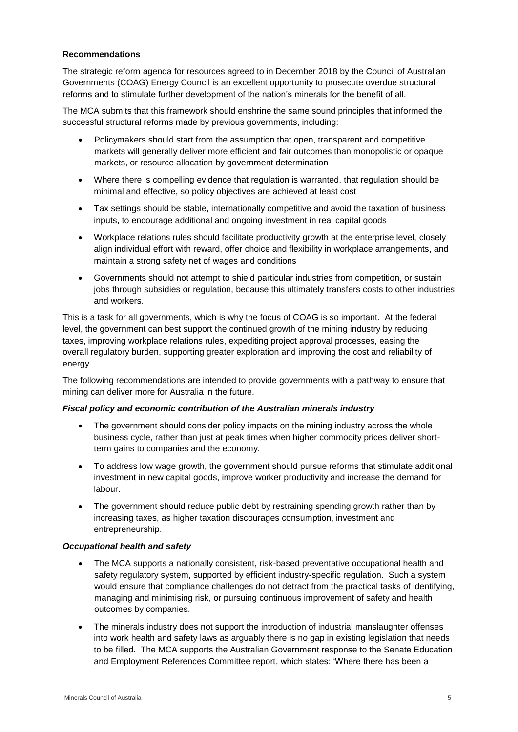**Recommendations**

The strategic reform agenda for resources agreed to in December 2018 by the Council of Australian Governments (COAG) Energy Council is an excellent opportunity to prosecute overdue structural reforms and to stimulate further development of the nation's minerals for the benefit of all.

The MCA submits that this framework should enshrine the same sound principles that informed the successful structural reforms made by previous governments, including:

- Policymakers should start from the assumption that open, transparent and competitive markets will generally deliver more efficient and fair outcomes than monopolistic or opaque markets, or resource allocation by government determination
- Where there is compelling evidence that regulation is warranted, that regulation should be minimal and effective, so policy objectives are achieved at least cost
- Tax settings should be stable, internationally competitive and avoid the taxation of business inputs, to encourage additional and ongoing investment in real capital goods
- Workplace relations rules should facilitate productivity growth at the enterprise level, closely align individual effort with reward, offer choice and flexibility in workplace arrangements, and maintain a strong safety net of wages and conditions
- Governments should not attempt to shield particular industries from competition, or sustain jobs through subsidies or regulation, because this ultimately transfers costs to other industries and workers.

This is a task for all governments, which is why the focus of COAG is so important. At the federal level, the government can best support the continued growth of the mining industry by reducing taxes, improving workplace relations rules, expediting project approval processes, easing the overall regulatory burden, supporting greater exploration and improving the cost and reliability of energy.

The following recommendations are intended to provide governments with a pathway to ensure that mining can deliver more for Australia in the future.

***Fiscal policy and economic contribution of the Australian minerals industry***

- The government should consider policy impacts on the mining industry across the whole business cycle, rather than just at peak times when higher commodity prices deliver short-term gains to companies and the economy.
- To address low wage growth, the government should pursue reforms that stimulate additional investment in new capital goods, improve worker productivity and increase the demand for labour.
- The government should reduce public debt by restraining spending growth rather than by increasing taxes, as higher taxation discourages consumption, investment and entrepreneurship.

***Occupational health and safety***

- The MCA supports a nationally consistent, risk-based preventative occupational health and safety regulatory system, supported by efficient industry-specific regulation. Such a system would ensure that compliance challenges do not detract from the practical tasks of identifying, managing and minimising risk, or pursuing continuous improvement of safety and health outcomes by companies.
- The minerals industry does not support the introduction of industrial manslaughter offenses into work health and safety laws as arguably there is no gap in existing legislation that needs to be filled. The MCA supports the Australian Government response to the Senate Education and Employment References Committee report, which states: 'Where there has been a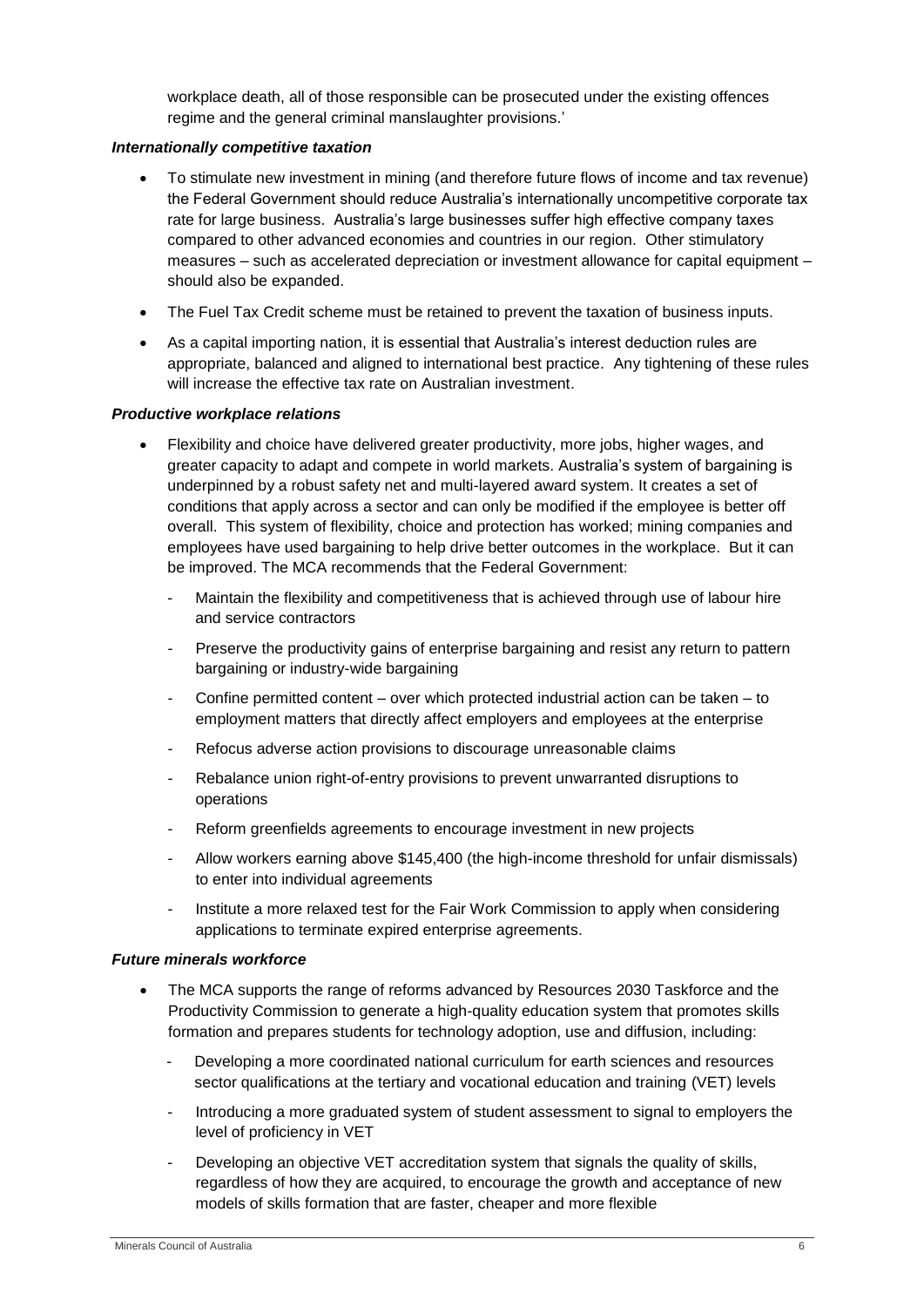workplace death, all of those responsible can be prosecuted under the existing offences regime and the general criminal manslaughter provisions.'

***Internationally competitive taxation***

- To stimulate new investment in mining (and therefore future flows of income and tax revenue) the Federal Government should reduce Australia's internationally uncompetitive corporate tax rate for large business. Australia's large businesses suffer high effective company taxes compared to other advanced economies and countries in our region. Other stimulatory measures – such as accelerated depreciation or investment allowance for capital equipment – should also be expanded.
- The Fuel Tax Credit scheme must be retained to prevent the taxation of business inputs.
- As a capital importing nation, it is essential that Australia's interest deduction rules are appropriate, balanced and aligned to international best practice. Any tightening of these rules will increase the effective tax rate on Australian investment.

***Productive workplace relations***

- Flexibility and choice have delivered greater productivity, more jobs, higher wages, and greater capacity to adapt and compete in world markets. Australia's system of bargaining is underpinned by a robust safety net and multi-layered award system. It creates a set of conditions that apply across a sector and can only be modified if the employee is better off overall. This system of flexibility, choice and protection has worked; mining companies and employees have used bargaining to help drive better outcomes in the workplace. But it can be improved. The MCA recommends that the Federal Government:
  - Maintain the flexibility and competitiveness that is achieved through use of labour hire and service contractors
  - Preserve the productivity gains of enterprise bargaining and resist any return to pattern bargaining or industry-wide bargaining
  - Confine permitted content – over which protected industrial action can be taken – to employment matters that directly affect employers and employees at the enterprise
  - Refocus adverse action provisions to discourage unreasonable claims
  - Rebalance union right-of-entry provisions to prevent unwarranted disruptions to operations
  - Reform greenfields agreements to encourage investment in new projects
  - Allow workers earning above $145,400 (the high-income threshold for unfair dismissals) to enter into individual agreements
  - Institute a more relaxed test for the Fair Work Commission to apply when considering applications to terminate expired enterprise agreements.

***Future minerals workforce***

- The MCA supports the range of reforms advanced by Resources 2030 Taskforce and the Productivity Commission to generate a high-quality education system that promotes skills formation and prepares students for technology adoption, use and diffusion, including:
  - Developing a more coordinated national curriculum for earth sciences and resources sector qualifications at the tertiary and vocational education and training (VET) levels
  - Introducing a more graduated system of student assessment to signal to employers the level of proficiency in VET
  - Developing an objective VET accreditation system that signals the quality of skills, regardless of how they are acquired, to encourage the growth and acceptance of new models of skills formation that are faster, cheaper and more flexible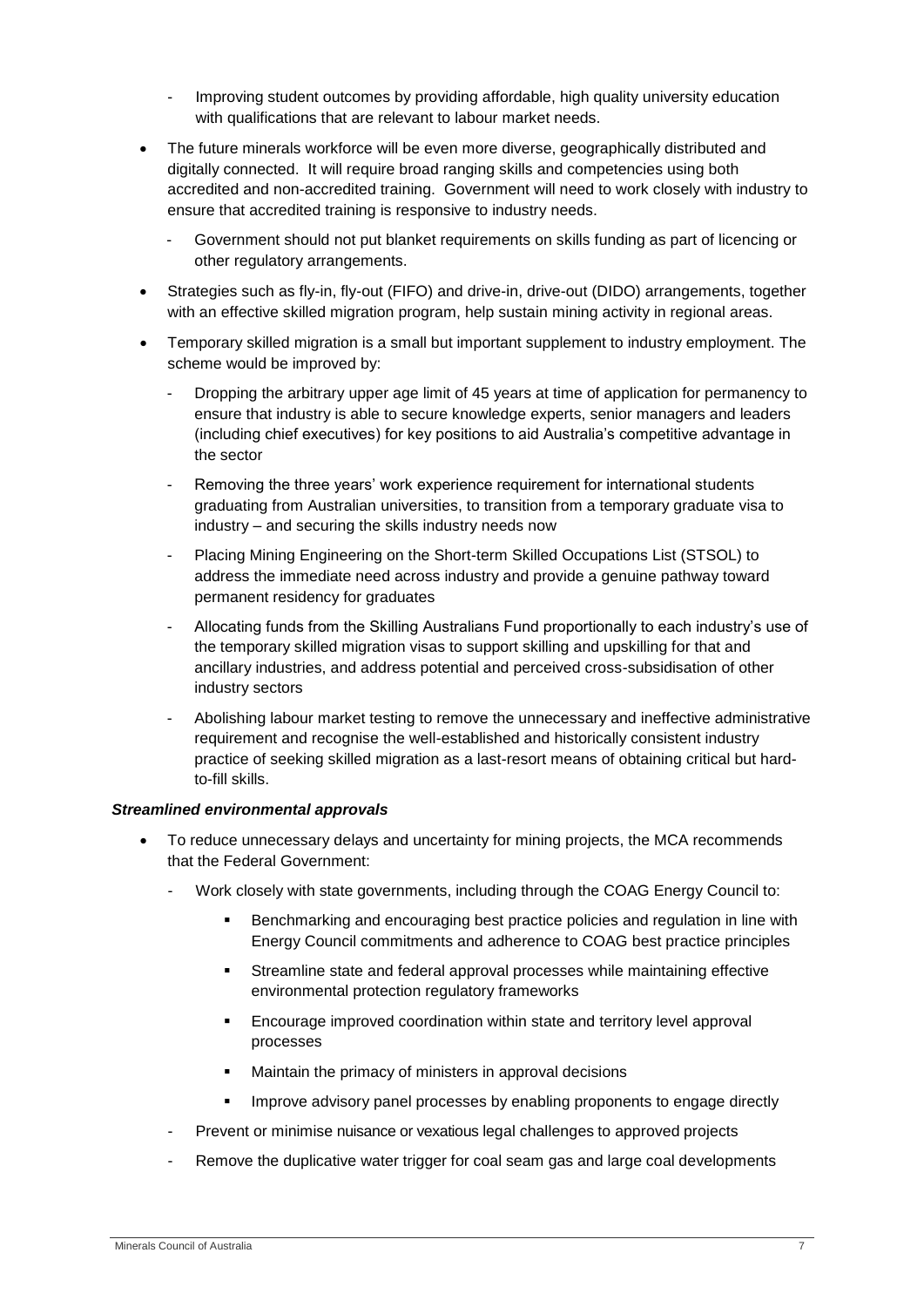- Improving student outcomes by providing affordable, high quality university education with qualifications that are relevant to labour market needs.

- The future minerals workforce will be even more diverse, geographically distributed and digitally connected. It will require broad ranging skills and competencies using both accredited and non-accredited training. Government will need to work closely with industry to ensure that accredited training is responsive to industry needs.
  - Government should not put blanket requirements on skills funding as part of licencing or other regulatory arrangements.
- Strategies such as fly-in, fly-out (FIFO) and drive-in, drive-out (DIDO) arrangements, together with an effective skilled migration program, help sustain mining activity in regional areas.
- Temporary skilled migration is a small but important supplement to industry employment. The scheme would be improved by:
  - Dropping the arbitrary upper age limit of 45 years at time of application for permanency to ensure that industry is able to secure knowledge experts, senior managers and leaders (including chief executives) for key positions to aid Australia's competitive advantage in the sector
  - Removing the three years' work experience requirement for international students graduating from Australian universities, to transition from a temporary graduate visa to industry – and securing the skills industry needs now
  - Placing Mining Engineering on the Short-term Skilled Occupations List (STSOL) to address the immediate need across industry and provide a genuine pathway toward permanent residency for graduates
  - Allocating funds from the Skilling Australians Fund proportionally to each industry's use of the temporary skilled migration visas to support skilling and upskilling for that and ancillary industries, and address potential and perceived cross-subsidisation of other industry sectors
  - Abolishing labour market testing to remove the unnecessary and ineffective administrative requirement and recognise the well-established and historically consistent industry practice of seeking skilled migration as a last-resort means of obtaining critical but hard-to-fill skills.

***Streamlined environmental approvals***

- To reduce unnecessary delays and uncertainty for mining projects, the MCA recommends that the Federal Government:
  - Work closely with state governments, including through the COAG Energy Council to:
    - Benchmarking and encouraging best practice policies and regulation in line with Energy Council commitments and adherence to COAG best practice principles
    - Streamline state and federal approval processes while maintaining effective environmental protection regulatory frameworks
    - Encourage improved coordination within state and territory level approval processes
    - Maintain the primacy of ministers in approval decisions
    - Improve advisory panel processes by enabling proponents to engage directly
  - Prevent or minimise nuisance or vexatious legal challenges to approved projects
  - Remove the duplicative water trigger for coal seam gas and large coal developments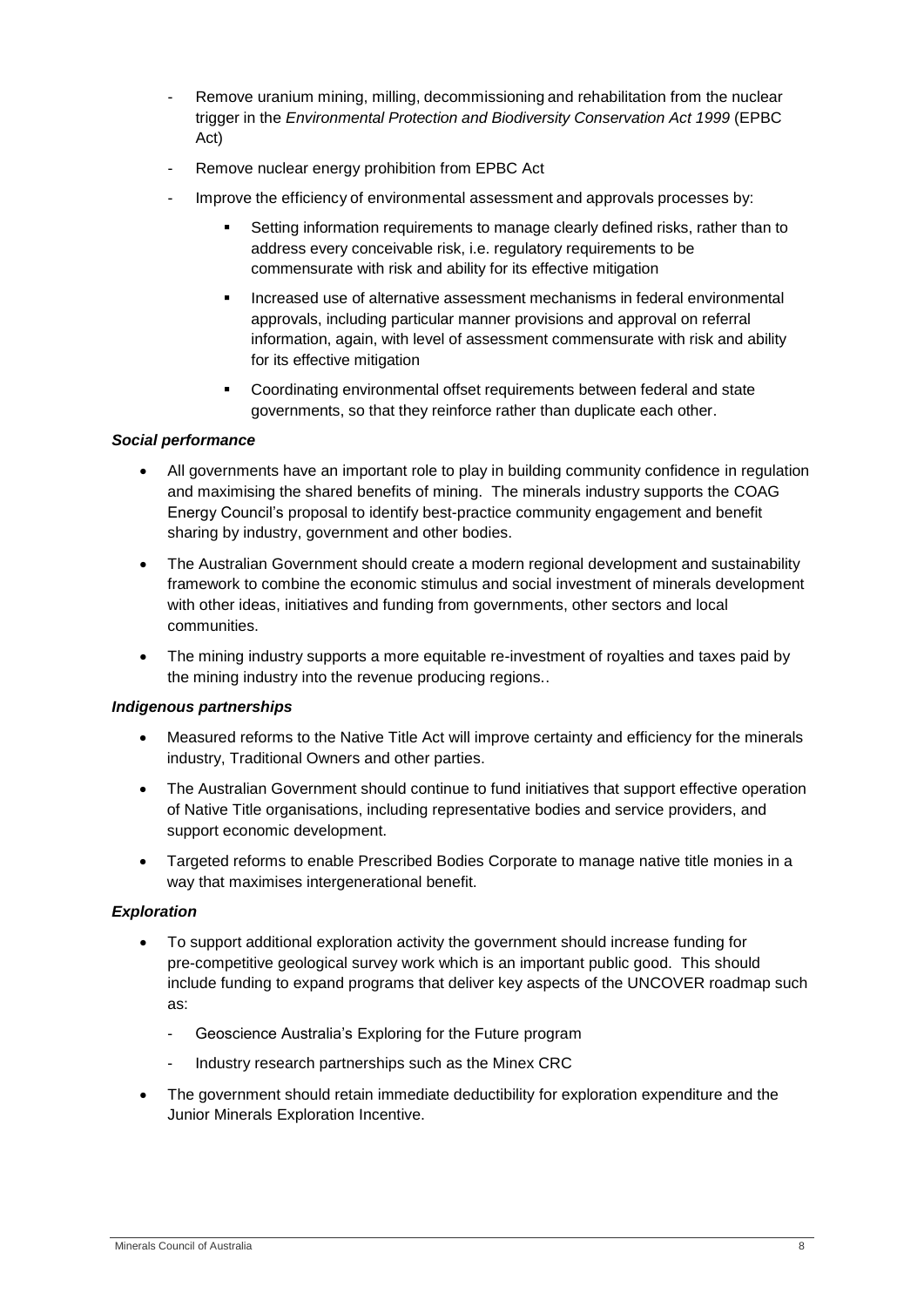- Remove uranium mining, milling, decommissioning and rehabilitation from the nuclear trigger in the *Environmental Protection and Biodiversity Conservation Act 1999* (EPBC Act)
  - Remove nuclear energy prohibition from EPBC Act
  - Improve the efficiency of environmental assessment and approvals processes by:
    - Setting information requirements to manage clearly defined risks, rather than to address every conceivable risk, i.e. regulatory requirements to be commensurate with risk and ability for its effective mitigation
    - Increased use of alternative assessment mechanisms in federal environmental approvals, including particular manner provisions and approval on referral information, again, with level of assessment commensurate with risk and ability for its effective mitigation
    - Coordinating environmental offset requirements between federal and state governments, so that they reinforce rather than duplicate each other.

***Social performance***

- All governments have an important role to play in building community confidence in regulation and maximising the shared benefits of mining. The minerals industry supports the COAG Energy Council's proposal to identify best-practice community engagement and benefit sharing by industry, government and other bodies.
- The Australian Government should create a modern regional development and sustainability framework to combine the economic stimulus and social investment of minerals development with other ideas, initiatives and funding from governments, other sectors and local communities.
- The mining industry supports a more equitable re-investment of royalties and taxes paid by the mining industry into the revenue producing regions..

***Indigenous partnerships***

- Measured reforms to the Native Title Act will improve certainty and efficiency for the minerals industry, Traditional Owners and other parties.
- The Australian Government should continue to fund initiatives that support effective operation of Native Title organisations, including representative bodies and service providers, and support economic development.
- Targeted reforms to enable Prescribed Bodies Corporate to manage native title monies in a way that maximises intergenerational benefit.

***Exploration***

- To support additional exploration activity the government should increase funding for pre-competitive geological survey work which is an important public good. This should include funding to expand programs that deliver key aspects of the UNCOVER roadmap such as:
  - Geoscience Australia's Exploring for the Future program
  - Industry research partnerships such as the Minex CRC
- The government should retain immediate deductibility for exploration expenditure and the Junior Minerals Exploration Incentive.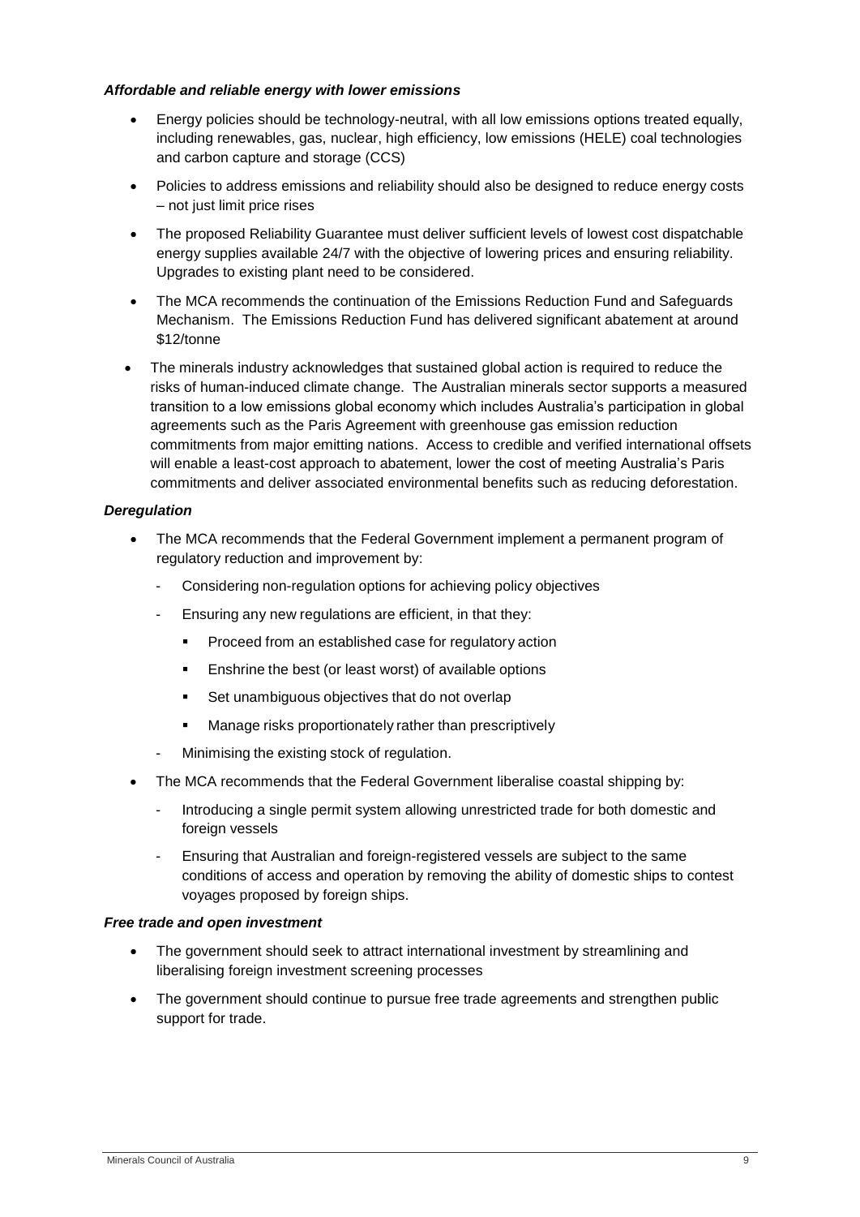***Affordable and reliable energy with lower emissions***

- Energy policies should be technology-neutral, with all low emissions options treated equally, including renewables, gas, nuclear, high efficiency, low emissions (HELE) coal technologies and carbon capture and storage (CCS)
- Policies to address emissions and reliability should also be designed to reduce energy costs – not just limit price rises
- The proposed Reliability Guarantee must deliver sufficient levels of lowest cost dispatchable energy supplies available 24/7 with the objective of lowering prices and ensuring reliability. Upgrades to existing plant need to be considered.
- The MCA recommends the continuation of the Emissions Reduction Fund and Safeguards Mechanism. The Emissions Reduction Fund has delivered significant abatement at around $12/tonne
- The minerals industry acknowledges that sustained global action is required to reduce the risks of human-induced climate change. The Australian minerals sector supports a measured transition to a low emissions global economy which includes Australia's participation in global agreements such as the Paris Agreement with greenhouse gas emission reduction commitments from major emitting nations. Access to credible and verified international offsets will enable a least-cost approach to abatement, lower the cost of meeting Australia's Paris commitments and deliver associated environmental benefits such as reducing deforestation.

***Deregulation***

- The MCA recommends that the Federal Government implement a permanent program of regulatory reduction and improvement by:
  - Considering non-regulation options for achieving policy objectives
  - Ensuring any new regulations are efficient, in that they:
    - Proceed from an established case for regulatory action
    - Enshrine the best (or least worst) of available options
    - Set unambiguous objectives that do not overlap
    - Manage risks proportionately rather than prescriptively
  - Minimising the existing stock of regulation.
- The MCA recommends that the Federal Government liberalise coastal shipping by:
  - Introducing a single permit system allowing unrestricted trade for both domestic and foreign vessels
  - Ensuring that Australian and foreign-registered vessels are subject to the same conditions of access and operation by removing the ability of domestic ships to contest voyages proposed by foreign ships.

***Free trade and open investment***

- The government should seek to attract international investment by streamlining and liberalising foreign investment screening processes
- The government should continue to pursue free trade agreements and strengthen public support for trade.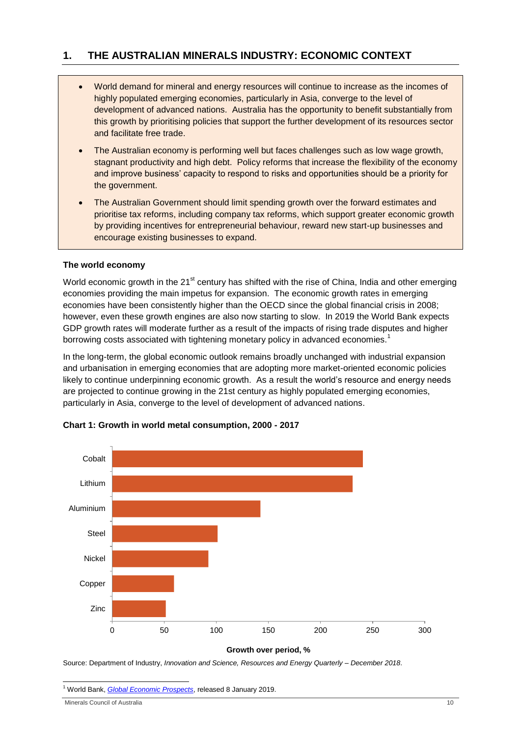# 1. THE AUSTRALIAN MINERALS INDUSTRY: ECONOMIC CONTEXT

- World demand for mineral and energy resources will continue to increase as the incomes of highly populated emerging economies, particularly in Asia, converge to the level of development of advanced nations. Australia has the opportunity to benefit substantially from this growth by prioritising policies that support the further development of its resources sector and facilitate free trade.
- The Australian economy is performing well but faces challenges such as low wage growth, stagnant productivity and high debt. Policy reforms that increase the flexibility of the economy and improve business' capacity to respond to risks and opportunities should be a priority for the government.
- The Australian Government should limit spending growth over the forward estimates and prioritise tax reforms, including company tax reforms, which support greater economic growth by providing incentives for entrepreneurial behaviour, reward new start-up businesses and encourage existing businesses to expand.

### The world economy

World economic growth in the 21st century has shifted with the rise of China, India and other emerging economies providing the main impetus for expansion. The economic growth rates in emerging economies have been consistently higher than the OECD since the global financial crisis in 2008; however, even these growth engines are also now starting to slow. In 2019 the World Bank expects GDP growth rates will moderate further as a result of the impacts of rising trade disputes and higher borrowing costs associated with tightening monetary policy in advanced economies.[1]

In the long-term, the global economic outlook remains broadly unchanged with industrial expansion and urbanisation in emerging economies that are adopting more market-oriented economic policies likely to continue underpinning economic growth. As a result the world's resource and energy needs are projected to continue growing in the 21st century as highly populated emerging economies, particularly in Asia, converge to the level of development of advanced nations.

**Chart 1: Growth in world metal consumption, 2000 - 2017**

| Metal | Growth over period, % (approx.) |
| --- | --- |
| Cobalt | 241 |
| Lithium | 231 |
| Aluminium | 142 |
| Steel | 101 |
| Nickel | 92 |
| Copper | 59 |
| Zinc | 51 |

Source: Department of Industry, *Innovation and Science, Resources and Energy Quarterly – December 2018*.

[1] World Bank, *Global Economic Prospects*, released 8 January 2019.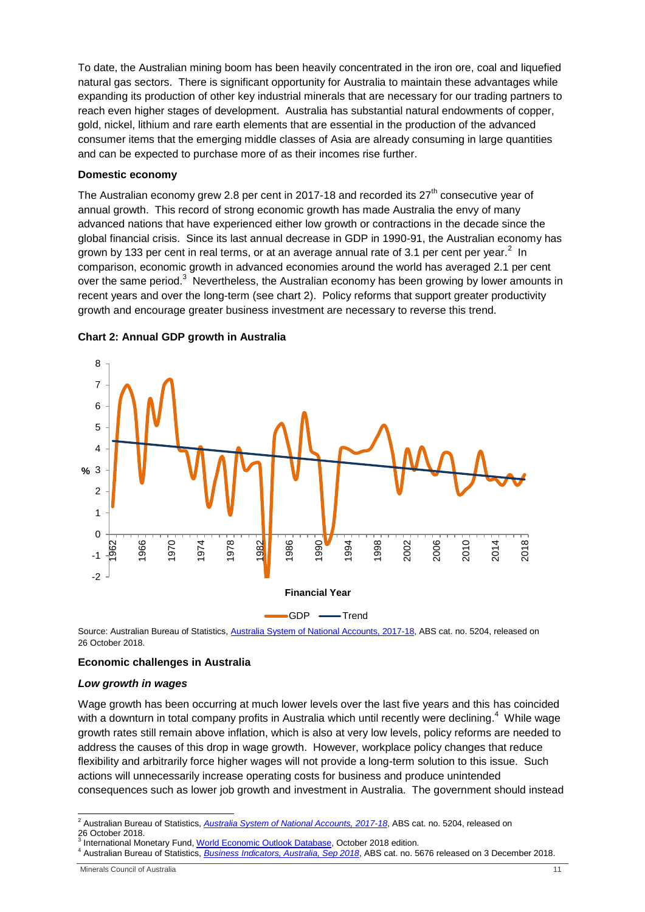To date, the Australian mining boom has been heavily concentrated in the iron ore, coal and liquefied natural gas sectors. There is significant opportunity for Australia to maintain these advantages while expanding its production of other key industrial minerals that are necessary for our trading partners to reach even higher stages of development. Australia has substantial natural endowments of copper, gold, nickel, lithium and rare earth elements that are essential in the production of the advanced consumer items that the emerging middle classes of Asia are already consuming in large quantities and can be expected to purchase more of as their incomes rise further.

**Domestic economy**

The Australian economy grew 2.8 per cent in 2017-18 and recorded its 27th consecutive year of annual growth. This record of strong economic growth has made Australia the envy of many advanced nations that have experienced either low growth or contractions in the decade since the global financial crisis. Since its last annual decrease in GDP in 1990-91, the Australian economy has grown by 133 per cent in real terms, or at an average annual rate of 3.1 per cent per year.[2] In comparison, economic growth in advanced economies around the world has averaged 2.1 per cent over the same period.[3] Nevertheless, the Australian economy has been growing by lower amounts in recent years and over the long-term (see chart 2). Policy reforms that support greater productivity growth and encourage greater business investment are necessary to reverse this trend.

**Chart 2: Annual GDP growth in Australia**

Source: Australian Bureau of Statistics, Australia System of National Accounts, 2017-18, ABS cat. no. 5204, released on 26 October 2018.

**Economic challenges in Australia**

***Low growth in wages***

Wage growth has been occurring at much lower levels over the last five years and this has coincided with a downturn in total company profits in Australia which until recently were declining.[4] While wage growth rates still remain above inflation, which is also at very low levels, policy reforms are needed to address the causes of this drop in wage growth. However, workplace policy changes that reduce flexibility and arbitrarily force higher wages will not provide a long-term solution to this issue. Such actions will unnecessarily increase operating costs for business and produce unintended consequences such as lower job growth and investment in Australia. The government should instead

---

[2] Australian Bureau of Statistics, *Australia System of National Accounts, 2017-18*, ABS cat. no. 5204, released on 26 October 2018.

[3] International Monetary Fund, World Economic Outlook Database, October 2018 edition.

[4] Australian Bureau of Statistics, *Business Indicators, Australia, Sep 2018*, ABS cat. no. 5676 released on 3 December 2018.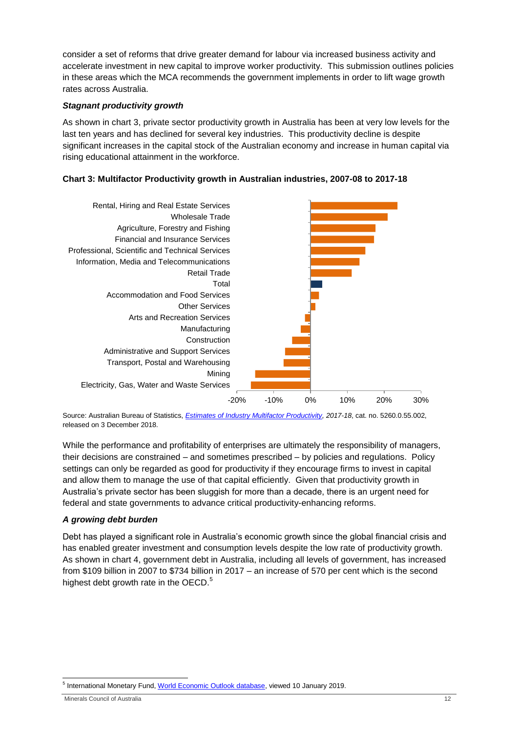consider a set of reforms that drive greater demand for labour via increased business activity and accelerate investment in new capital to improve worker productivity. This submission outlines policies in these areas which the MCA recommends the government implements in order to lift wage growth rates across Australia.

### *Stagnant productivity growth*

As shown in chart 3, private sector productivity growth in Australia has been at very low levels for the last ten years and has declined for several key industries. This productivity decline is despite significant increases in the capital stock of the Australian economy and increase in human capital via rising educational attainment in the workforce.

**Chart 3: Multifactor Productivity growth in Australian industries, 2007-08 to 2017-18**

Source: Australian Bureau of Statistics, *Estimates of Industry Multifactor Productivity, 2017-18*, cat. no. 5260.0.55.002, released on 3 December 2018.

While the performance and profitability of enterprises are ultimately the responsibility of managers, their decisions are constrained – and sometimes prescribed – by policies and regulations. Policy settings can only be regarded as good for productivity if they encourage firms to invest in capital and allow them to manage the use of that capital efficiently. Given that productivity growth in Australia's private sector has been sluggish for more than a decade, there is an urgent need for federal and state governments to advance critical productivity-enhancing reforms.

### *A growing debt burden*

Debt has played a significant role in Australia's economic growth since the global financial crisis and has enabled greater investment and consumption levels despite the low rate of productivity growth. As shown in chart 4, government debt in Australia, including all levels of government, has increased from $109 billion in 2007 to $734 billion in 2017 – an increase of 570 per cent which is the second highest debt growth rate in the OECD.[5]

[5] International Monetary Fund, World Economic Outlook database, viewed 10 January 2019.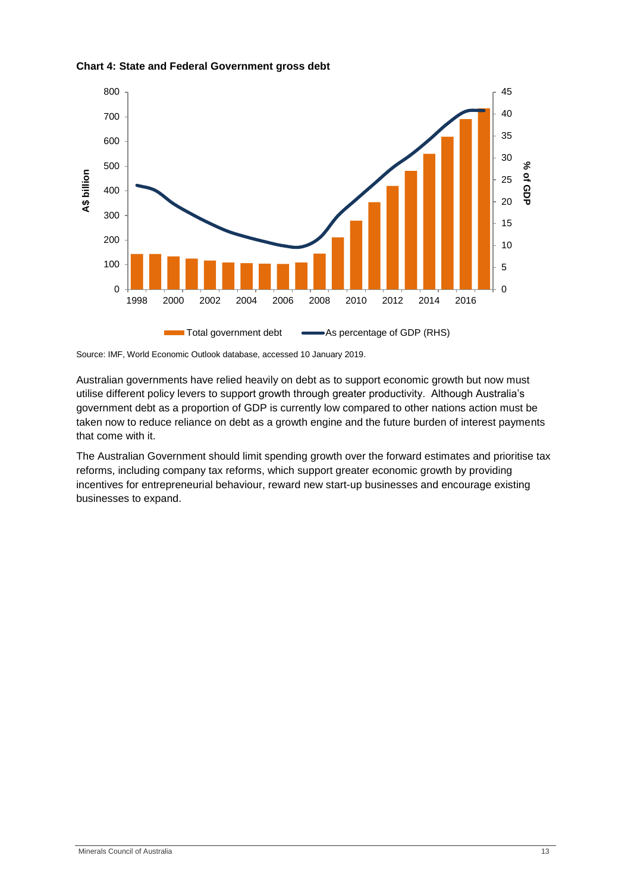**Chart 4: State and Federal Government gross debt**

Source: IMF, World Economic Outlook database, accessed 10 January 2019.

Australian governments have relied heavily on debt as to support economic growth but now must utilise different policy levers to support growth through greater productivity. Although Australia's government debt as a proportion of GDP is currently low compared to other nations action must be taken now to reduce reliance on debt as a growth engine and the future burden of interest payments that come with it.

The Australian Government should limit spending growth over the forward estimates and prioritise tax reforms, including company tax reforms, which support greater economic growth by providing incentives for entrepreneurial behaviour, reward new start-up businesses and encourage existing businesses to expand.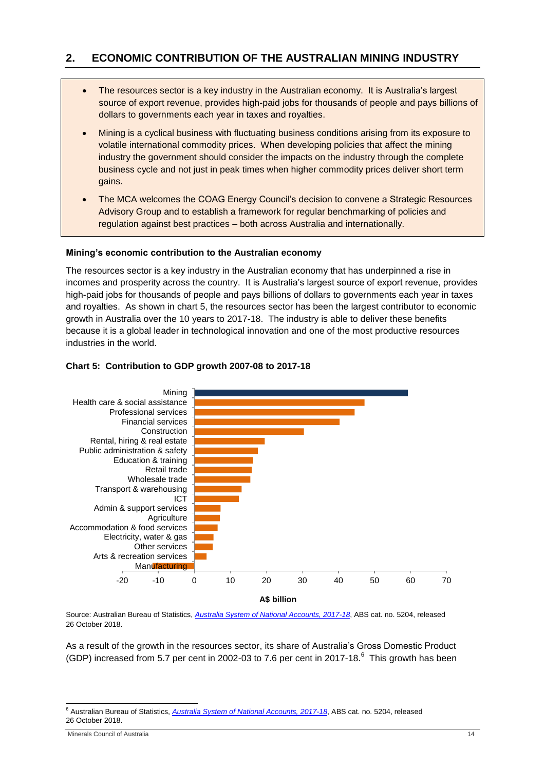## 2. ECONOMIC CONTRIBUTION OF THE AUSTRALIAN MINING INDUSTRY

- The resources sector is a key industry in the Australian economy. It is Australia's largest source of export revenue, provides high-paid jobs for thousands of people and pays billions of dollars to governments each year in taxes and royalties.
- Mining is a cyclical business with fluctuating business conditions arising from its exposure to volatile international commodity prices. When developing policies that affect the mining industry the government should consider the impacts on the industry through the complete business cycle and not just in peak times when higher commodity prices deliver short term gains.
- The MCA welcomes the COAG Energy Council's decision to convene a Strategic Resources Advisory Group and to establish a framework for regular benchmarking of policies and regulation against best practices – both across Australia and internationally.

### Mining's economic contribution to the Australian economy

The resources sector is a key industry in the Australian economy that has underpinned a rise in incomes and prosperity across the country. It is Australia's largest source of export revenue, provides high-paid jobs for thousands of people and pays billions of dollars to governments each year in taxes and royalties. As shown in chart 5, the resources sector has been the largest contributor to economic growth in Australia over the 10 years to 2017-18. The industry is able to deliver these benefits because it is a global leader in technological innovation and one of the most productive resources industries in the world.

**Chart 5: Contribution to GDP growth 2007-08 to 2017-18**

| Industry | A$ billion (approx.) |
|---|---|
| Mining | 59 |
| Health care & social assistance | 47 |
| Professional services | 44 |
| Financial services | 40 |
| Construction | 30 |
| Rental, hiring & real estate | 19 |
| Public administration & safety | 17 |
| Education & training | 16 |
| Retail trade | 16 |
| Wholesale trade | 15 |
| Transport & warehousing | 13 |
| ICT | 12 |
| Admin & support services | 7 |
| Agriculture | 7 |
| Accommodation & food services | 6 |
| Electricity, water & gas | 5 |
| Other services | 5 |
| Arts & recreation services | 3 |
| Manufacturing | -12 |

Source: Australian Bureau of Statistics, *Australia System of National Accounts, 2017-18*, ABS cat. no. 5204, released 26 October 2018.

As a result of the growth in the resources sector, its share of Australia's Gross Domestic Product (GDP) increased from 5.7 per cent in 2002-03 to 7.6 per cent in 2017-18.[6] This growth has been

[6] Australian Bureau of Statistics, *Australia System of National Accounts, 2017-18*, ABS cat. no. 5204, released 26 October 2018.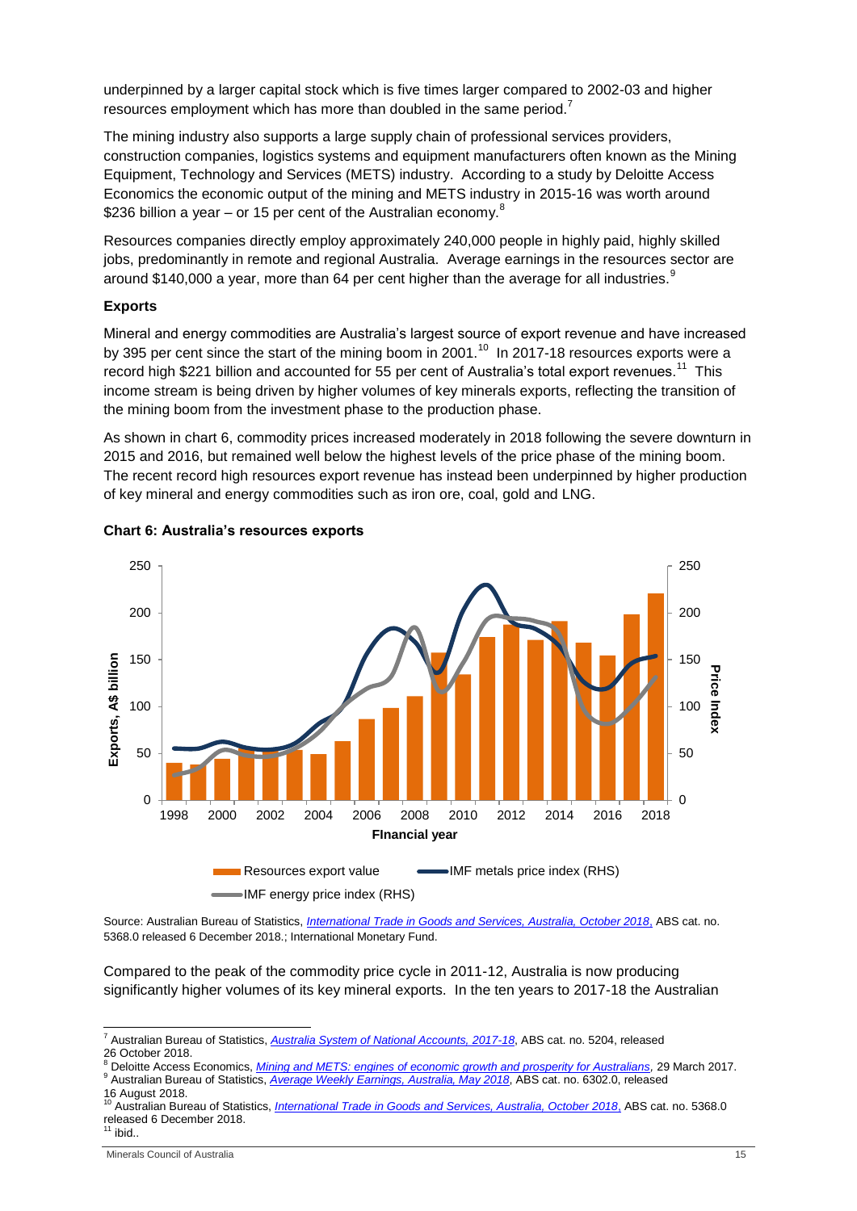underpinned by a larger capital stock which is five times larger compared to 2002-03 and higher resources employment which has more than doubled in the same period.[7]

The mining industry also supports a large supply chain of professional services providers, construction companies, logistics systems and equipment manufacturers often known as the Mining Equipment, Technology and Services (METS) industry. According to a study by Deloitte Access Economics the economic output of the mining and METS industry in 2015-16 was worth around \$236 billion a year – or 15 per cent of the Australian economy.[8]

Resources companies directly employ approximately 240,000 people in highly paid, highly skilled jobs, predominantly in remote and regional Australia. Average earnings in the resources sector are around \$140,000 a year, more than 64 per cent higher than the average for all industries.[9]

**Exports**

Mineral and energy commodities are Australia's largest source of export revenue and have increased by 395 per cent since the start of the mining boom in 2001.[10] In 2017-18 resources exports were a record high \$221 billion and accounted for 55 per cent of Australia's total export revenues.[11] This income stream is being driven by higher volumes of key minerals exports, reflecting the transition of the mining boom from the investment phase to the production phase.

As shown in chart 6, commodity prices increased moderately in 2018 following the severe downturn in 2015 and 2016, but remained well below the highest levels of the price phase of the mining boom. The recent record high resources export revenue has instead been underpinned by higher production of key mineral and energy commodities such as iron ore, coal, gold and LNG.

**Chart 6: Australia's resources exports**

Source: Australian Bureau of Statistics, *International Trade in Goods and Services, Australia, October 2018*, ABS cat. no. 5368.0 released 6 December 2018.; International Monetary Fund.

Compared to the peak of the commodity price cycle in 2011-12, Australia is now producing significantly higher volumes of its key mineral exports. In the ten years to 2017-18 the Australian

---

[7] Australian Bureau of Statistics, *Australia System of National Accounts, 2017-18*, ABS cat. no. 5204, released 26 October 2018.

[8] Deloitte Access Economics, *Mining and METS: engines of economic growth and prosperity for Australians*, 29 March 2017.

[9] Australian Bureau of Statistics, *Average Weekly Earnings, Australia, May 2018*, ABS cat. no. 6302.0, released 16 August 2018.

[10] Australian Bureau of Statistics, *International Trade in Goods and Services, Australia, October 2018*, ABS cat. no. 5368.0 released 6 December 2018.

[11] ibid..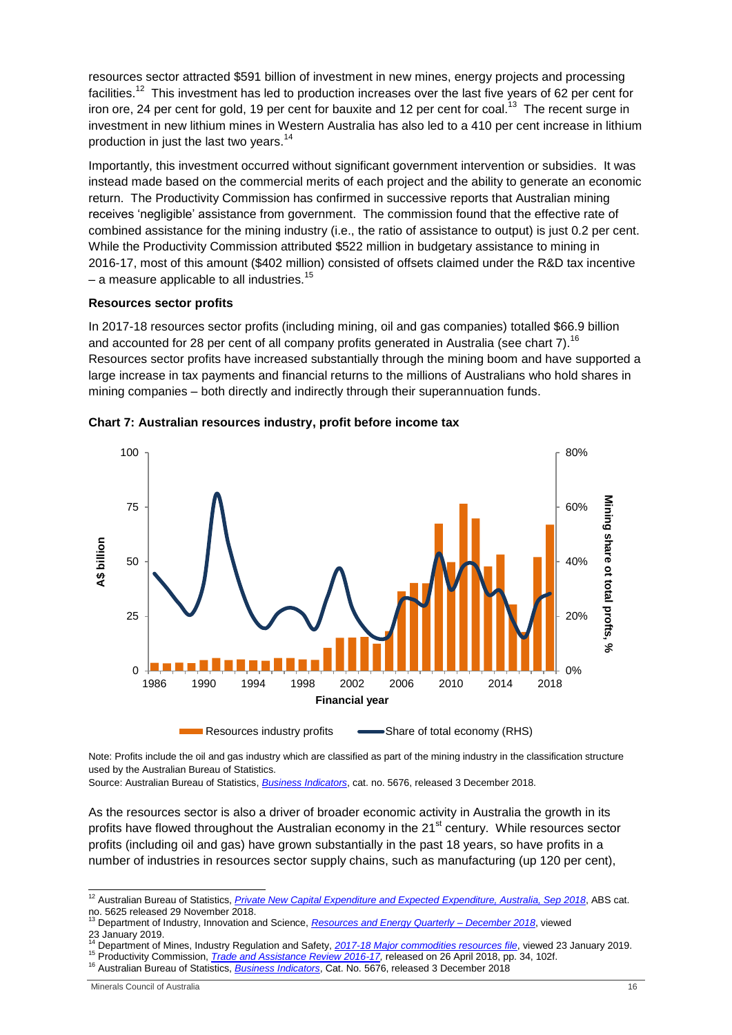resources sector attracted $591 billion of investment in new mines, energy projects and processing facilities.[12] This investment has led to production increases over the last five years of 62 per cent for iron ore, 24 per cent for gold, 19 per cent for bauxite and 12 per cent for coal.[13] The recent surge in investment in new lithium mines in Western Australia has also led to a 410 per cent increase in lithium production in just the last two years.[14]

Importantly, this investment occurred without significant government intervention or subsidies. It was instead made based on the commercial merits of each project and the ability to generate an economic return. The Productivity Commission has confirmed in successive reports that Australian mining receives 'negligible' assistance from government. The commission found that the effective rate of combined assistance for the mining industry (i.e., the ratio of assistance to output) is just 0.2 per cent. While the Productivity Commission attributed $522 million in budgetary assistance to mining in 2016-17, most of this amount ($402 million) consisted of offsets claimed under the R&D tax incentive – a measure applicable to all industries.[15]

**Resources sector profits**

In 2017-18 resources sector profits (including mining, oil and gas companies) totalled $66.9 billion and accounted for 28 per cent of all company profits generated in Australia (see chart 7).[16] Resources sector profits have increased substantially through the mining boom and have supported a large increase in tax payments and financial returns to the millions of Australians who hold shares in mining companies – both directly and indirectly through their superannuation funds.

**Chart 7: Australian resources industry, profit before income tax**

Note: Profits include the oil and gas industry which are classified as part of the mining industry in the classification structure used by the Australian Bureau of Statistics.
Source: Australian Bureau of Statistics, *Business Indicators*, cat. no. 5676, released 3 December 2018.

As the resources sector is also a driver of broader economic activity in Australia the growth in its profits have flowed throughout the Australian economy in the 21st century. While resources sector profits (including oil and gas) have grown substantially in the past 18 years, so have profits in a number of industries in resources sector supply chains, such as manufacturing (up 120 per cent),

[12] Australian Bureau of Statistics, *Private New Capital Expenditure and Expected Expenditure, Australia, Sep 2018*, ABS cat. no. 5625 released 29 November 2018.
[13] Department of Industry, Innovation and Science, *Resources and Energy Quarterly – December 2018*, viewed 23 January 2019.
[14] Department of Mines, Industry Regulation and Safety, *2017-18 Major commodities resources file*, viewed 23 January 2019.
[15] Productivity Commission, *Trade and Assistance Review 2016-17*, released on 26 April 2018, pp. 34, 102f.
[16] Australian Bureau of Statistics, *Business Indicators*, Cat. No. 5676, released 3 December 2018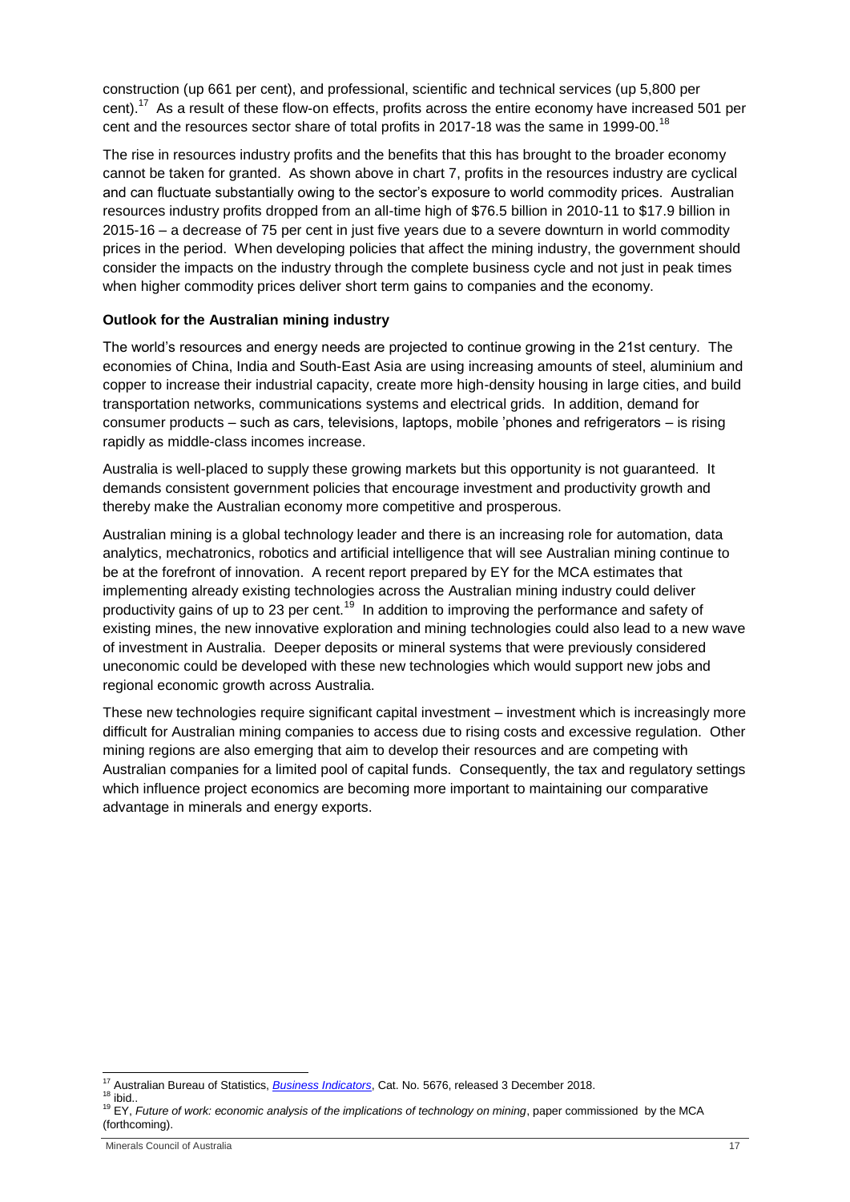construction (up 661 per cent), and professional, scientific and technical services (up 5,800 per cent).[17] As a result of these flow-on effects, profits across the entire economy have increased 501 per cent and the resources sector share of total profits in 2017-18 was the same in 1999-00.[18]

The rise in resources industry profits and the benefits that this has brought to the broader economy cannot be taken for granted. As shown above in chart 7, profits in the resources industry are cyclical and can fluctuate substantially owing to the sector's exposure to world commodity prices. Australian resources industry profits dropped from an all-time high of $76.5 billion in 2010-11 to $17.9 billion in 2015-16 – a decrease of 75 per cent in just five years due to a severe downturn in world commodity prices in the period. When developing policies that affect the mining industry, the government should consider the impacts on the industry through the complete business cycle and not just in peak times when higher commodity prices deliver short term gains to companies and the economy.

**Outlook for the Australian mining industry**

The world's resources and energy needs are projected to continue growing in the 21st century. The economies of China, India and South-East Asia are using increasing amounts of steel, aluminium and copper to increase their industrial capacity, create more high-density housing in large cities, and build transportation networks, communications systems and electrical grids. In addition, demand for consumer products – such as cars, televisions, laptops, mobile 'phones and refrigerators – is rising rapidly as middle-class incomes increase.

Australia is well-placed to supply these growing markets but this opportunity is not guaranteed. It demands consistent government policies that encourage investment and productivity growth and thereby make the Australian economy more competitive and prosperous.

Australian mining is a global technology leader and there is an increasing role for automation, data analytics, mechatronics, robotics and artificial intelligence that will see Australian mining continue to be at the forefront of innovation. A recent report prepared by EY for the MCA estimates that implementing already existing technologies across the Australian mining industry could deliver productivity gains of up to 23 per cent.[19] In addition to improving the performance and safety of existing mines, the new innovative exploration and mining technologies could also lead to a new wave of investment in Australia. Deeper deposits or mineral systems that were previously considered uneconomic could be developed with these new technologies which would support new jobs and regional economic growth across Australia.

These new technologies require significant capital investment – investment which is increasingly more difficult for Australian mining companies to access due to rising costs and excessive regulation. Other mining regions are also emerging that aim to develop their resources and are competing with Australian companies for a limited pool of capital funds. Consequently, the tax and regulatory settings which influence project economics are becoming more important to maintaining our comparative advantage in minerals and energy exports.

---

[17] Australian Bureau of Statistics, *Business Indicators*, Cat. No. 5676, released 3 December 2018.

[18] ibid..

[19] EY, *Future of work: economic analysis of the implications of technology on mining*, paper commissioned by the MCA (forthcoming).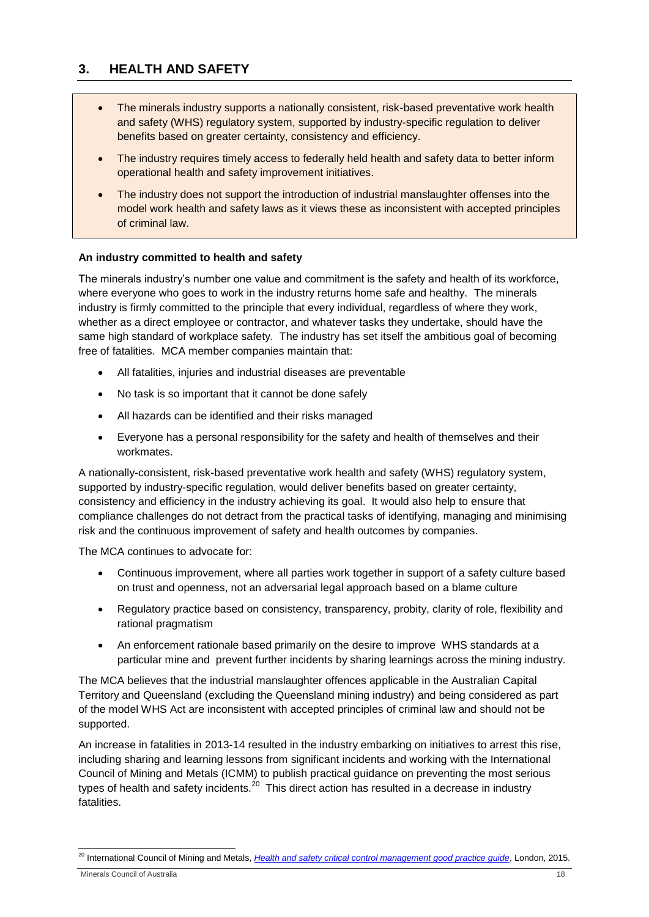## 3. HEALTH AND SAFETY

- The minerals industry supports a nationally consistent, risk-based preventative work health and safety (WHS) regulatory system, supported by industry-specific regulation to deliver benefits based on greater certainty, consistency and efficiency.
- The industry requires timely access to federally held health and safety data to better inform operational health and safety improvement initiatives.
- The industry does not support the introduction of industrial manslaughter offenses into the model work health and safety laws as it views these as inconsistent with accepted principles of criminal law.

**An industry committed to health and safety**

The minerals industry's number one value and commitment is the safety and health of its workforce, where everyone who goes to work in the industry returns home safe and healthy. The minerals industry is firmly committed to the principle that every individual, regardless of where they work, whether as a direct employee or contractor, and whatever tasks they undertake, should have the same high standard of workplace safety. The industry has set itself the ambitious goal of becoming free of fatalities. MCA member companies maintain that:

- All fatalities, injuries and industrial diseases are preventable
- No task is so important that it cannot be done safely
- All hazards can be identified and their risks managed
- Everyone has a personal responsibility for the safety and health of themselves and their workmates.

A nationally-consistent, risk-based preventative work health and safety (WHS) regulatory system, supported by industry-specific regulation, would deliver benefits based on greater certainty, consistency and efficiency in the industry achieving its goal. It would also help to ensure that compliance challenges do not detract from the practical tasks of identifying, managing and minimising risk and the continuous improvement of safety and health outcomes by companies.

The MCA continues to advocate for:

- Continuous improvement, where all parties work together in support of a safety culture based on trust and openness, not an adversarial legal approach based on a blame culture
- Regulatory practice based on consistency, transparency, probity, clarity of role, flexibility and rational pragmatism
- An enforcement rationale based primarily on the desire to improve WHS standards at a particular mine and prevent further incidents by sharing learnings across the mining industry.

The MCA believes that the industrial manslaughter offences applicable in the Australian Capital Territory and Queensland (excluding the Queensland mining industry) and being considered as part of the model WHS Act are inconsistent with accepted principles of criminal law and should not be supported.

An increase in fatalities in 2013-14 resulted in the industry embarking on initiatives to arrest this rise, including sharing and learning lessons from significant incidents and working with the International Council of Mining and Metals (ICMM) to publish practical guidance on preventing the most serious types of health and safety incidents.[20] This direct action has resulted in a decrease in industry fatalities.

---

[20] International Council of Mining and Metals, *Health and safety critical control management good practice guide*, London, 2015.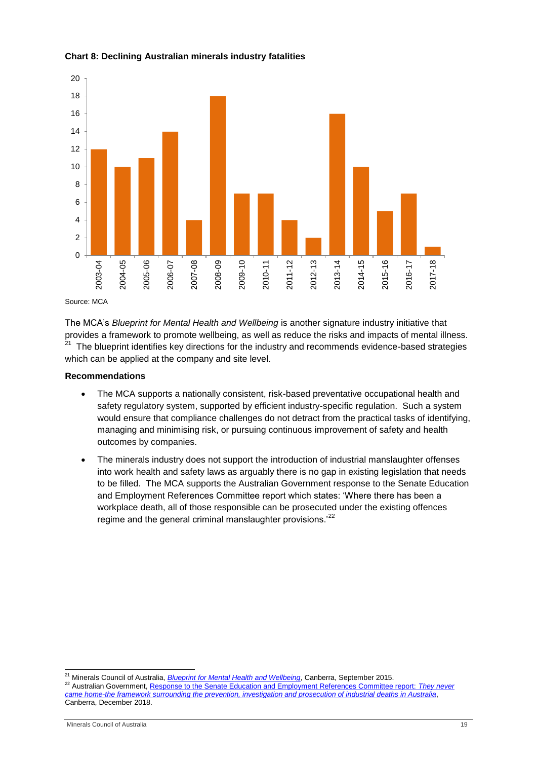**Chart 8: Declining Australian minerals industry fatalities**

| Year | Fatalities |
|---|---|
| 2003-04 | 12 |
| 2004-05 | 10 |
| 2005-06 | 11 |
| 2006-07 | 14 |
| 2007-08 | 4 |
| 2008-09 | 18 |
| 2009-10 | 7 |
| 2010-11 | 7 |
| 2011-12 | 4 |
| 2012-13 | 2 |
| 2013-14 | 16 |
| 2014-15 | 10 |
| 2015-16 | 5 |
| 2016-17 | 7 |
| 2017-18 | 1 |

Source: MCA

The MCA's *Blueprint for Mental Health and Wellbeing* is another signature industry initiative that provides a framework to promote wellbeing, as well as reduce the risks and impacts of mental illness.[21] The blueprint identifies key directions for the industry and recommends evidence-based strategies which can be applied at the company and site level.

**Recommendations**

- The MCA supports a nationally consistent, risk-based preventative occupational health and safety regulatory system, supported by efficient industry-specific regulation. Such a system would ensure that compliance challenges do not detract from the practical tasks of identifying, managing and minimising risk, or pursuing continuous improvement of safety and health outcomes by companies.
- The minerals industry does not support the introduction of industrial manslaughter offenses into work health and safety laws as arguably there is no gap in existing legislation that needs to be filled. The MCA supports the Australian Government response to the Senate Education and Employment References Committee report which states: 'Where there has been a workplace death, all of those responsible can be prosecuted under the existing offences regime and the general criminal manslaughter provisions.'[22]

---

[21] Minerals Council of Australia, *Blueprint for Mental Health and Wellbeing*, Canberra, September 2015.

[22] Australian Government, Response to the Senate Education and Employment References Committee report: *They never came home-the framework surrounding the prevention, investigation and prosecution of industrial deaths in Australia*, Canberra, December 2018.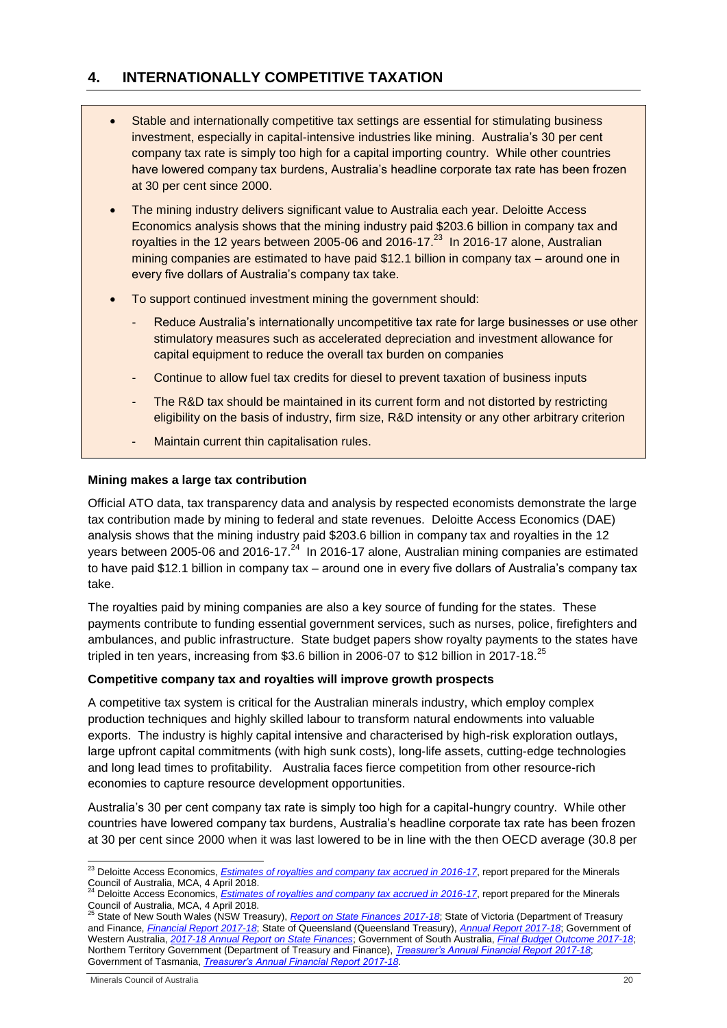## 4. INTERNATIONALLY COMPETITIVE TAXATION

- Stable and internationally competitive tax settings are essential for stimulating business investment, especially in capital-intensive industries like mining. Australia's 30 per cent company tax rate is simply too high for a capital importing country. While other countries have lowered company tax burdens, Australia's headline corporate tax rate has been frozen at 30 per cent since 2000.
- The mining industry delivers significant value to Australia each year. Deloitte Access Economics analysis shows that the mining industry paid $203.6 billion in company tax and royalties in the 12 years between 2005-06 and 2016-17.[23] In 2016-17 alone, Australian mining companies are estimated to have paid $12.1 billion in company tax – around one in every five dollars of Australia's company tax take.
- To support continued investment mining the government should:
  - Reduce Australia's internationally uncompetitive tax rate for large businesses or use other stimulatory measures such as accelerated depreciation and investment allowance for capital equipment to reduce the overall tax burden on companies
  - Continue to allow fuel tax credits for diesel to prevent taxation of business inputs
  - The R&D tax should be maintained in its current form and not distorted by restricting eligibility on the basis of industry, firm size, R&D intensity or any other arbitrary criterion
  - Maintain current thin capitalisation rules.

**Mining makes a large tax contribution**

Official ATO data, tax transparency data and analysis by respected economists demonstrate the large tax contribution made by mining to federal and state revenues. Deloitte Access Economics (DAE) analysis shows that the mining industry paid $203.6 billion in company tax and royalties in the 12 years between 2005-06 and 2016-17.[24] In 2016-17 alone, Australian mining companies are estimated to have paid $12.1 billion in company tax – around one in every five dollars of Australia's company tax take.

The royalties paid by mining companies are also a key source of funding for the states. These payments contribute to funding essential government services, such as nurses, police, firefighters and ambulances, and public infrastructure. State budget papers show royalty payments to the states have tripled in ten years, increasing from $3.6 billion in 2006-07 to $12 billion in 2017-18.[25]

**Competitive company tax and royalties will improve growth prospects**

A competitive tax system is critical for the Australian minerals industry, which employ complex production techniques and highly skilled labour to transform natural endowments into valuable exports. The industry is highly capital intensive and characterised by high-risk exploration outlays, large upfront capital commitments (with high sunk costs), long-life assets, cutting-edge technologies and long lead times to profitability. Australia faces fierce competition from other resource-rich economies to capture resource development opportunities.

Australia's 30 per cent company tax rate is simply too high for a capital-hungry country. While other countries have lowered company tax burdens, Australia's headline corporate tax rate has been frozen at 30 per cent since 2000 when it was last lowered to be in line with the then OECD average (30.8 per

---

[23] Deloitte Access Economics, *Estimates of royalties and company tax accrued in 2016-17*, report prepared for the Minerals Council of Australia, MCA, 4 April 2018.

[24] Deloitte Access Economics, *Estimates of royalties and company tax accrued in 2016-17*, report prepared for the Minerals Council of Australia, MCA, 4 April 2018.

[25] State of New South Wales (NSW Treasury), *Report on State Finances 2017-18*; State of Victoria (Department of Treasury and Finance, *Financial Report 2017-18*; State of Queensland (Queensland Treasury), *Annual Report 2017-18*; Government of Western Australia, *2017-18 Annual Report on State Finances*; Government of South Australia, *Final Budget Outcome 2017-18*; Northern Territory Government (Department of Treasury and Finance), *Treasurer's Annual Financial Report 2017-18*; Government of Tasmania, *Treasurer's Annual Financial Report 2017-18*.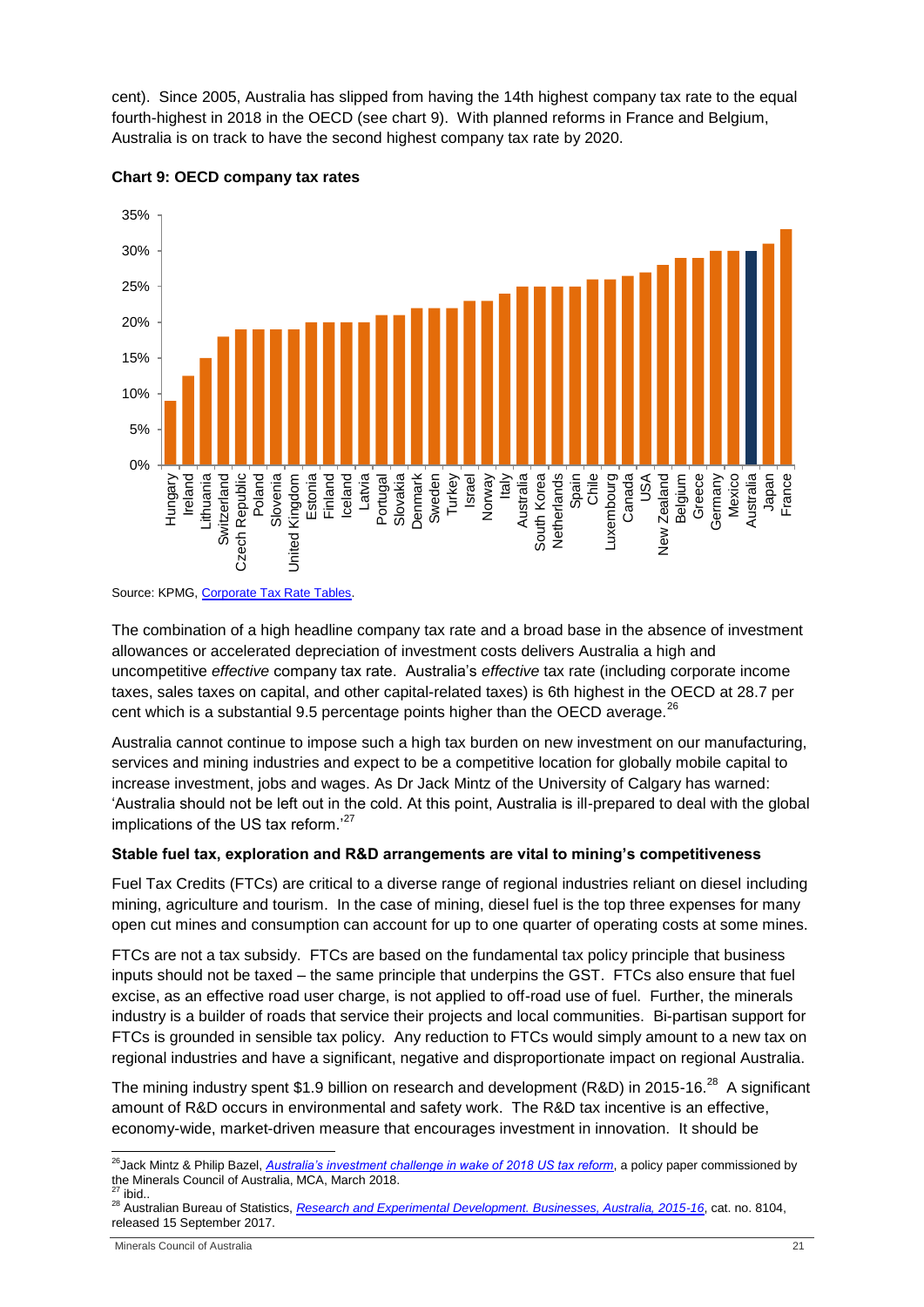cent). Since 2005, Australia has slipped from having the 14th highest company tax rate to the equal fourth-highest in 2018 in the OECD (see chart 9). With planned reforms in France and Belgium, Australia is on track to have the second highest company tax rate by 2020.

**Chart 9: OECD company tax rates**

Source: KPMG, Corporate Tax Rate Tables.

The combination of a high headline company tax rate and a broad base in the absence of investment allowances or accelerated depreciation of investment costs delivers Australia a high and uncompetitive *effective* company tax rate. Australia's *effective* tax rate (including corporate income taxes, sales taxes on capital, and other capital-related taxes) is 6th highest in the OECD at 28.7 per cent which is a substantial 9.5 percentage points higher than the OECD average.[26]

Australia cannot continue to impose such a high tax burden on new investment on our manufacturing, services and mining industries and expect to be a competitive location for globally mobile capital to increase investment, jobs and wages. As Dr Jack Mintz of the University of Calgary has warned: 'Australia should not be left out in the cold. At this point, Australia is ill-prepared to deal with the global implications of the US tax reform.'[27]

**Stable fuel tax, exploration and R&D arrangements are vital to mining's competitiveness**

Fuel Tax Credits (FTCs) are critical to a diverse range of regional industries reliant on diesel including mining, agriculture and tourism. In the case of mining, diesel fuel is the top three expenses for many open cut mines and consumption can account for up to one quarter of operating costs at some mines.

FTCs are not a tax subsidy. FTCs are based on the fundamental tax policy principle that business inputs should not be taxed – the same principle that underpins the GST. FTCs also ensure that fuel excise, as an effective road user charge, is not applied to off-road use of fuel. Further, the minerals industry is a builder of roads that service their projects and local communities. Bi-partisan support for FTCs is grounded in sensible tax policy. Any reduction to FTCs would simply amount to a new tax on regional industries and have a significant, negative and disproportionate impact on regional Australia.

The mining industry spent $1.9 billion on research and development (R&D) in 2015-16.[28] A significant amount of R&D occurs in environmental and safety work. The R&D tax incentive is an effective, economy-wide, market-driven measure that encourages investment in innovation. It should be

[26] Jack Mintz & Philip Bazel, *Australia's investment challenge in wake of 2018 US tax reform*, a policy paper commissioned by the Minerals Council of Australia, MCA, March 2018.

[27] ibid..

[28] Australian Bureau of Statistics, *Research and Experimental Development. Businesses, Australia, 2015-16*, cat. no. 8104, released 15 September 2017.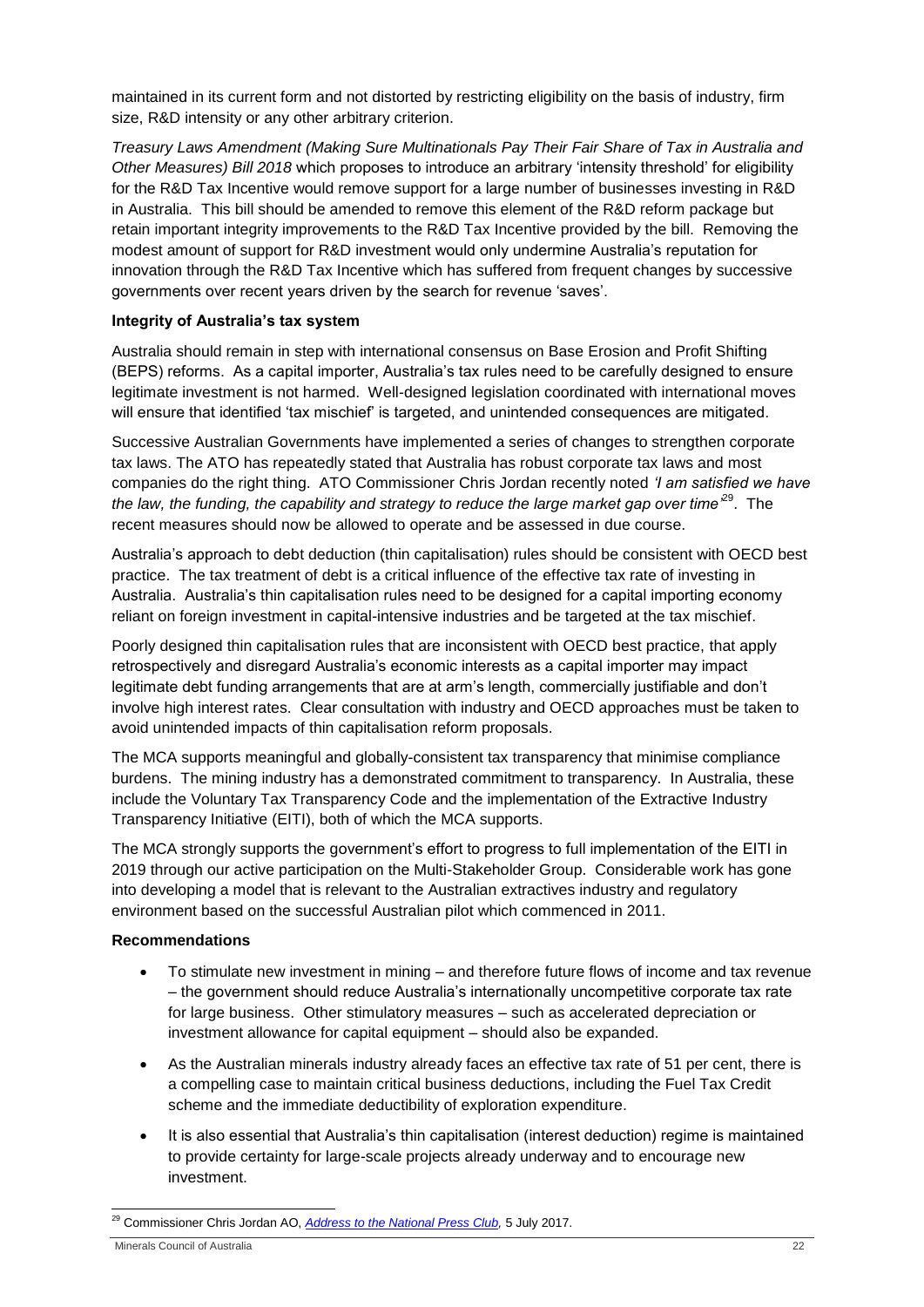maintained in its current form and not distorted by restricting eligibility on the basis of industry, firm size, R&D intensity or any other arbitrary criterion.

*Treasury Laws Amendment (Making Sure Multinationals Pay Their Fair Share of Tax in Australia and Other Measures) Bill 2018* which proposes to introduce an arbitrary 'intensity threshold' for eligibility for the R&D Tax Incentive would remove support for a large number of businesses investing in R&D in Australia. This bill should be amended to remove this element of the R&D reform package but retain important integrity improvements to the R&D Tax Incentive provided by the bill. Removing the modest amount of support for R&D investment would only undermine Australia's reputation for innovation through the R&D Tax Incentive which has suffered from frequent changes by successive governments over recent years driven by the search for revenue 'saves'.

**Integrity of Australia's tax system**

Australia should remain in step with international consensus on Base Erosion and Profit Shifting (BEPS) reforms. As a capital importer, Australia's tax rules need to be carefully designed to ensure legitimate investment is not harmed. Well-designed legislation coordinated with international moves will ensure that identified 'tax mischief' is targeted, and unintended consequences are mitigated.

Successive Australian Governments have implemented a series of changes to strengthen corporate tax laws. The ATO has repeatedly stated that Australia has robust corporate tax laws and most companies do the right thing. ATO Commissioner Chris Jordan recently noted *'I am satisfied we have the law, the funding, the capability and strategy to reduce the large market gap over time'*[29]. The recent measures should now be allowed to operate and be assessed in due course.

Australia's approach to debt deduction (thin capitalisation) rules should be consistent with OECD best practice. The tax treatment of debt is a critical influence of the effective tax rate of investing in Australia. Australia's thin capitalisation rules need to be designed for a capital importing economy reliant on foreign investment in capital-intensive industries and be targeted at the tax mischief.

Poorly designed thin capitalisation rules that are inconsistent with OECD best practice, that apply retrospectively and disregard Australia's economic interests as a capital importer may impact legitimate debt funding arrangements that are at arm's length, commercially justifiable and don't involve high interest rates. Clear consultation with industry and OECD approaches must be taken to avoid unintended impacts of thin capitalisation reform proposals.

The MCA supports meaningful and globally-consistent tax transparency that minimise compliance burdens. The mining industry has a demonstrated commitment to transparency. In Australia, these include the Voluntary Tax Transparency Code and the implementation of the Extractive Industry Transparency Initiative (EITI), both of which the MCA supports.

The MCA strongly supports the government's effort to progress to full implementation of the EITI in 2019 through our active participation on the Multi-Stakeholder Group. Considerable work has gone into developing a model that is relevant to the Australian extractives industry and regulatory environment based on the successful Australian pilot which commenced in 2011.

**Recommendations**

- To stimulate new investment in mining – and therefore future flows of income and tax revenue – the government should reduce Australia's internationally uncompetitive corporate tax rate for large business. Other stimulatory measures – such as accelerated depreciation or investment allowance for capital equipment – should also be expanded.
- As the Australian minerals industry already faces an effective tax rate of 51 per cent, there is a compelling case to maintain critical business deductions, including the Fuel Tax Credit scheme and the immediate deductibility of exploration expenditure.
- It is also essential that Australia's thin capitalisation (interest deduction) regime is maintained to provide certainty for large-scale projects already underway and to encourage new investment.

[29] Commissioner Chris Jordan AO, *Address to the National Press Club,* 5 July 2017.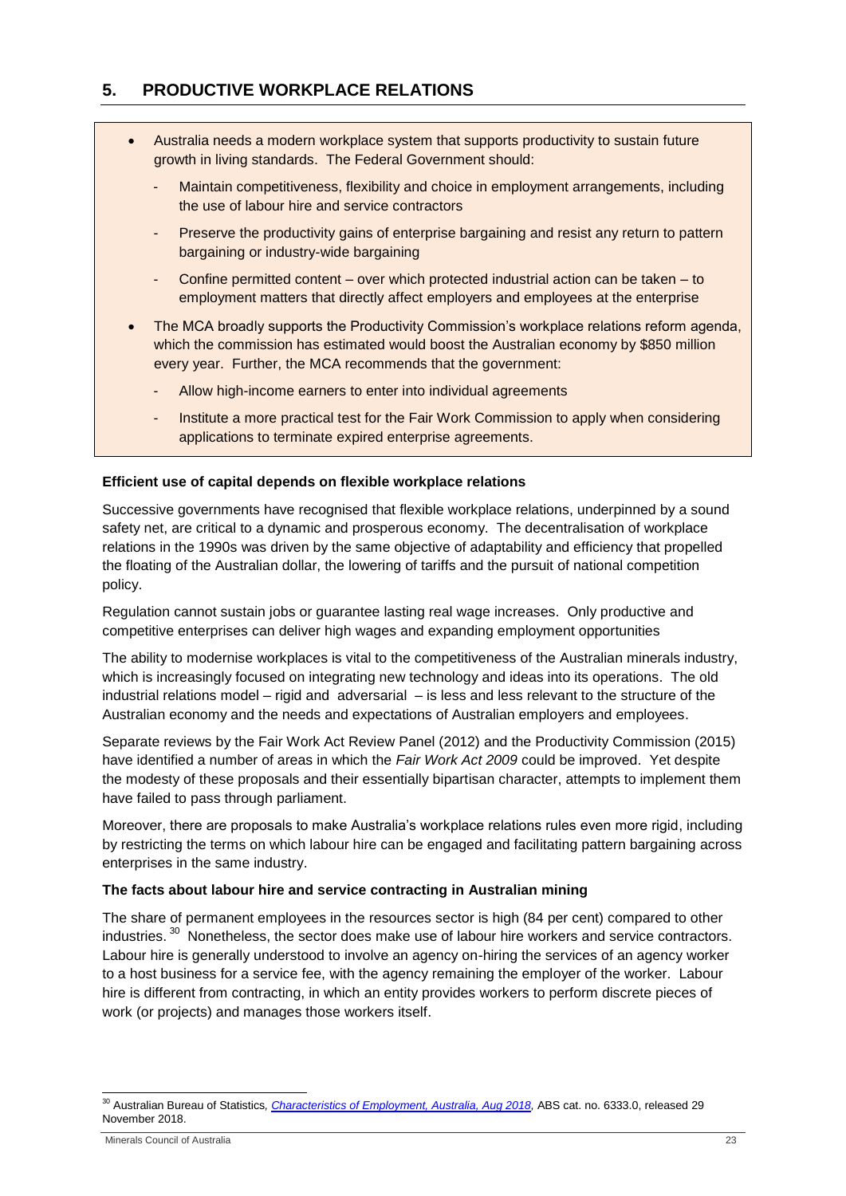## 5. PRODUCTIVE WORKPLACE RELATIONS

- Australia needs a modern workplace system that supports productivity to sustain future growth in living standards. The Federal Government should:
  - Maintain competitiveness, flexibility and choice in employment arrangements, including the use of labour hire and service contractors
  - Preserve the productivity gains of enterprise bargaining and resist any return to pattern bargaining or industry-wide bargaining
  - Confine permitted content – over which protected industrial action can be taken – to employment matters that directly affect employers and employees at the enterprise
- The MCA broadly supports the Productivity Commission's workplace relations reform agenda, which the commission has estimated would boost the Australian economy by $850 million every year. Further, the MCA recommends that the government:
  - Allow high-income earners to enter into individual agreements
  - Institute a more practical test for the Fair Work Commission to apply when considering applications to terminate expired enterprise agreements.

**Efficient use of capital depends on flexible workplace relations**

Successive governments have recognised that flexible workplace relations, underpinned by a sound safety net, are critical to a dynamic and prosperous economy. The decentralisation of workplace relations in the 1990s was driven by the same objective of adaptability and efficiency that propelled the floating of the Australian dollar, the lowering of tariffs and the pursuit of national competition policy.

Regulation cannot sustain jobs or guarantee lasting real wage increases. Only productive and competitive enterprises can deliver high wages and expanding employment opportunities

The ability to modernise workplaces is vital to the competitiveness of the Australian minerals industry, which is increasingly focused on integrating new technology and ideas into its operations. The old industrial relations model – rigid and adversarial – is less and less relevant to the structure of the Australian economy and the needs and expectations of Australian employers and employees.

Separate reviews by the Fair Work Act Review Panel (2012) and the Productivity Commission (2015) have identified a number of areas in which the *Fair Work Act 2009* could be improved. Yet despite the modesty of these proposals and their essentially bipartisan character, attempts to implement them have failed to pass through parliament.

Moreover, there are proposals to make Australia's workplace relations rules even more rigid, including by restricting the terms on which labour hire can be engaged and facilitating pattern bargaining across enterprises in the same industry.

**The facts about labour hire and service contracting in Australian mining**

The share of permanent employees in the resources sector is high (84 per cent) compared to other industries.[30] Nonetheless, the sector does make use of labour hire workers and service contractors. Labour hire is generally understood to involve an agency on-hiring the services of an agency worker to a host business for a service fee, with the agency remaining the employer of the worker. Labour hire is different from contracting, in which an entity provides workers to perform discrete pieces of work (or projects) and manages those workers itself.

[30] Australian Bureau of Statistics, *Characteristics of Employment, Australia, Aug 2018*, ABS cat. no. 6333.0, released 29 November 2018.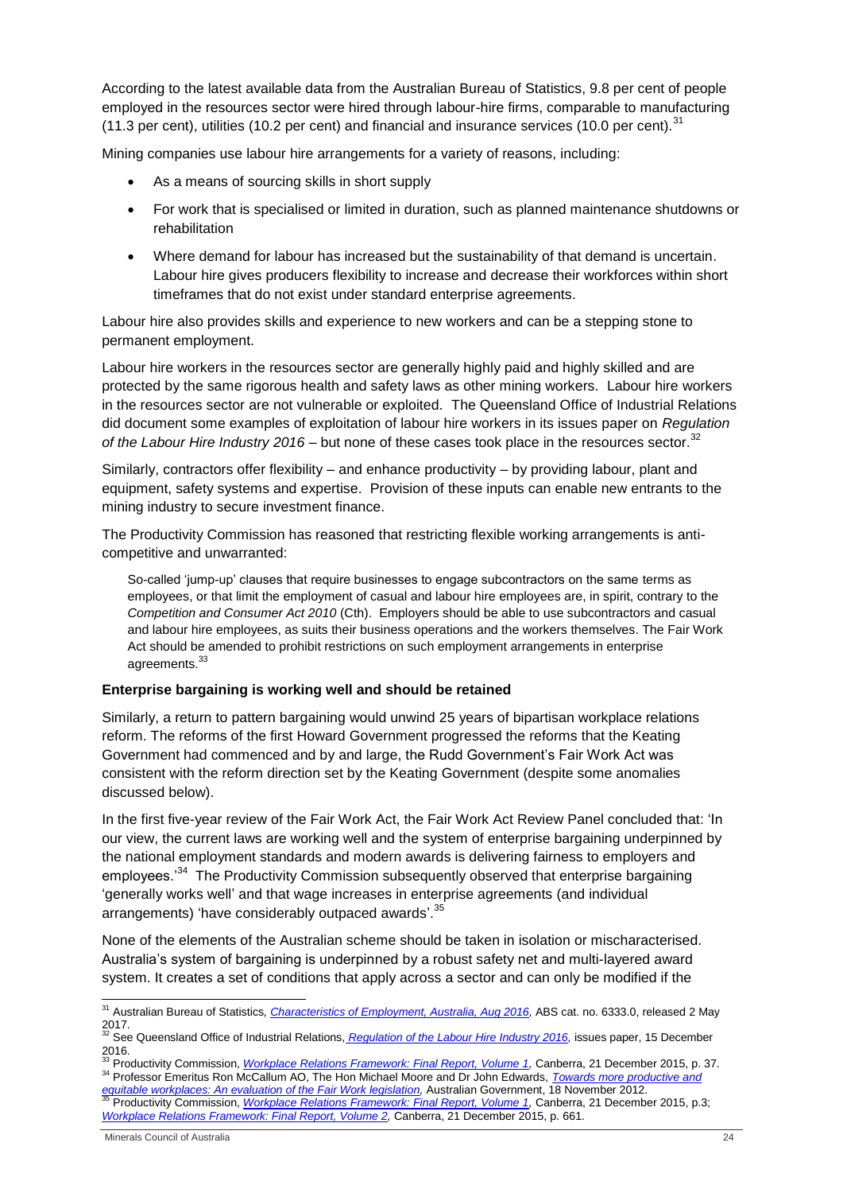According to the latest available data from the Australian Bureau of Statistics, 9.8 per cent of people employed in the resources sector were hired through labour-hire firms, comparable to manufacturing (11.3 per cent), utilities (10.2 per cent) and financial and insurance services (10.0 per cent).[31]

Mining companies use labour hire arrangements for a variety of reasons, including:

- As a means of sourcing skills in short supply
- For work that is specialised or limited in duration, such as planned maintenance shutdowns or rehabilitation
- Where demand for labour has increased but the sustainability of that demand is uncertain. Labour hire gives producers flexibility to increase and decrease their workforces within short timeframes that do not exist under standard enterprise agreements.

Labour hire also provides skills and experience to new workers and can be a stepping stone to permanent employment.

Labour hire workers in the resources sector are generally highly paid and highly skilled and are protected by the same rigorous health and safety laws as other mining workers. Labour hire workers in the resources sector are not vulnerable or exploited. The Queensland Office of Industrial Relations did document some examples of exploitation of labour hire workers in its issues paper on *Regulation of the Labour Hire Industry 2016* – but none of these cases took place in the resources sector.[32]

Similarly, contractors offer flexibility – and enhance productivity – by providing labour, plant and equipment, safety systems and expertise. Provision of these inputs can enable new entrants to the mining industry to secure investment finance.

The Productivity Commission has reasoned that restricting flexible working arrangements is anti-competitive and unwarranted:

> So-called 'jump-up' clauses that require businesses to engage subcontractors on the same terms as employees, or that limit the employment of casual and labour hire employees are, in spirit, contrary to the *Competition and Consumer Act 2010* (Cth). Employers should be able to use subcontractors and casual and labour hire employees, as suits their business operations and the workers themselves. The Fair Work Act should be amended to prohibit restrictions on such employment arrangements in enterprise agreements.[33]

**Enterprise bargaining is working well and should be retained**

Similarly, a return to pattern bargaining would unwind 25 years of bipartisan workplace relations reform. The reforms of the first Howard Government progressed the reforms that the Keating Government had commenced and by and large, the Rudd Government's Fair Work Act was consistent with the reform direction set by the Keating Government (despite some anomalies discussed below).

In the first five-year review of the Fair Work Act, the Fair Work Act Review Panel concluded that: 'In our view, the current laws are working well and the system of enterprise bargaining underpinned by the national employment standards and modern awards is delivering fairness to employers and employees.'[34] The Productivity Commission subsequently observed that enterprise bargaining 'generally works well' and that wage increases in enterprise agreements (and individual arrangements) 'have considerably outpaced awards'.[35]

None of the elements of the Australian scheme should be taken in isolation or mischaracterised. Australia's system of bargaining is underpinned by a robust safety net and multi-layered award system. It creates a set of conditions that apply across a sector and can only be modified if the

---

[31] Australian Bureau of Statistics, *Characteristics of Employment, Australia, Aug 2016*, ABS cat. no. 6333.0, released 2 May 2017.

[32] See Queensland Office of Industrial Relations, *Regulation of the Labour Hire Industry 2016*, issues paper, 15 December 2016.

[33] Productivity Commission, *Workplace Relations Framework: Final Report, Volume 1*, Canberra, 21 December 2015, p. 37.

[34] Professor Emeritus Ron McCallum AO, The Hon Michael Moore and Dr John Edwards, *Towards more productive and equitable workplaces: An evaluation of the Fair Work legislation*, Australian Government, 18 November 2012.

[35] Productivity Commission, *Workplace Relations Framework: Final Report, Volume 1*, Canberra, 21 December 2015, p.3; *Workplace Relations Framework: Final Report, Volume 2*, Canberra, 21 December 2015, p. 661.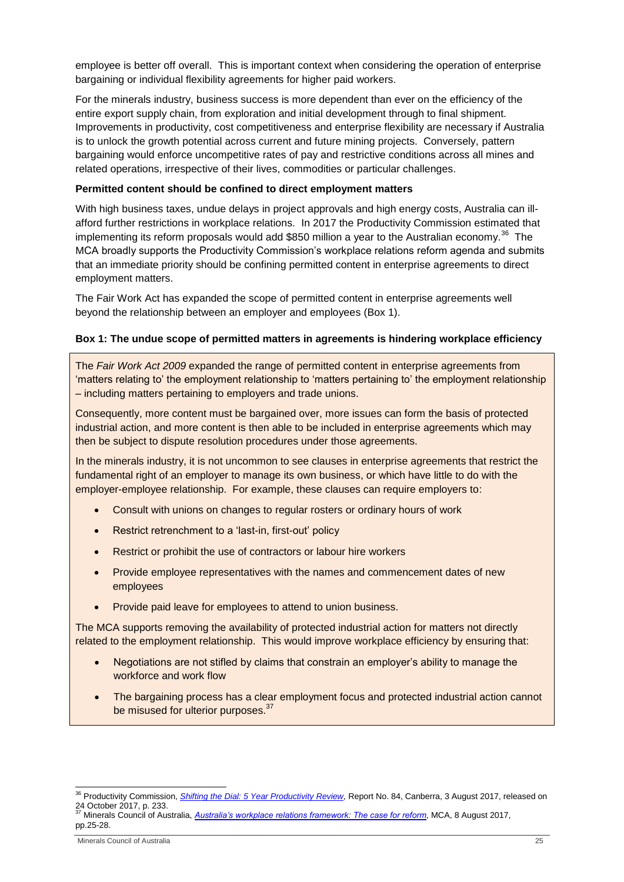employee is better off overall. This is important context when considering the operation of enterprise bargaining or individual flexibility agreements for higher paid workers.

For the minerals industry, business success is more dependent than ever on the efficiency of the entire export supply chain, from exploration and initial development through to final shipment. Improvements in productivity, cost competitiveness and enterprise flexibility are necessary if Australia is to unlock the growth potential across current and future mining projects. Conversely, pattern bargaining would enforce uncompetitive rates of pay and restrictive conditions across all mines and related operations, irrespective of their lives, commodities or particular challenges.

**Permitted content should be confined to direct employment matters**

With high business taxes, undue delays in project approvals and high energy costs, Australia can ill-afford further restrictions in workplace relations. In 2017 the Productivity Commission estimated that implementing its reform proposals would add $850 million a year to the Australian economy.[36] The MCA broadly supports the Productivity Commission's workplace relations reform agenda and submits that an immediate priority should be confining permitted content in enterprise agreements to direct employment matters.

The Fair Work Act has expanded the scope of permitted content in enterprise agreements well beyond the relationship between an employer and employees (Box 1).

**Box 1: The undue scope of permitted matters in agreements is hindering workplace efficiency**

The *Fair Work Act 2009* expanded the range of permitted content in enterprise agreements from 'matters relating to' the employment relationship to 'matters pertaining to' the employment relationship – including matters pertaining to employers and trade unions.

Consequently, more content must be bargained over, more issues can form the basis of protected industrial action, and more content is then able to be included in enterprise agreements which may then be subject to dispute resolution procedures under those agreements.

In the minerals industry, it is not uncommon to see clauses in enterprise agreements that restrict the fundamental right of an employer to manage its own business, or which have little to do with the employer-employee relationship. For example, these clauses can require employers to:

- Consult with unions on changes to regular rosters or ordinary hours of work
- Restrict retrenchment to a 'last-in, first-out' policy
- Restrict or prohibit the use of contractors or labour hire workers
- Provide employee representatives with the names and commencement dates of new employees
- Provide paid leave for employees to attend to union business.

The MCA supports removing the availability of protected industrial action for matters not directly related to the employment relationship. This would improve workplace efficiency by ensuring that:

- Negotiations are not stifled by claims that constrain an employer's ability to manage the workforce and work flow
- The bargaining process has a clear employment focus and protected industrial action cannot be misused for ulterior purposes.[37]

---

[36] Productivity Commission, *Shifting the Dial: 5 Year Productivity Review*, Report No. 84, Canberra, 3 August 2017, released on 24 October 2017, p. 233.

[37] Minerals Council of Australia, *Australia's workplace relations framework: The case for reform*, MCA, 8 August 2017, pp.25-28.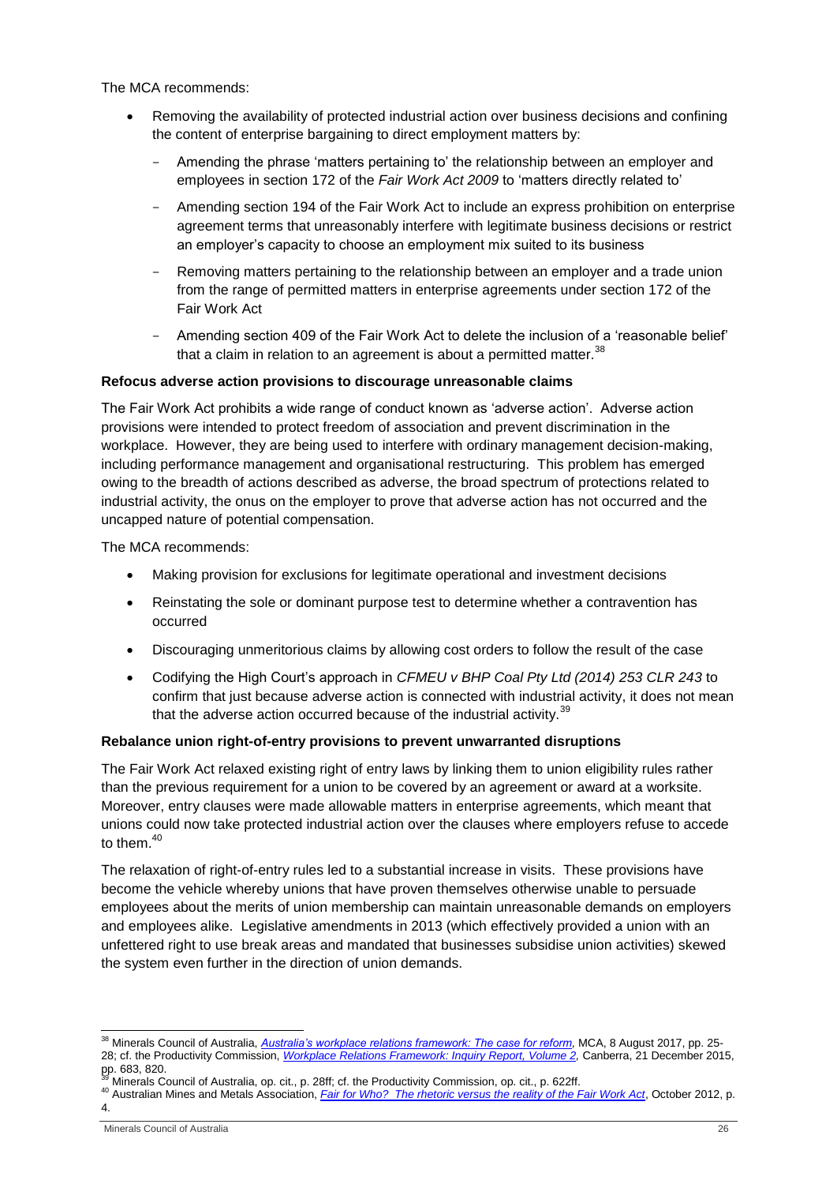The MCA recommends:

- Removing the availability of protected industrial action over business decisions and confining the content of enterprise bargaining to direct employment matters by:
  - Amending the phrase 'matters pertaining to' the relationship between an employer and employees in section 172 of the *Fair Work Act 2009* to 'matters directly related to'
  - Amending section 194 of the Fair Work Act to include an express prohibition on enterprise agreement terms that unreasonably interfere with legitimate business decisions or restrict an employer's capacity to choose an employment mix suited to its business
  - Removing matters pertaining to the relationship between an employer and a trade union from the range of permitted matters in enterprise agreements under section 172 of the Fair Work Act
  - Amending section 409 of the Fair Work Act to delete the inclusion of a 'reasonable belief' that a claim in relation to an agreement is about a permitted matter.[38]

**Refocus adverse action provisions to discourage unreasonable claims**

The Fair Work Act prohibits a wide range of conduct known as 'adverse action'. Adverse action provisions were intended to protect freedom of association and prevent discrimination in the workplace. However, they are being used to interfere with ordinary management decision-making, including performance management and organisational restructuring. This problem has emerged owing to the breadth of actions described as adverse, the broad spectrum of protections related to industrial activity, the onus on the employer to prove that adverse action has not occurred and the uncapped nature of potential compensation.

The MCA recommends:

- Making provision for exclusions for legitimate operational and investment decisions
- Reinstating the sole or dominant purpose test to determine whether a contravention has occurred
- Discouraging unmeritorious claims by allowing cost orders to follow the result of the case
- Codifying the High Court's approach in *CFMEU v BHP Coal Pty Ltd (2014) 253 CLR 243* to confirm that just because adverse action is connected with industrial activity, it does not mean that the adverse action occurred because of the industrial activity.[39]

**Rebalance union right-of-entry provisions to prevent unwarranted disruptions**

The Fair Work Act relaxed existing right of entry laws by linking them to union eligibility rules rather than the previous requirement for a union to be covered by an agreement or award at a worksite. Moreover, entry clauses were made allowable matters in enterprise agreements, which meant that unions could now take protected industrial action over the clauses where employers refuse to accede to them.[40]

The relaxation of right-of-entry rules led to a substantial increase in visits. These provisions have become the vehicle whereby unions that have proven themselves otherwise unable to persuade employees about the merits of union membership can maintain unreasonable demands on employers and employees alike. Legislative amendments in 2013 (which effectively provided a union with an unfettered right to use break areas and mandated that businesses subsidise union activities) skewed the system even further in the direction of union demands.

---

[38] Minerals Council of Australia, *Australia's workplace relations framework: The case for reform,* MCA, 8 August 2017, pp. 25-28; cf. the Productivity Commission, *Workplace Relations Framework: Inquiry Report, Volume 2,* Canberra, 21 December 2015, pp. 683, 820.

[39] Minerals Council of Australia, op. cit., p. 28ff; cf. the Productivity Commission, op. cit., p. 622ff.

[40] Australian Mines and Metals Association, *Fair for Who? The rhetoric versus the reality of the Fair Work Act*, October 2012, p. 4.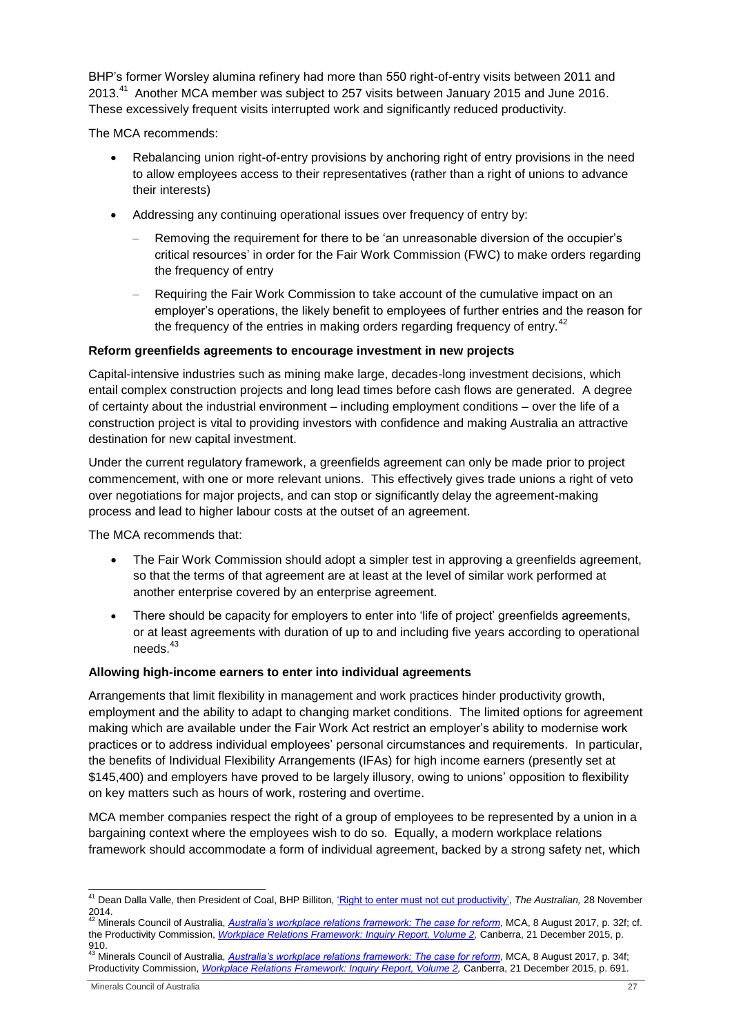BHP's former Worsley alumina refinery had more than 550 right-of-entry visits between 2011 and 2013.[41] Another MCA member was subject to 257 visits between January 2015 and June 2016. These excessively frequent visits interrupted work and significantly reduced productivity.

The MCA recommends:

- Rebalancing union right-of-entry provisions by anchoring right of entry provisions in the need to allow employees access to their representatives (rather than a right of unions to advance their interests)
- Addressing any continuing operational issues over frequency of entry by:
  - Removing the requirement for there to be 'an unreasonable diversion of the occupier's critical resources' in order for the Fair Work Commission (FWC) to make orders regarding the frequency of entry
  - Requiring the Fair Work Commission to take account of the cumulative impact on an employer's operations, the likely benefit to employees of further entries and the reason for the frequency of the entries in making orders regarding frequency of entry.[42]

**Reform greenfields agreements to encourage investment in new projects**

Capital-intensive industries such as mining make large, decades-long investment decisions, which entail complex construction projects and long lead times before cash flows are generated. A degree of certainty about the industrial environment – including employment conditions – over the life of a construction project is vital to providing investors with confidence and making Australia an attractive destination for new capital investment.

Under the current regulatory framework, a greenfields agreement can only be made prior to project commencement, with one or more relevant unions. This effectively gives trade unions a right of veto over negotiations for major projects, and can stop or significantly delay the agreement-making process and lead to higher labour costs at the outset of an agreement.

The MCA recommends that:

- The Fair Work Commission should adopt a simpler test in approving a greenfields agreement, so that the terms of that agreement are at least at the level of similar work performed at another enterprise covered by an enterprise agreement.
- There should be capacity for employers to enter into 'life of project' greenfields agreements, or at least agreements with duration of up to and including five years according to operational needs.[43]

**Allowing high-income earners to enter into individual agreements**

Arrangements that limit flexibility in management and work practices hinder productivity growth, employment and the ability to adapt to changing market conditions. The limited options for agreement making which are available under the Fair Work Act restrict an employer's ability to modernise work practices or to address individual employees' personal circumstances and requirements. In particular, the benefits of Individual Flexibility Arrangements (IFAs) for high income earners (presently set at $145,400) and employers have proved to be largely illusory, owing to unions' opposition to flexibility on key matters such as hours of work, rostering and overtime.

MCA member companies respect the right of a group of employees to be represented by a union in a bargaining context where the employees wish to do so. Equally, a modern workplace relations framework should accommodate a form of individual agreement, backed by a strong safety net, which

---

[41] Dean Dalla Valle, then President of Coal, BHP Billiton, 'Right to enter must not cut productivity', *The Australian,* 28 November 2014.

[42] Minerals Council of Australia, *Australia's workplace relations framework: The case for reform,* MCA, 8 August 2017, p. 32f; cf. the Productivity Commission, *Workplace Relations Framework: Inquiry Report, Volume 2,* Canberra, 21 December 2015, p. 910.

[43] Minerals Council of Australia, *Australia's workplace relations framework: The case for reform,* MCA, 8 August 2017, p. 34f; Productivity Commission, *Workplace Relations Framework: Inquiry Report, Volume 2,* Canberra, 21 December 2015, p. 691.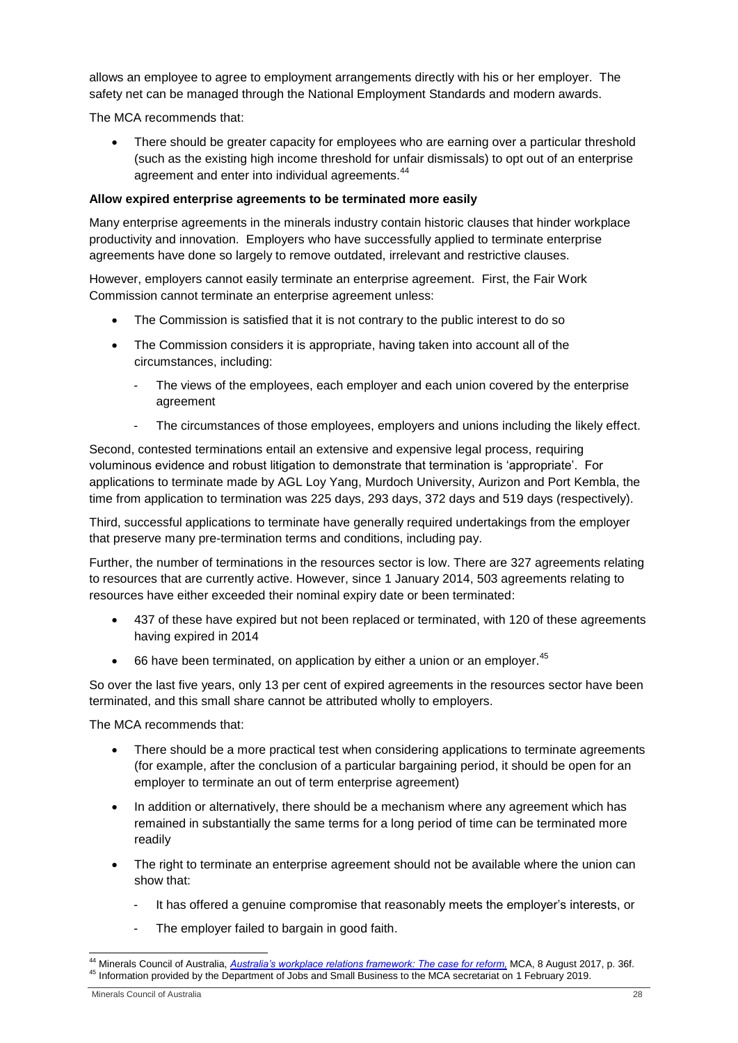allows an employee to agree to employment arrangements directly with his or her employer. The safety net can be managed through the National Employment Standards and modern awards.

The MCA recommends that:

- There should be greater capacity for employees who are earning over a particular threshold (such as the existing high income threshold for unfair dismissals) to opt out of an enterprise agreement and enter into individual agreements.[44]

**Allow expired enterprise agreements to be terminated more easily**

Many enterprise agreements in the minerals industry contain historic clauses that hinder workplace productivity and innovation. Employers who have successfully applied to terminate enterprise agreements have done so largely to remove outdated, irrelevant and restrictive clauses.

However, employers cannot easily terminate an enterprise agreement. First, the Fair Work Commission cannot terminate an enterprise agreement unless:

- The Commission is satisfied that it is not contrary to the public interest to do so
- The Commission considers it is appropriate, having taken into account all of the circumstances, including:
  - The views of the employees, each employer and each union covered by the enterprise agreement
  - The circumstances of those employees, employers and unions including the likely effect.

Second, contested terminations entail an extensive and expensive legal process, requiring voluminous evidence and robust litigation to demonstrate that termination is 'appropriate'. For applications to terminate made by AGL Loy Yang, Murdoch University, Aurizon and Port Kembla, the time from application to termination was 225 days, 293 days, 372 days and 519 days (respectively).

Third, successful applications to terminate have generally required undertakings from the employer that preserve many pre-termination terms and conditions, including pay.

Further, the number of terminations in the resources sector is low. There are 327 agreements relating to resources that are currently active. However, since 1 January 2014, 503 agreements relating to resources have either exceeded their nominal expiry date or been terminated:

- 437 of these have expired but not been replaced or terminated, with 120 of these agreements having expired in 2014
- 66 have been terminated, on application by either a union or an employer.[45]

So over the last five years, only 13 per cent of expired agreements in the resources sector have been terminated, and this small share cannot be attributed wholly to employers.

The MCA recommends that:

- There should be a more practical test when considering applications to terminate agreements (for example, after the conclusion of a particular bargaining period, it should be open for an employer to terminate an out of term enterprise agreement)
- In addition or alternatively, there should be a mechanism where any agreement which has remained in substantially the same terms for a long period of time can be terminated more readily
- The right to terminate an enterprise agreement should not be available where the union can show that:
  - It has offered a genuine compromise that reasonably meets the employer's interests, or
  - The employer failed to bargain in good faith.

---

[44] Minerals Council of Australia, *Australia's workplace relations framework: The case for reform,* MCA, 8 August 2017, p. 36f.

[45] Information provided by the Department of Jobs and Small Business to the MCA secretariat on 1 February 2019.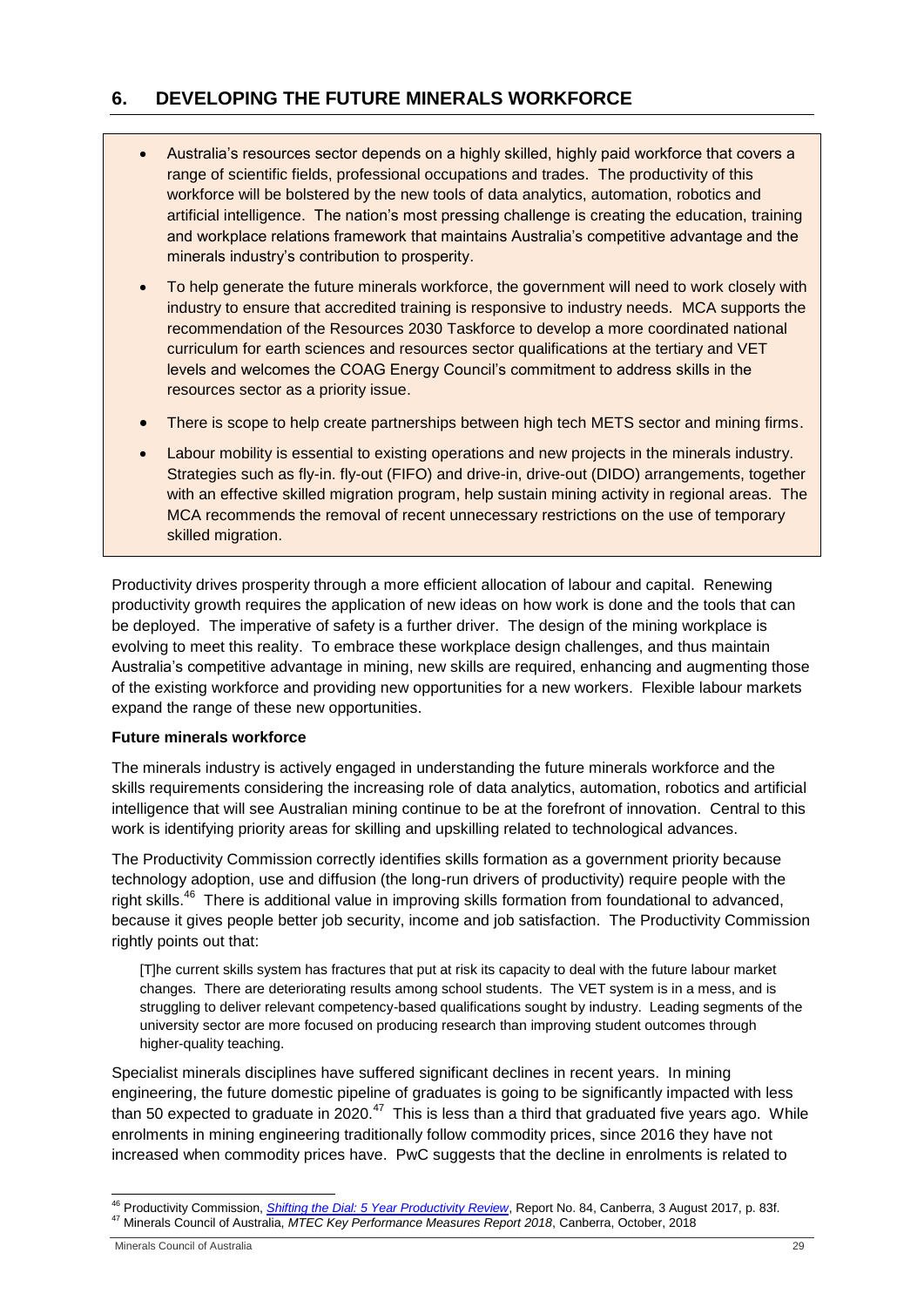## 6. DEVELOPING THE FUTURE MINERALS WORKFORCE

- Australia's resources sector depends on a highly skilled, highly paid workforce that covers a range of scientific fields, professional occupations and trades. The productivity of this workforce will be bolstered by the new tools of data analytics, automation, robotics and artificial intelligence. The nation's most pressing challenge is creating the education, training and workplace relations framework that maintains Australia's competitive advantage and the minerals industry's contribution to prosperity.
- To help generate the future minerals workforce, the government will need to work closely with industry to ensure that accredited training is responsive to industry needs. MCA supports the recommendation of the Resources 2030 Taskforce to develop a more coordinated national curriculum for earth sciences and resources sector qualifications at the tertiary and VET levels and welcomes the COAG Energy Council's commitment to address skills in the resources sector as a priority issue.
- There is scope to help create partnerships between high tech METS sector and mining firms.
- Labour mobility is essential to existing operations and new projects in the minerals industry. Strategies such as fly-in. fly-out (FIFO) and drive-in, drive-out (DIDO) arrangements, together with an effective skilled migration program, help sustain mining activity in regional areas. The MCA recommends the removal of recent unnecessary restrictions on the use of temporary skilled migration.

Productivity drives prosperity through a more efficient allocation of labour and capital. Renewing productivity growth requires the application of new ideas on how work is done and the tools that can be deployed. The imperative of safety is a further driver. The design of the mining workplace is evolving to meet this reality. To embrace these workplace design challenges, and thus maintain Australia's competitive advantage in mining, new skills are required, enhancing and augmenting those of the existing workforce and providing new opportunities for a new workers. Flexible labour markets expand the range of these new opportunities.

**Future minerals workforce**

The minerals industry is actively engaged in understanding the future minerals workforce and the skills requirements considering the increasing role of data analytics, automation, robotics and artificial intelligence that will see Australian mining continue to be at the forefront of innovation. Central to this work is identifying priority areas for skilling and upskilling related to technological advances.

The Productivity Commission correctly identifies skills formation as a government priority because technology adoption, use and diffusion (the long-run drivers of productivity) require people with the right skills.[46] There is additional value in improving skills formation from foundational to advanced, because it gives people better job security, income and job satisfaction. The Productivity Commission rightly points out that:

> [T]he current skills system has fractures that put at risk its capacity to deal with the future labour market changes. There are deteriorating results among school students. The VET system is in a mess, and is struggling to deliver relevant competency-based qualifications sought by industry. Leading segments of the university sector are more focused on producing research than improving student outcomes through higher-quality teaching.

Specialist minerals disciplines have suffered significant declines in recent years. In mining engineering, the future domestic pipeline of graduates is going to be significantly impacted with less than 50 expected to graduate in 2020.[47] This is less than a third that graduated five years ago. While enrolments in mining engineering traditionally follow commodity prices, since 2016 they have not increased when commodity prices have. PwC suggests that the decline in enrolments is related to

---

[46] Productivity Commission, *Shifting the Dial: 5 Year Productivity Review*, Report No. 84, Canberra, 3 August 2017, p. 83f.

[47] Minerals Council of Australia, *MTEC Key Performance Measures Report 2018*, Canberra, October, 2018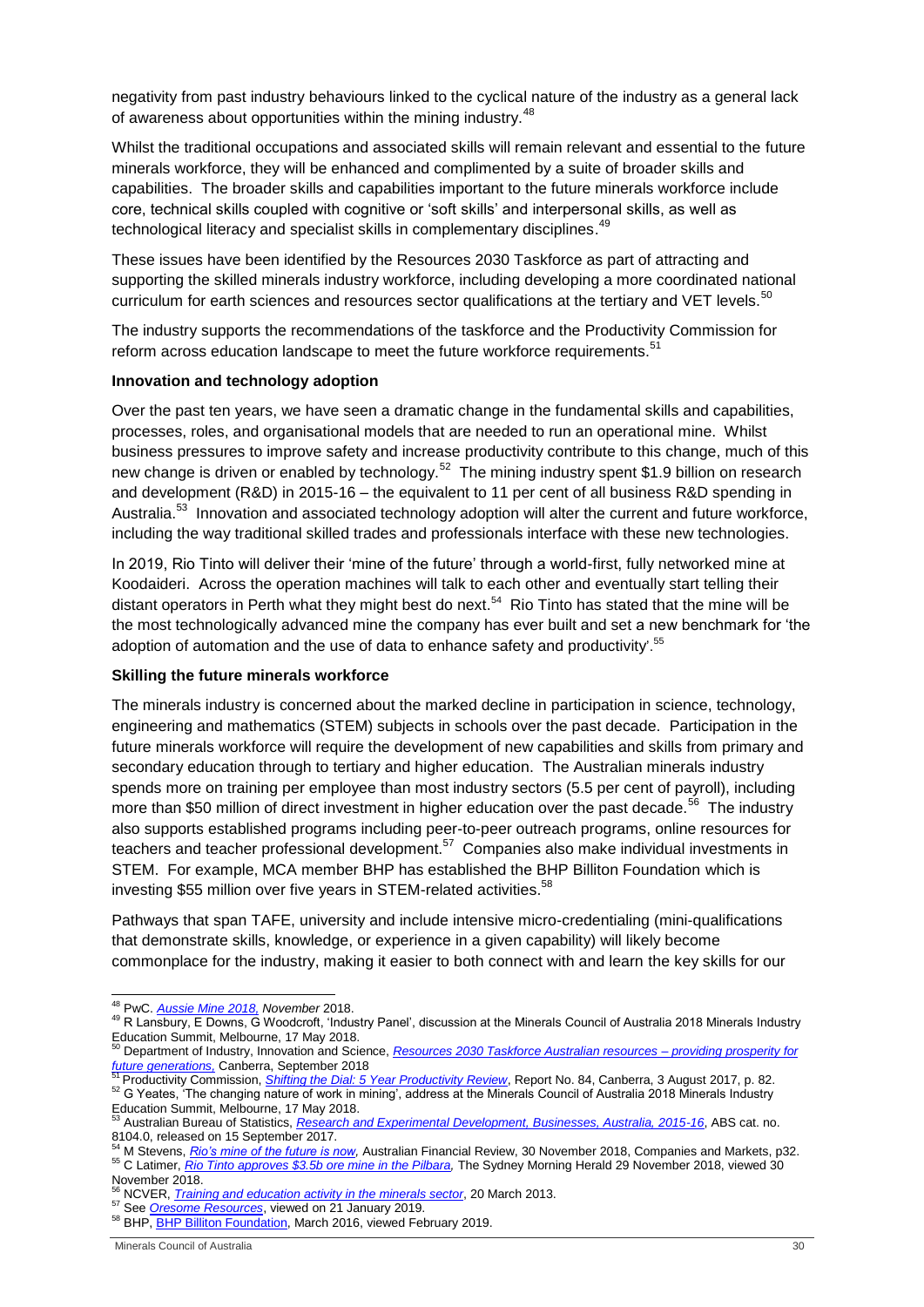negativity from past industry behaviours linked to the cyclical nature of the industry as a general lack of awareness about opportunities within the mining industry.[48]

Whilst the traditional occupations and associated skills will remain relevant and essential to the future minerals workforce, they will be enhanced and complimented by a suite of broader skills and capabilities. The broader skills and capabilities important to the future minerals workforce include core, technical skills coupled with cognitive or 'soft skills' and interpersonal skills, as well as technological literacy and specialist skills in complementary disciplines.[49]

These issues have been identified by the Resources 2030 Taskforce as part of attracting and supporting the skilled minerals industry workforce, including developing a more coordinated national curriculum for earth sciences and resources sector qualifications at the tertiary and VET levels.[50]

The industry supports the recommendations of the taskforce and the Productivity Commission for reform across education landscape to meet the future workforce requirements.[51]

**Innovation and technology adoption**

Over the past ten years, we have seen a dramatic change in the fundamental skills and capabilities, processes, roles, and organisational models that are needed to run an operational mine. Whilst business pressures to improve safety and increase productivity contribute to this change, much of this new change is driven or enabled by technology.[52] The mining industry spent $1.9 billion on research and development (R&D) in 2015-16 – the equivalent to 11 per cent of all business R&D spending in Australia.[53] Innovation and associated technology adoption will alter the current and future workforce, including the way traditional skilled trades and professionals interface with these new technologies.

In 2019, Rio Tinto will deliver their 'mine of the future' through a world-first, fully networked mine at Koodaideri. Across the operation machines will talk to each other and eventually start telling their distant operators in Perth what they might best do next.[54] Rio Tinto has stated that the mine will be the most technologically advanced mine the company has ever built and set a new benchmark for 'the adoption of automation and the use of data to enhance safety and productivity'.[55]

**Skilling the future minerals workforce**

The minerals industry is concerned about the marked decline in participation in science, technology, engineering and mathematics (STEM) subjects in schools over the past decade. Participation in the future minerals workforce will require the development of new capabilities and skills from primary and secondary education through to tertiary and higher education. The Australian minerals industry spends more on training per employee than most industry sectors (5.5 per cent of payroll), including more than $50 million of direct investment in higher education over the past decade.[56] The industry also supports established programs including peer-to-peer outreach programs, online resources for teachers and teacher professional development.[57] Companies also make individual investments in STEM. For example, MCA member BHP has established the BHP Billiton Foundation which is investing $55 million over five years in STEM-related activities.[58]

Pathways that span TAFE, university and include intensive micro-credentialing (mini-qualifications that demonstrate skills, knowledge, or experience in a given capability) will likely become commonplace for the industry, making it easier to both connect with and learn the key skills for our

---

[48] PwC. *Aussie Mine 2018, November* 2018.

[49] R Lansbury, E Downs, G Woodcroft, 'Industry Panel', discussion at the Minerals Council of Australia 2018 Minerals Industry Education Summit, Melbourne, 17 May 2018.

[50] Department of Industry, Innovation and Science, *Resources 2030 Taskforce Australian resources – providing prosperity for future generations,* Canberra, September 2018

[51] Productivity Commission, *Shifting the Dial: 5 Year Productivity Review*, Report No. 84, Canberra, 3 August 2017, p. 82.

[52] G Yeates, 'The changing nature of work in mining', address at the Minerals Council of Australia 2018 Minerals Industry Education Summit, Melbourne, 17 May 2018.

[53] Australian Bureau of Statistics, *Research and Experimental Development, Businesses, Australia, 2015-16*, ABS cat. no. 8104.0, released on 15 September 2017.

[54] M Stevens, *Rio's mine of the future is now,* Australian Financial Review, 30 November 2018, Companies and Markets, p32.

[55] C Latimer, *Rio Tinto approves $3.5b ore mine in the Pilbara,* The Sydney Morning Herald 29 November 2018, viewed 30 November 2018.

[56] NCVER, *Training and education activity in the minerals sector*, 20 March 2013.

[57] See *Oresome Resources*, viewed on 21 January 2019.

[58] BHP, BHP Billiton Foundation, March 2016, viewed February 2019.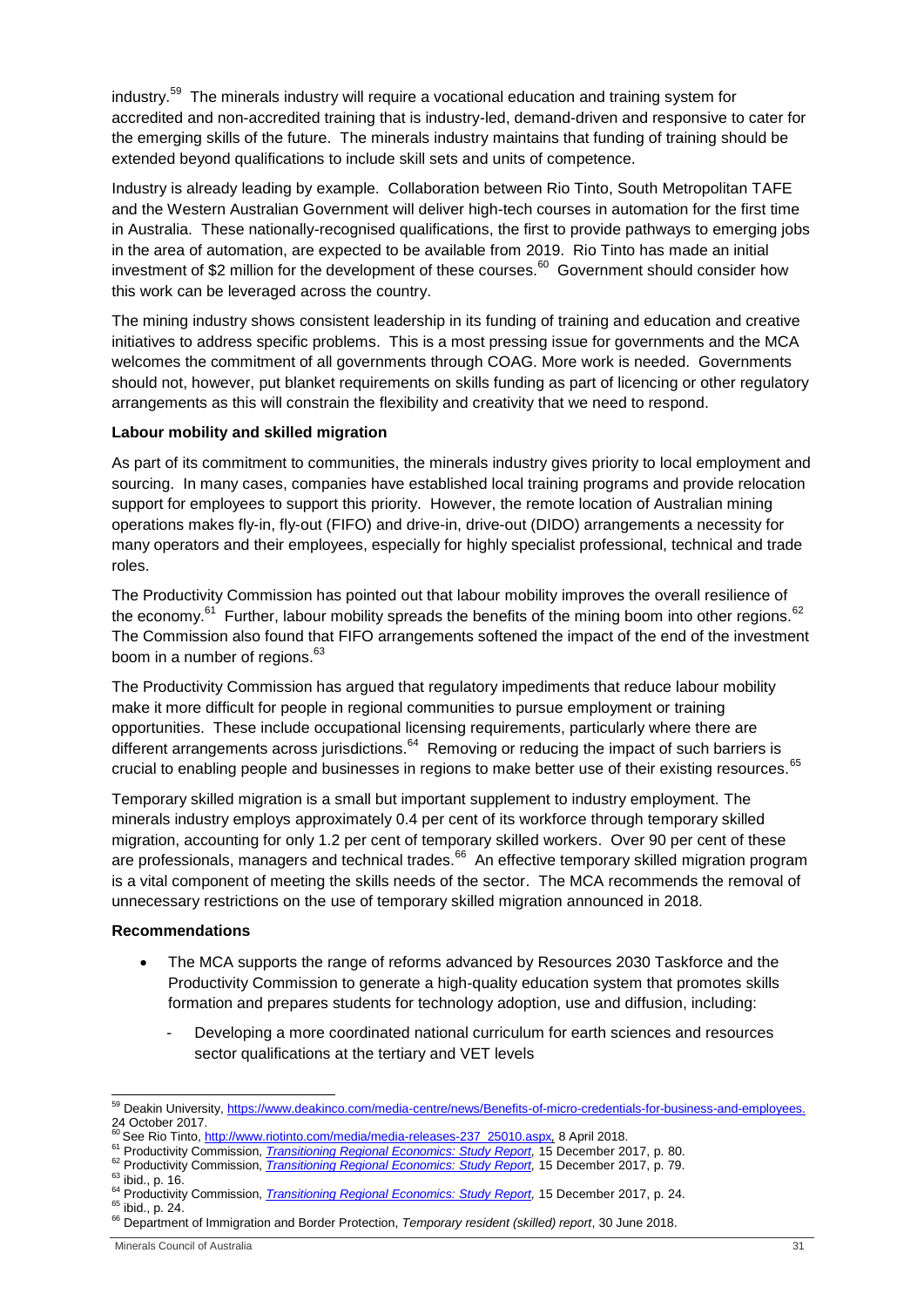industry.[59] The minerals industry will require a vocational education and training system for accredited and non-accredited training that is industry-led, demand-driven and responsive to cater for the emerging skills of the future. The minerals industry maintains that funding of training should be extended beyond qualifications to include skill sets and units of competence.

Industry is already leading by example. Collaboration between Rio Tinto, South Metropolitan TAFE and the Western Australian Government will deliver high-tech courses in automation for the first time in Australia. These nationally-recognised qualifications, the first to provide pathways to emerging jobs in the area of automation, are expected to be available from 2019. Rio Tinto has made an initial investment of $2 million for the development of these courses.[60] Government should consider how this work can be leveraged across the country.

The mining industry shows consistent leadership in its funding of training and education and creative initiatives to address specific problems. This is a most pressing issue for governments and the MCA welcomes the commitment of all governments through COAG. More work is needed. Governments should not, however, put blanket requirements on skills funding as part of licencing or other regulatory arrangements as this will constrain the flexibility and creativity that we need to respond.

**Labour mobility and skilled migration**

As part of its commitment to communities, the minerals industry gives priority to local employment and sourcing. In many cases, companies have established local training programs and provide relocation support for employees to support this priority. However, the remote location of Australian mining operations makes fly-in, fly-out (FIFO) and drive-in, drive-out (DIDO) arrangements a necessity for many operators and their employees, especially for highly specialist professional, technical and trade roles.

The Productivity Commission has pointed out that labour mobility improves the overall resilience of the economy.[61] Further, labour mobility spreads the benefits of the mining boom into other regions.[62] The Commission also found that FIFO arrangements softened the impact of the end of the investment boom in a number of regions.[63]

The Productivity Commission has argued that regulatory impediments that reduce labour mobility make it more difficult for people in regional communities to pursue employment or training opportunities. These include occupational licensing requirements, particularly where there are different arrangements across jurisdictions.[64] Removing or reducing the impact of such barriers is crucial to enabling people and businesses in regions to make better use of their existing resources.[65]

Temporary skilled migration is a small but important supplement to industry employment. The minerals industry employs approximately 0.4 per cent of its workforce through temporary skilled migration, accounting for only 1.2 per cent of temporary skilled workers. Over 90 per cent of these are professionals, managers and technical trades.[66] An effective temporary skilled migration program is a vital component of meeting the skills needs of the sector. The MCA recommends the removal of unnecessary restrictions on the use of temporary skilled migration announced in 2018.

**Recommendations**

- The MCA supports the range of reforms advanced by Resources 2030 Taskforce and the Productivity Commission to generate a high-quality education system that promotes skills formation and prepares students for technology adoption, use and diffusion, including:
  - Developing a more coordinated national curriculum for earth sciences and resources sector qualifications at the tertiary and VET levels

---

[59] Deakin University, https://www.deakinco.com/media-centre/news/Benefits-of-micro-credentials-for-business-and-employees. 24 October 2017.

[60] See Rio Tinto, http://www.riotinto.com/media/media-releases-237_25010.aspx, 8 April 2018.

[61] Productivity Commission, *Transitioning Regional Economics: Study Report*, 15 December 2017, p. 80.

[62] Productivity Commission, *Transitioning Regional Economics: Study Report*, 15 December 2017, p. 79.

[63] ibid., p. 16.

[64] Productivity Commission, *Transitioning Regional Economics: Study Report*, 15 December 2017, p. 24.

[65] ibid., p. 24.

[66] Department of Immigration and Border Protection, *Temporary resident (skilled) report*, 30 June 2018.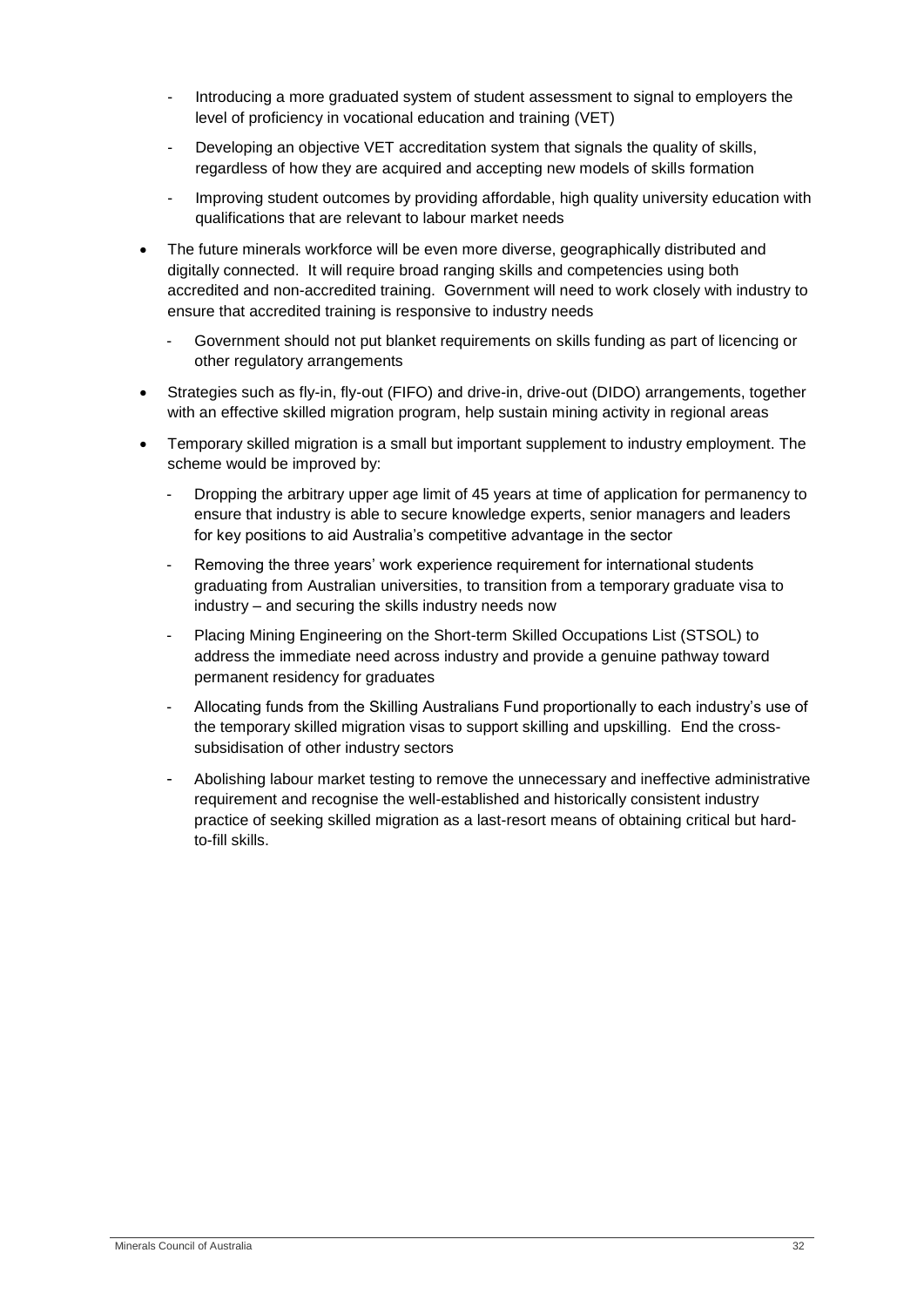- Introducing a more graduated system of student assessment to signal to employers the level of proficiency in vocational education and training (VET)
  - Developing an objective VET accreditation system that signals the quality of skills, regardless of how they are acquired and accepting new models of skills formation
  - Improving student outcomes by providing affordable, high quality university education with qualifications that are relevant to labour market needs

- The future minerals workforce will be even more diverse, geographically distributed and digitally connected. It will require broad ranging skills and competencies using both accredited and non-accredited training. Government will need to work closely with industry to ensure that accredited training is responsive to industry needs
  - Government should not put blanket requirements on skills funding as part of licencing or other regulatory arrangements
- Strategies such as fly-in, fly-out (FIFO) and drive-in, drive-out (DIDO) arrangements, together with an effective skilled migration program, help sustain mining activity in regional areas
- Temporary skilled migration is a small but important supplement to industry employment. The scheme would be improved by:
  - Dropping the arbitrary upper age limit of 45 years at time of application for permanency to ensure that industry is able to secure knowledge experts, senior managers and leaders for key positions to aid Australia's competitive advantage in the sector
  - Removing the three years' work experience requirement for international students graduating from Australian universities, to transition from a temporary graduate visa to industry – and securing the skills industry needs now
  - Placing Mining Engineering on the Short-term Skilled Occupations List (STSOL) to address the immediate need across industry and provide a genuine pathway toward permanent residency for graduates
  - Allocating funds from the Skilling Australians Fund proportionally to each industry's use of the temporary skilled migration visas to support skilling and upskilling. End the cross-subsidisation of other industry sectors
  - Abolishing labour market testing to remove the unnecessary and ineffective administrative requirement and recognise the well-established and historically consistent industry practice of seeking skilled migration as a last-resort means of obtaining critical but hard-to-fill skills.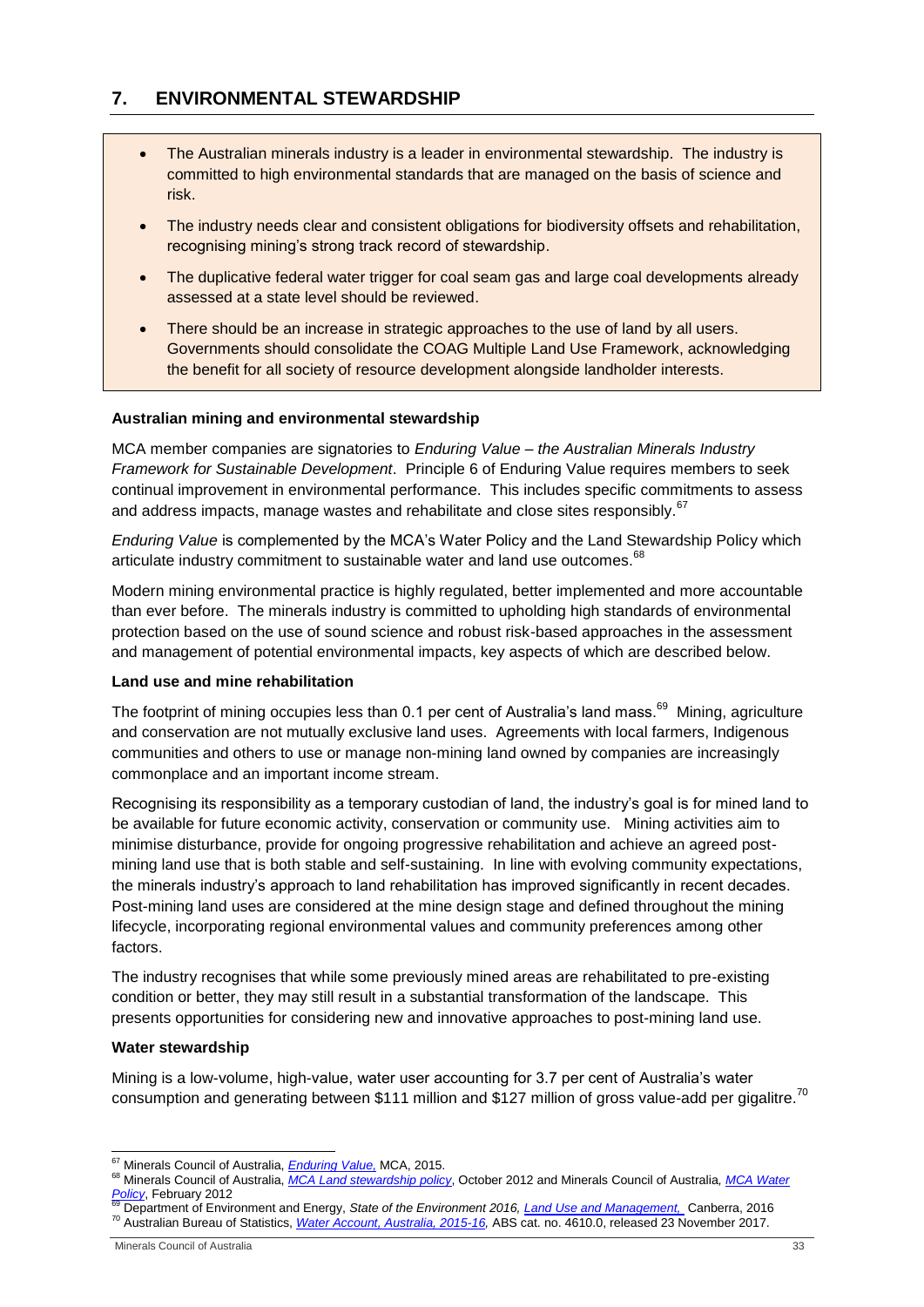## 7. ENVIRONMENTAL STEWARDSHIP

- The Australian minerals industry is a leader in environmental stewardship. The industry is committed to high environmental standards that are managed on the basis of science and risk.
- The industry needs clear and consistent obligations for biodiversity offsets and rehabilitation, recognising mining's strong track record of stewardship.
- The duplicative federal water trigger for coal seam gas and large coal developments already assessed at a state level should be reviewed.
- There should be an increase in strategic approaches to the use of land by all users. Governments should consolidate the COAG Multiple Land Use Framework, acknowledging the benefit for all society of resource development alongside landholder interests.

**Australian mining and environmental stewardship**

MCA member companies are signatories to *Enduring Value – the Australian Minerals Industry Framework for Sustainable Development*. Principle 6 of Enduring Value requires members to seek continual improvement in environmental performance. This includes specific commitments to assess and address impacts, manage wastes and rehabilitate and close sites responsibly.[67]

*Enduring Value* is complemented by the MCA's Water Policy and the Land Stewardship Policy which articulate industry commitment to sustainable water and land use outcomes.[68]

Modern mining environmental practice is highly regulated, better implemented and more accountable than ever before. The minerals industry is committed to upholding high standards of environmental protection based on the use of sound science and robust risk-based approaches in the assessment and management of potential environmental impacts, key aspects of which are described below.

**Land use and mine rehabilitation**

The footprint of mining occupies less than 0.1 per cent of Australia's land mass.[69] Mining, agriculture and conservation are not mutually exclusive land uses. Agreements with local farmers, Indigenous communities and others to use or manage non-mining land owned by companies are increasingly commonplace and an important income stream.

Recognising its responsibility as a temporary custodian of land, the industry's goal is for mined land to be available for future economic activity, conservation or community use. Mining activities aim to minimise disturbance, provide for ongoing progressive rehabilitation and achieve an agreed post-mining land use that is both stable and self-sustaining. In line with evolving community expectations, the minerals industry's approach to land rehabilitation has improved significantly in recent decades. Post-mining land uses are considered at the mine design stage and defined throughout the mining lifecycle, incorporating regional environmental values and community preferences among other factors.

The industry recognises that while some previously mined areas are rehabilitated to pre-existing condition or better, they may still result in a substantial transformation of the landscape. This presents opportunities for considering new and innovative approaches to post-mining land use.

**Water stewardship**

Mining is a low-volume, high-value, water user accounting for 3.7 per cent of Australia's water consumption and generating between $111 million and $127 million of gross value-add per gigalitre.[70]

---

[67] Minerals Council of Australia, *Enduring Value,* MCA, 2015.

[68] Minerals Council of Australia, *MCA Land stewardship policy*, October 2012 and Minerals Council of Australia, *MCA Water Policy*, February 2012

[69] Department of Environment and Energy, *State of the Environment 2016, Land Use and Management,* Canberra, 2016

[70] Australian Bureau of Statistics, *Water Account, Australia, 2015-16,* ABS cat. no. 4610.0, released 23 November 2017.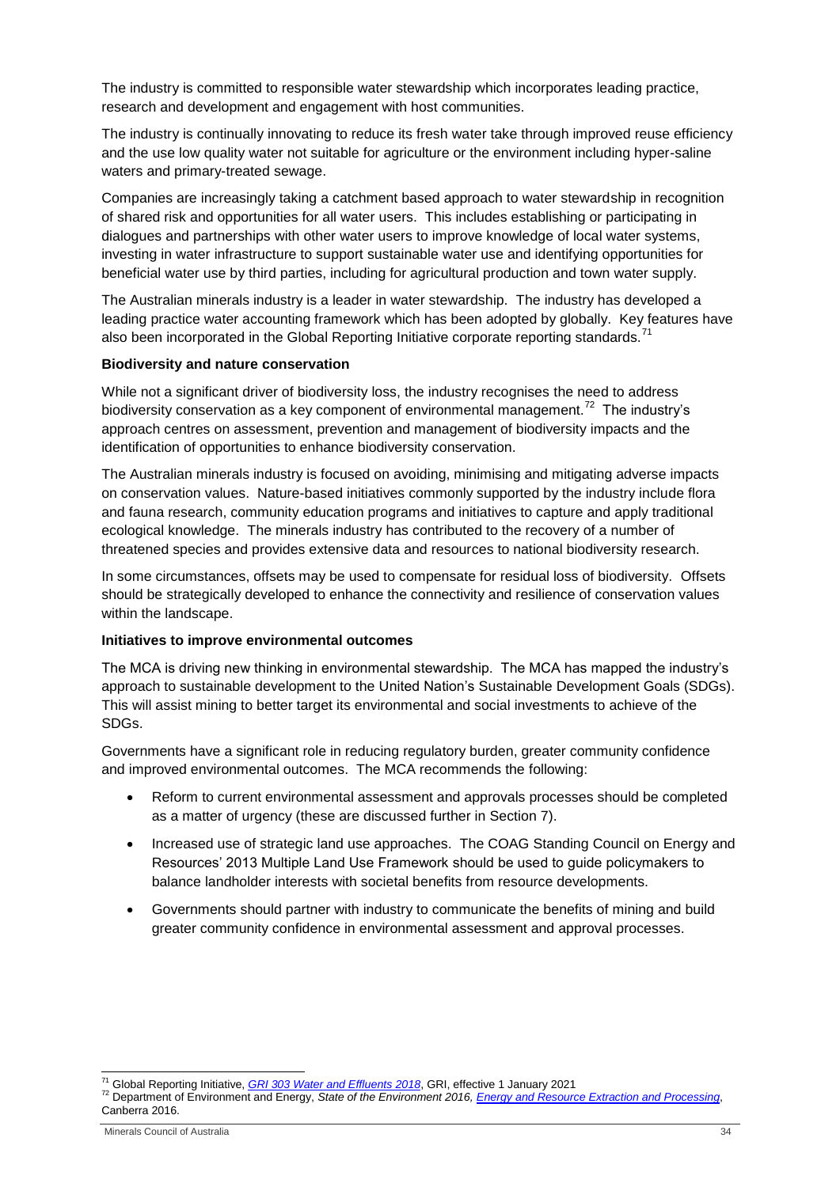The industry is committed to responsible water stewardship which incorporates leading practice, research and development and engagement with host communities.

The industry is continually innovating to reduce its fresh water take through improved reuse efficiency and the use low quality water not suitable for agriculture or the environment including hyper-saline waters and primary-treated sewage.

Companies are increasingly taking a catchment based approach to water stewardship in recognition of shared risk and opportunities for all water users. This includes establishing or participating in dialogues and partnerships with other water users to improve knowledge of local water systems, investing in water infrastructure to support sustainable water use and identifying opportunities for beneficial water use by third parties, including for agricultural production and town water supply.

The Australian minerals industry is a leader in water stewardship. The industry has developed a leading practice water accounting framework which has been adopted by globally. Key features have also been incorporated in the Global Reporting Initiative corporate reporting standards.[71]

**Biodiversity and nature conservation**

While not a significant driver of biodiversity loss, the industry recognises the need to address biodiversity conservation as a key component of environmental management.[72] The industry's approach centres on assessment, prevention and management of biodiversity impacts and the identification of opportunities to enhance biodiversity conservation.

The Australian minerals industry is focused on avoiding, minimising and mitigating adverse impacts on conservation values. Nature-based initiatives commonly supported by the industry include flora and fauna research, community education programs and initiatives to capture and apply traditional ecological knowledge. The minerals industry has contributed to the recovery of a number of threatened species and provides extensive data and resources to national biodiversity research.

In some circumstances, offsets may be used to compensate for residual loss of biodiversity. Offsets should be strategically developed to enhance the connectivity and resilience of conservation values within the landscape.

**Initiatives to improve environmental outcomes**

The MCA is driving new thinking in environmental stewardship. The MCA has mapped the industry's approach to sustainable development to the United Nation's Sustainable Development Goals (SDGs). This will assist mining to better target its environmental and social investments to achieve of the SDGs.

Governments have a significant role in reducing regulatory burden, greater community confidence and improved environmental outcomes. The MCA recommends the following:

- Reform to current environmental assessment and approvals processes should be completed as a matter of urgency (these are discussed further in Section 7).
- Increased use of strategic land use approaches. The COAG Standing Council on Energy and Resources' 2013 Multiple Land Use Framework should be used to guide policymakers to balance landholder interests with societal benefits from resource developments.
- Governments should partner with industry to communicate the benefits of mining and build greater community confidence in environmental assessment and approval processes.

---

[71] Global Reporting Initiative, *GRI 303 Water and Effluents 2018*, GRI, effective 1 January 2021

[72] Department of Environment and Energy, *State of the Environment 2016, Energy and Resource Extraction and Processing*, Canberra 2016.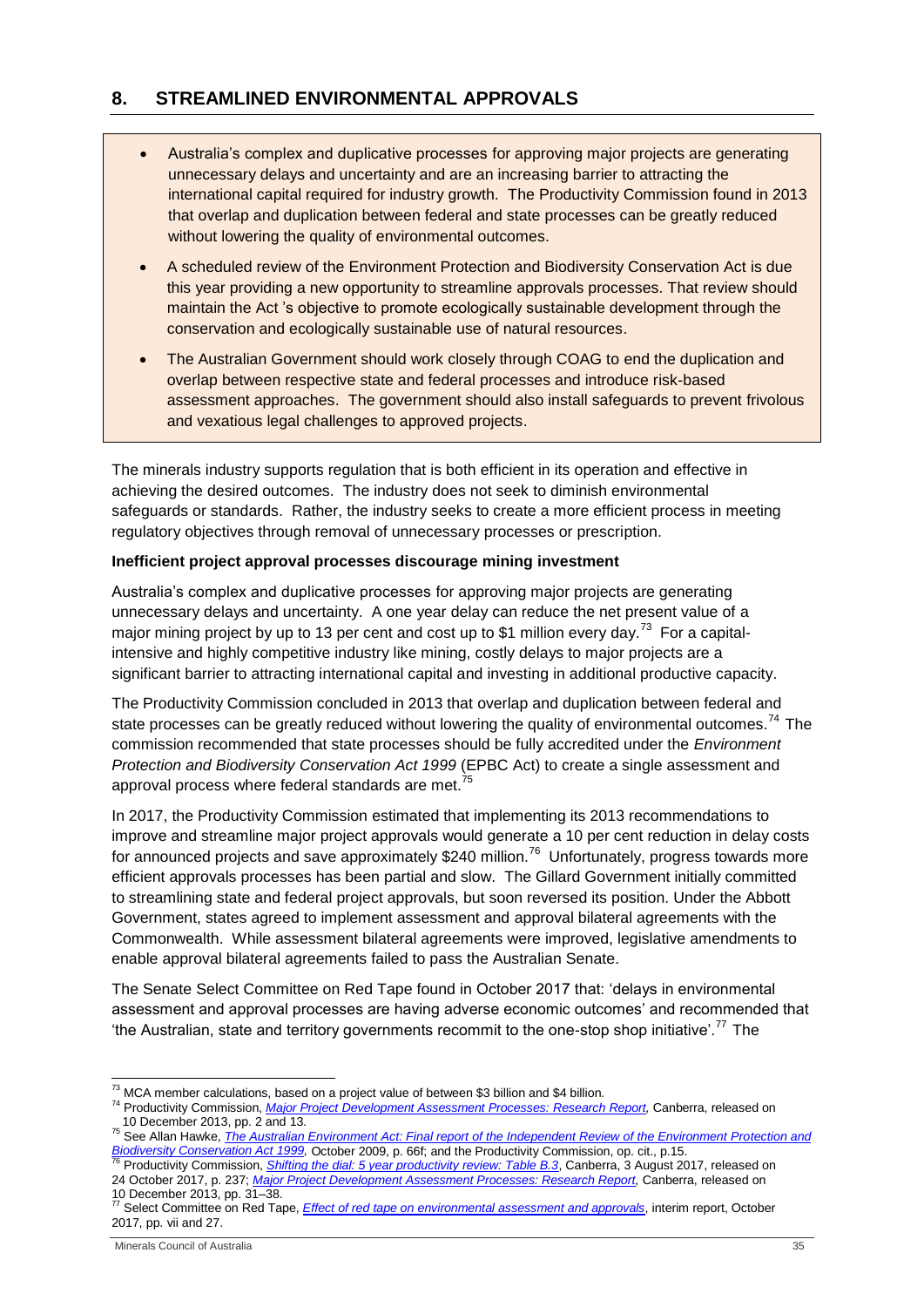## 8. STREAMLINED ENVIRONMENTAL APPROVALS

- Australia's complex and duplicative processes for approving major projects are generating unnecessary delays and uncertainty and are an increasing barrier to attracting the international capital required for industry growth. The Productivity Commission found in 2013 that overlap and duplication between federal and state processes can be greatly reduced without lowering the quality of environmental outcomes.
- A scheduled review of the Environment Protection and Biodiversity Conservation Act is due this year providing a new opportunity to streamline approvals processes. That review should maintain the Act 's objective to promote ecologically sustainable development through the conservation and ecologically sustainable use of natural resources.
- The Australian Government should work closely through COAG to end the duplication and overlap between respective state and federal processes and introduce risk-based assessment approaches. The government should also install safeguards to prevent frivolous and vexatious legal challenges to approved projects.

The minerals industry supports regulation that is both efficient in its operation and effective in achieving the desired outcomes. The industry does not seek to diminish environmental safeguards or standards. Rather, the industry seeks to create a more efficient process in meeting regulatory objectives through removal of unnecessary processes or prescription.

**Inefficient project approval processes discourage mining investment**

Australia's complex and duplicative processes for approving major projects are generating unnecessary delays and uncertainty. A one year delay can reduce the net present value of a major mining project by up to 13 per cent and cost up to $1 million every day.[73] For a capital-intensive and highly competitive industry like mining, costly delays to major projects are a significant barrier to attracting international capital and investing in additional productive capacity.

The Productivity Commission concluded in 2013 that overlap and duplication between federal and state processes can be greatly reduced without lowering the quality of environmental outcomes.[74] The commission recommended that state processes should be fully accredited under the *Environment Protection and Biodiversity Conservation Act 1999* (EPBC Act) to create a single assessment and approval process where federal standards are met.[75]

In 2017, the Productivity Commission estimated that implementing its 2013 recommendations to improve and streamline major project approvals would generate a 10 per cent reduction in delay costs for announced projects and save approximately $240 million.[76] Unfortunately, progress towards more efficient approvals processes has been partial and slow. The Gillard Government initially committed to streamlining state and federal project approvals, but soon reversed its position. Under the Abbott Government, states agreed to implement assessment and approval bilateral agreements with the Commonwealth. While assessment bilateral agreements were improved, legislative amendments to enable approval bilateral agreements failed to pass the Australian Senate.

The Senate Select Committee on Red Tape found in October 2017 that: 'delays in environmental assessment and approval processes are having adverse economic outcomes' and recommended that 'the Australian, state and territory governments recommit to the one-stop shop initiative'.[77] The

---

[73] MCA member calculations, based on a project value of between $3 billion and $4 billion.

[74] Productivity Commission, *Major Project Development Assessment Processes: Research Report,* Canberra, released on 10 December 2013, pp. 2 and 13.

[75] See Allan Hawke, *The Australian Environment Act: Final report of the Independent Review of the Environment Protection and Biodiversity Conservation Act 1999,* October 2009, p. 66f; and the Productivity Commission, op. cit., p.15.

[76] Productivity Commission, *Shifting the dial: 5 year productivity review: Table B.3*, Canberra, 3 August 2017, released on 24 October 2017, p. 237; *Major Project Development Assessment Processes: Research Report,* Canberra, released on 10 December 2013, pp. 31–38.

[77] Select Committee on Red Tape, *Effect of red tape on environmental assessment and approvals*, interim report, October 2017, pp. vii and 27.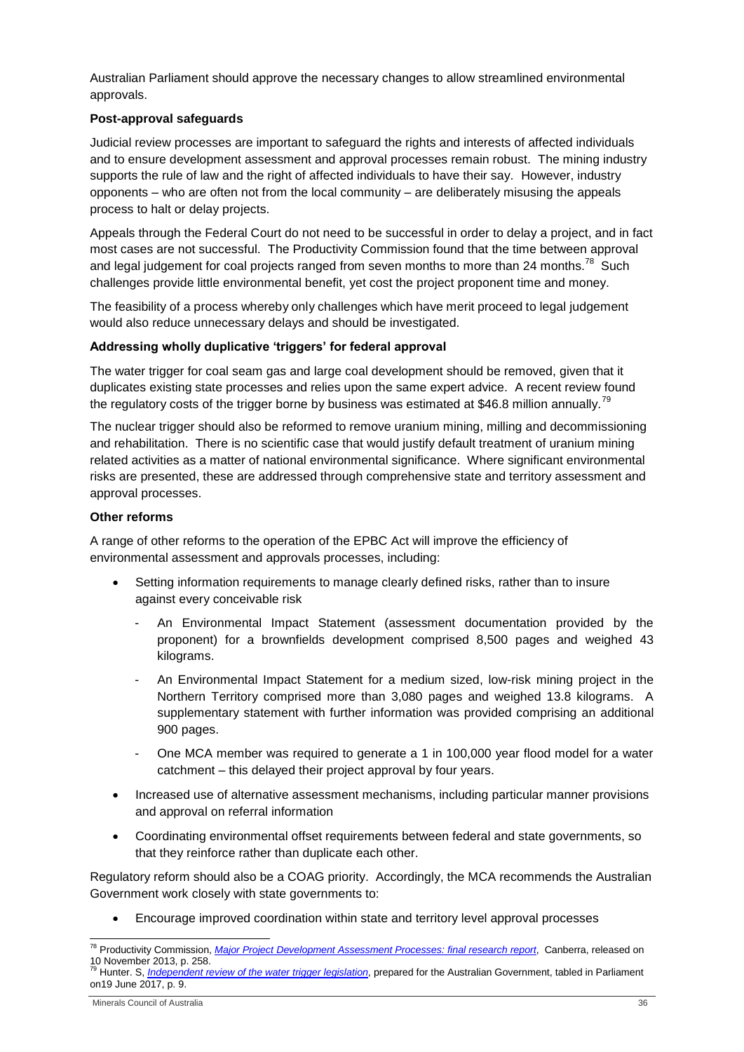Australian Parliament should approve the necessary changes to allow streamlined environmental approvals.

**Post-approval safeguards**

Judicial review processes are important to safeguard the rights and interests of affected individuals and to ensure development assessment and approval processes remain robust. The mining industry supports the rule of law and the right of affected individuals to have their say. However, industry opponents – who are often not from the local community – are deliberately misusing the appeals process to halt or delay projects.

Appeals through the Federal Court do not need to be successful in order to delay a project, and in fact most cases are not successful. The Productivity Commission found that the time between approval and legal judgement for coal projects ranged from seven months to more than 24 months.[78] Such challenges provide little environmental benefit, yet cost the project proponent time and money.

The feasibility of a process whereby only challenges which have merit proceed to legal judgement would also reduce unnecessary delays and should be investigated.

**Addressing wholly duplicative 'triggers' for federal approval**

The water trigger for coal seam gas and large coal development should be removed, given that it duplicates existing state processes and relies upon the same expert advice. A recent review found the regulatory costs of the trigger borne by business was estimated at $46.8 million annually.[79]

The nuclear trigger should also be reformed to remove uranium mining, milling and decommissioning and rehabilitation. There is no scientific case that would justify default treatment of uranium mining related activities as a matter of national environmental significance. Where significant environmental risks are presented, these are addressed through comprehensive state and territory assessment and approval processes.

**Other reforms**

A range of other reforms to the operation of the EPBC Act will improve the efficiency of environmental assessment and approvals processes, including:

- Setting information requirements to manage clearly defined risks, rather than to insure against every conceivable risk
  - An Environmental Impact Statement (assessment documentation provided by the proponent) for a brownfields development comprised 8,500 pages and weighed 43 kilograms.
  - An Environmental Impact Statement for a medium sized, low-risk mining project in the Northern Territory comprised more than 3,080 pages and weighed 13.8 kilograms. A supplementary statement with further information was provided comprising an additional 900 pages.
  - One MCA member was required to generate a 1 in 100,000 year flood model for a water catchment – this delayed their project approval by four years.
- Increased use of alternative assessment mechanisms, including particular manner provisions and approval on referral information
- Coordinating environmental offset requirements between federal and state governments, so that they reinforce rather than duplicate each other.

Regulatory reform should also be a COAG priority. Accordingly, the MCA recommends the Australian Government work closely with state governments to:

- Encourage improved coordination within state and territory level approval processes

---

[78] Productivity Commission, *Major Project Development Assessment Processes: final research report*, Canberra, released on 10 November 2013, p. 258.

[79] Hunter. S, *Independent review of the water trigger legislation*, prepared for the Australian Government, tabled in Parliament on19 June 2017, p. 9.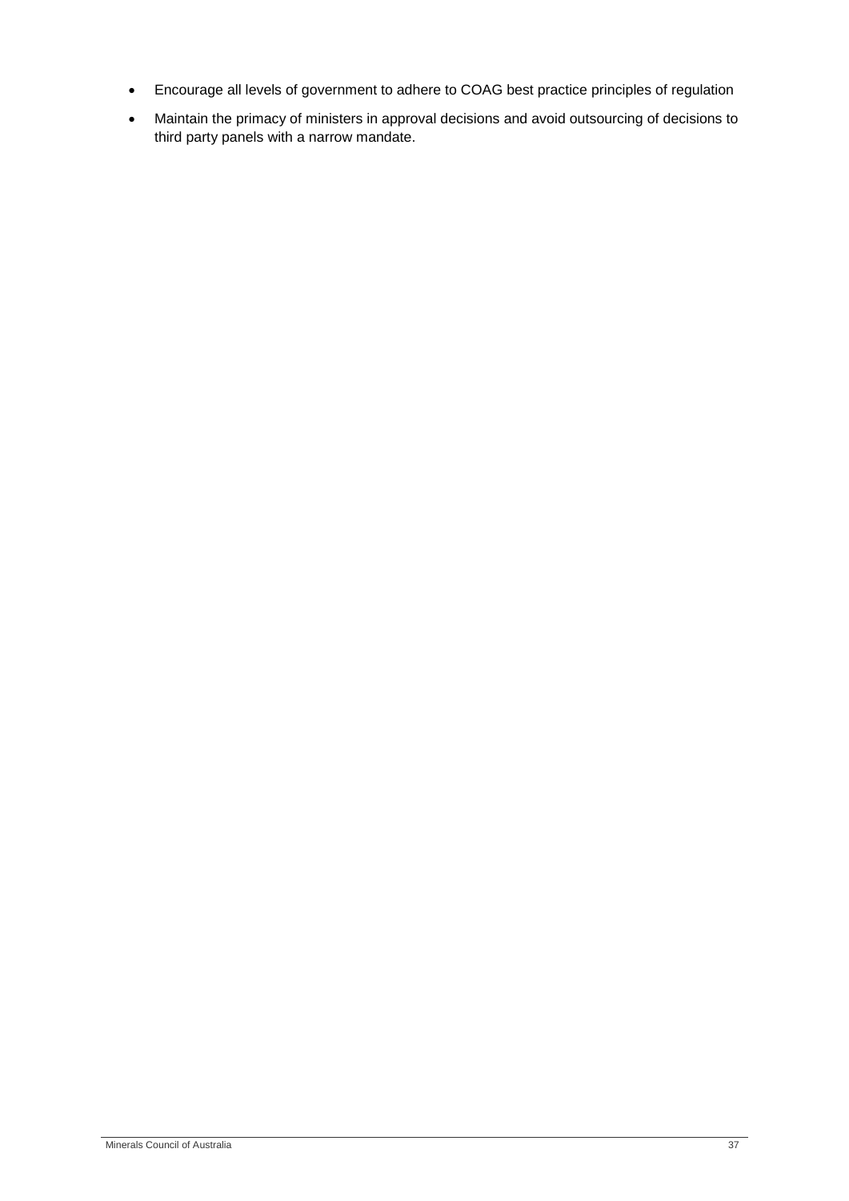- Encourage all levels of government to adhere to COAG best practice principles of regulation
- Maintain the primacy of ministers in approval decisions and avoid outsourcing of decisions to third party panels with a narrow mandate.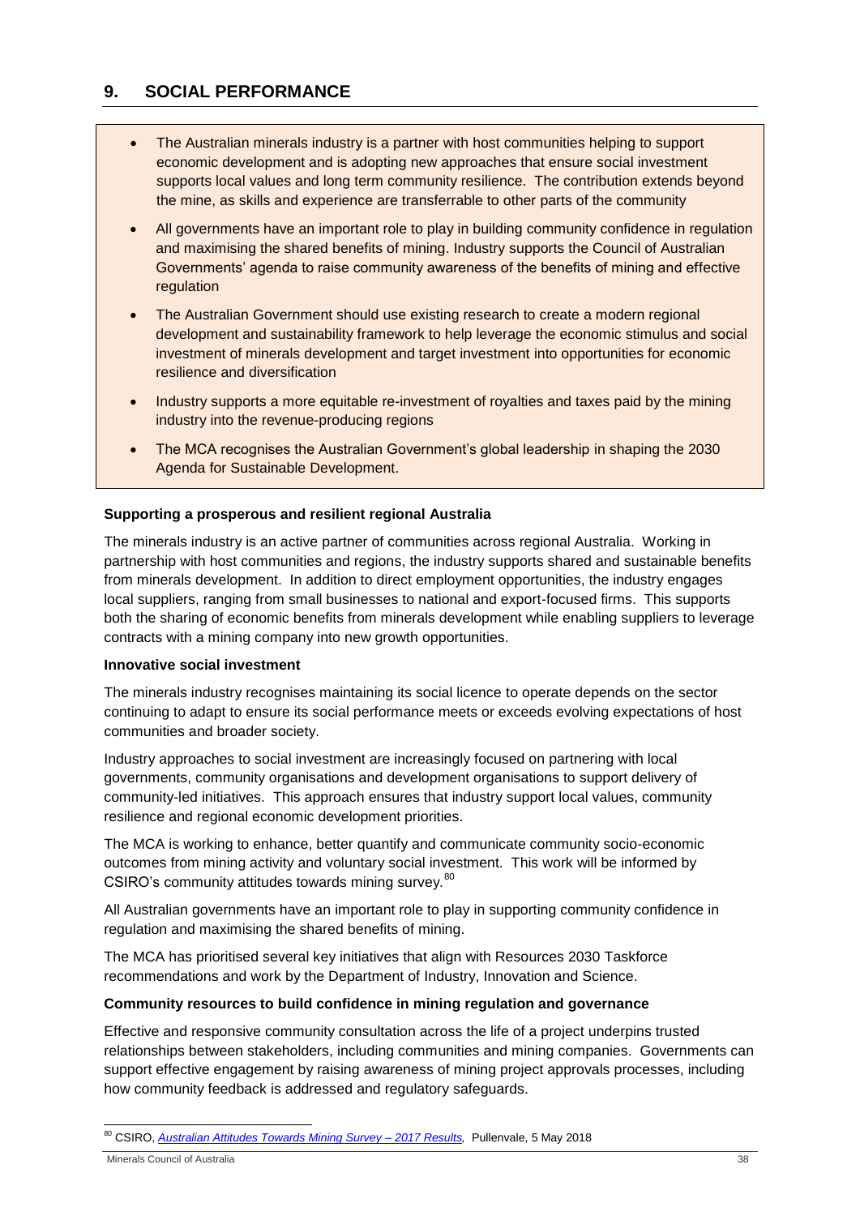## 9. SOCIAL PERFORMANCE

- The Australian minerals industry is a partner with host communities helping to support economic development and is adopting new approaches that ensure social investment supports local values and long term community resilience. The contribution extends beyond the mine, as skills and experience are transferrable to other parts of the community
- All governments have an important role to play in building community confidence in regulation and maximising the shared benefits of mining. Industry supports the Council of Australian Governments' agenda to raise community awareness of the benefits of mining and effective regulation
- The Australian Government should use existing research to create a modern regional development and sustainability framework to help leverage the economic stimulus and social investment of minerals development and target investment into opportunities for economic resilience and diversification
- Industry supports a more equitable re-investment of royalties and taxes paid by the mining industry into the revenue-producing regions
- The MCA recognises the Australian Government's global leadership in shaping the 2030 Agenda for Sustainable Development.

**Supporting a prosperous and resilient regional Australia**

The minerals industry is an active partner of communities across regional Australia. Working in partnership with host communities and regions, the industry supports shared and sustainable benefits from minerals development. In addition to direct employment opportunities, the industry engages local suppliers, ranging from small businesses to national and export-focused firms. This supports both the sharing of economic benefits from minerals development while enabling suppliers to leverage contracts with a mining company into new growth opportunities.

**Innovative social investment**

The minerals industry recognises maintaining its social licence to operate depends on the sector continuing to adapt to ensure its social performance meets or exceeds evolving expectations of host communities and broader society.

Industry approaches to social investment are increasingly focused on partnering with local governments, community organisations and development organisations to support delivery of community-led initiatives. This approach ensures that industry support local values, community resilience and regional economic development priorities.

The MCA is working to enhance, better quantify and communicate community socio-economic outcomes from mining activity and voluntary social investment. This work will be informed by CSIRO's community attitudes towards mining survey.[80]

All Australian governments have an important role to play in supporting community confidence in regulation and maximising the shared benefits of mining.

The MCA has prioritised several key initiatives that align with Resources 2030 Taskforce recommendations and work by the Department of Industry, Innovation and Science.

**Community resources to build confidence in mining regulation and governance**

Effective and responsive community consultation across the life of a project underpins trusted relationships between stakeholders, including communities and mining companies. Governments can support effective engagement by raising awareness of mining project approvals processes, including how community feedback is addressed and regulatory safeguards.

---

[80] CSIRO, *Australian Attitudes Towards Mining Survey – 2017 Results,* Pullenvale, 5 May 2018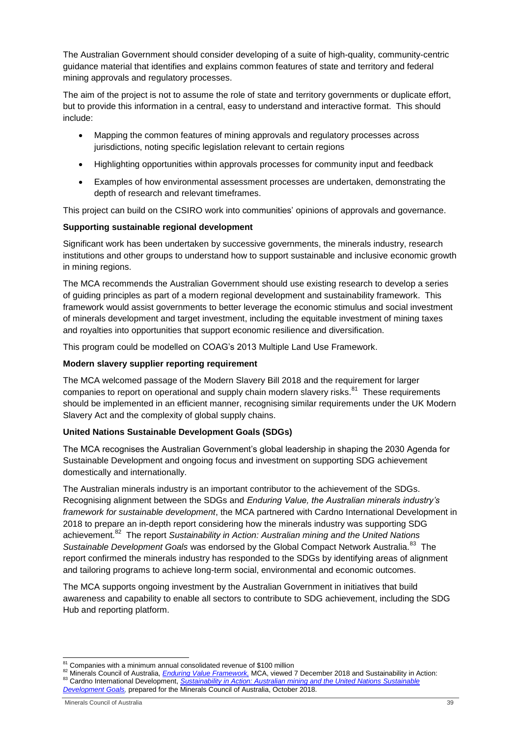The Australian Government should consider developing of a suite of high-quality, community-centric guidance material that identifies and explains common features of state and territory and federal mining approvals and regulatory processes.

The aim of the project is not to assume the role of state and territory governments or duplicate effort, but to provide this information in a central, easy to understand and interactive format. This should include:

- Mapping the common features of mining approvals and regulatory processes across jurisdictions, noting specific legislation relevant to certain regions
- Highlighting opportunities within approvals processes for community input and feedback
- Examples of how environmental assessment processes are undertaken, demonstrating the depth of research and relevant timeframes.

This project can build on the CSIRO work into communities' opinions of approvals and governance.

**Supporting sustainable regional development**

Significant work has been undertaken by successive governments, the minerals industry, research institutions and other groups to understand how to support sustainable and inclusive economic growth in mining regions.

The MCA recommends the Australian Government should use existing research to develop a series of guiding principles as part of a modern regional development and sustainability framework. This framework would assist governments to better leverage the economic stimulus and social investment of minerals development and target investment, including the equitable investment of mining taxes and royalties into opportunities that support economic resilience and diversification.

This program could be modelled on COAG's 2013 Multiple Land Use Framework.

**Modern slavery supplier reporting requirement**

The MCA welcomed passage of the Modern Slavery Bill 2018 and the requirement for larger companies to report on operational and supply chain modern slavery risks.[81] These requirements should be implemented in an efficient manner, recognising similar requirements under the UK Modern Slavery Act and the complexity of global supply chains.

**United Nations Sustainable Development Goals (SDGs)**

The MCA recognises the Australian Government's global leadership in shaping the 2030 Agenda for Sustainable Development and ongoing focus and investment on supporting SDG achievement domestically and internationally.

The Australian minerals industry is an important contributor to the achievement of the SDGs. Recognising alignment between the SDGs and *Enduring Value, the Australian minerals industry's framework for sustainable development*, the MCA partnered with Cardno International Development in 2018 to prepare an in-depth report considering how the minerals industry was supporting SDG achievement.[82] The report *Sustainability in Action: Australian mining and the United Nations Sustainable Development Goals* was endorsed by the Global Compact Network Australia.[83] The report confirmed the minerals industry has responded to the SDGs by identifying areas of alignment and tailoring programs to achieve long-term social, environmental and economic outcomes.

The MCA supports ongoing investment by the Australian Government in initiatives that build awareness and capability to enable all sectors to contribute to SDG achievement, including the SDG Hub and reporting platform.

---

[81] Companies with a minimum annual consolidated revenue of $100 million

[82] Minerals Council of Australia, *Enduring Value Framework*, MCA, viewed 7 December 2018 and Sustainability in Action:

[83] Cardno International Development, *Sustainability in Action: Australian mining and the United Nations Sustainable Development Goals,* prepared for the Minerals Council of Australia, October 2018.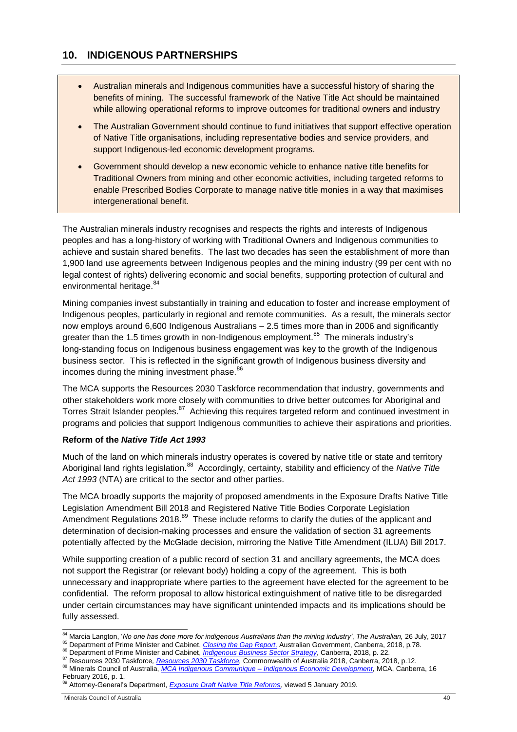## 10. INDIGENOUS PARTNERSHIPS

- Australian minerals and Indigenous communities have a successful history of sharing the benefits of mining. The successful framework of the Native Title Act should be maintained while allowing operational reforms to improve outcomes for traditional owners and industry
- The Australian Government should continue to fund initiatives that support effective operation of Native Title organisations, including representative bodies and service providers, and support Indigenous-led economic development programs.
- Government should develop a new economic vehicle to enhance native title benefits for Traditional Owners from mining and other economic activities, including targeted reforms to enable Prescribed Bodies Corporate to manage native title monies in a way that maximises intergenerational benefit.

The Australian minerals industry recognises and respects the rights and interests of Indigenous peoples and has a long-history of working with Traditional Owners and Indigenous communities to achieve and sustain shared benefits. The last two decades has seen the establishment of more than 1,900 land use agreements between Indigenous peoples and the mining industry (99 per cent with no legal contest of rights) delivering economic and social benefits, supporting protection of cultural and environmental heritage.[84]

Mining companies invest substantially in training and education to foster and increase employment of Indigenous peoples, particularly in regional and remote communities. As a result, the minerals sector now employs around 6,600 Indigenous Australians – 2.5 times more than in 2006 and significantly greater than the 1.5 times growth in non-Indigenous employment.[85] The minerals industry's long-standing focus on Indigenous business engagement was key to the growth of the Indigenous business sector. This is reflected in the significant growth of Indigenous business diversity and incomes during the mining investment phase.[86]

The MCA supports the Resources 2030 Taskforce recommendation that industry, governments and other stakeholders work more closely with communities to drive better outcomes for Aboriginal and Torres Strait Islander peoples.[87] Achieving this requires targeted reform and continued investment in programs and policies that support Indigenous communities to achieve their aspirations and priorities.

**Reform of the *Native Title Act 1993***

Much of the land on which minerals industry operates is covered by native title or state and territory Aboriginal land rights legislation.[88] Accordingly, certainty, stability and efficiency of the *Native Title Act 1993* (NTA) are critical to the sector and other parties.

The MCA broadly supports the majority of proposed amendments in the Exposure Drafts Native Title Legislation Amendment Bill 2018 and Registered Native Title Bodies Corporate Legislation Amendment Regulations 2018.[89] These include reforms to clarify the duties of the applicant and determination of decision-making processes and ensure the validation of section 31 agreements potentially affected by the McGlade decision, mirroring the Native Title Amendment (ILUA) Bill 2017.

While supporting creation of a public record of section 31 and ancillary agreements, the MCA does not support the Registrar (or relevant body) holding a copy of the agreement. This is both unnecessary and inappropriate where parties to the agreement have elected for the agreement to be confidential. The reform proposal to allow historical extinguishment of native title to be disregarded under certain circumstances may have significant unintended impacts and its implications should be fully assessed.

---

[84] Marcia Langton, '*No one has done more for indigenous Australians than the mining industry*', *The Australian,* 26 July, 2017

[85] Department of Prime Minister and Cabinet, *Closing the Gap Report,* Australian Government, Canberra, 2018, p.78.

[86] Department of Prime Minister and Cabinet, *Indigenous Business Sector Strategy*, Canberra, 2018, p. 22.

[87] Resources 2030 Taskforce, *Resources 2030 Taskforce,* Commonwealth of Australia 2018, Canberra, 2018, p.12.

[88] Minerals Council of Australia, *MCA Indigenous Communique – Indigenous Economic Development,* MCA, Canberra, 16 February 2016, p. 1.

[89] Attorney-General's Department, *Exposure Draft Native Title Reforms,* viewed 5 January 2019.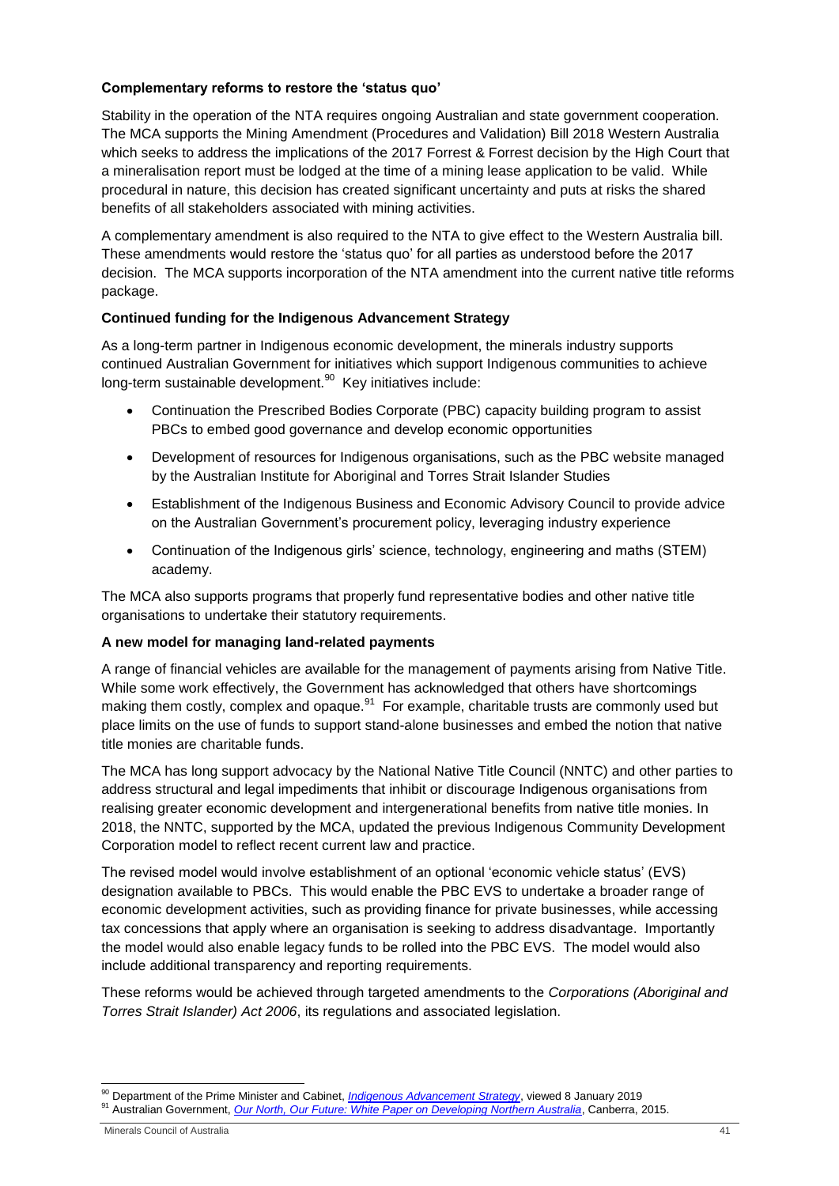**Complementary reforms to restore the 'status quo'**

Stability in the operation of the NTA requires ongoing Australian and state government cooperation. The MCA supports the Mining Amendment (Procedures and Validation) Bill 2018 Western Australia which seeks to address the implications of the 2017 Forrest & Forrest decision by the High Court that a mineralisation report must be lodged at the time of a mining lease application to be valid. While procedural in nature, this decision has created significant uncertainty and puts at risks the shared benefits of all stakeholders associated with mining activities.

A complementary amendment is also required to the NTA to give effect to the Western Australia bill. These amendments would restore the 'status quo' for all parties as understood before the 2017 decision. The MCA supports incorporation of the NTA amendment into the current native title reforms package.

**Continued funding for the Indigenous Advancement Strategy**

As a long-term partner in Indigenous economic development, the minerals industry supports continued Australian Government for initiatives which support Indigenous communities to achieve long-term sustainable development.[90] Key initiatives include:

- Continuation the Prescribed Bodies Corporate (PBC) capacity building program to assist PBCs to embed good governance and develop economic opportunities
- Development of resources for Indigenous organisations, such as the PBC website managed by the Australian Institute for Aboriginal and Torres Strait Islander Studies
- Establishment of the Indigenous Business and Economic Advisory Council to provide advice on the Australian Government's procurement policy, leveraging industry experience
- Continuation of the Indigenous girls' science, technology, engineering and maths (STEM) academy.

The MCA also supports programs that properly fund representative bodies and other native title organisations to undertake their statutory requirements.

**A new model for managing land-related payments**

A range of financial vehicles are available for the management of payments arising from Native Title. While some work effectively, the Government has acknowledged that others have shortcomings making them costly, complex and opaque.[91] For example, charitable trusts are commonly used but place limits on the use of funds to support stand-alone businesses and embed the notion that native title monies are charitable funds.

The MCA has long support advocacy by the National Native Title Council (NNTC) and other parties to address structural and legal impediments that inhibit or discourage Indigenous organisations from realising greater economic development and intergenerational benefits from native title monies. In 2018, the NNTC, supported by the MCA, updated the previous Indigenous Community Development Corporation model to reflect recent current law and practice.

The revised model would involve establishment of an optional 'economic vehicle status' (EVS) designation available to PBCs. This would enable the PBC EVS to undertake a broader range of economic development activities, such as providing finance for private businesses, while accessing tax concessions that apply where an organisation is seeking to address disadvantage. Importantly the model would also enable legacy funds to be rolled into the PBC EVS. The model would also include additional transparency and reporting requirements.

These reforms would be achieved through targeted amendments to the *Corporations (Aboriginal and Torres Strait Islander) Act 2006*, its regulations and associated legislation.

---

[90] Department of the Prime Minister and Cabinet, *Indigenous Advancement Strategy*, viewed 8 January 2019

[91] Australian Government, *Our North, Our Future: White Paper on Developing Northern Australia*, Canberra, 2015.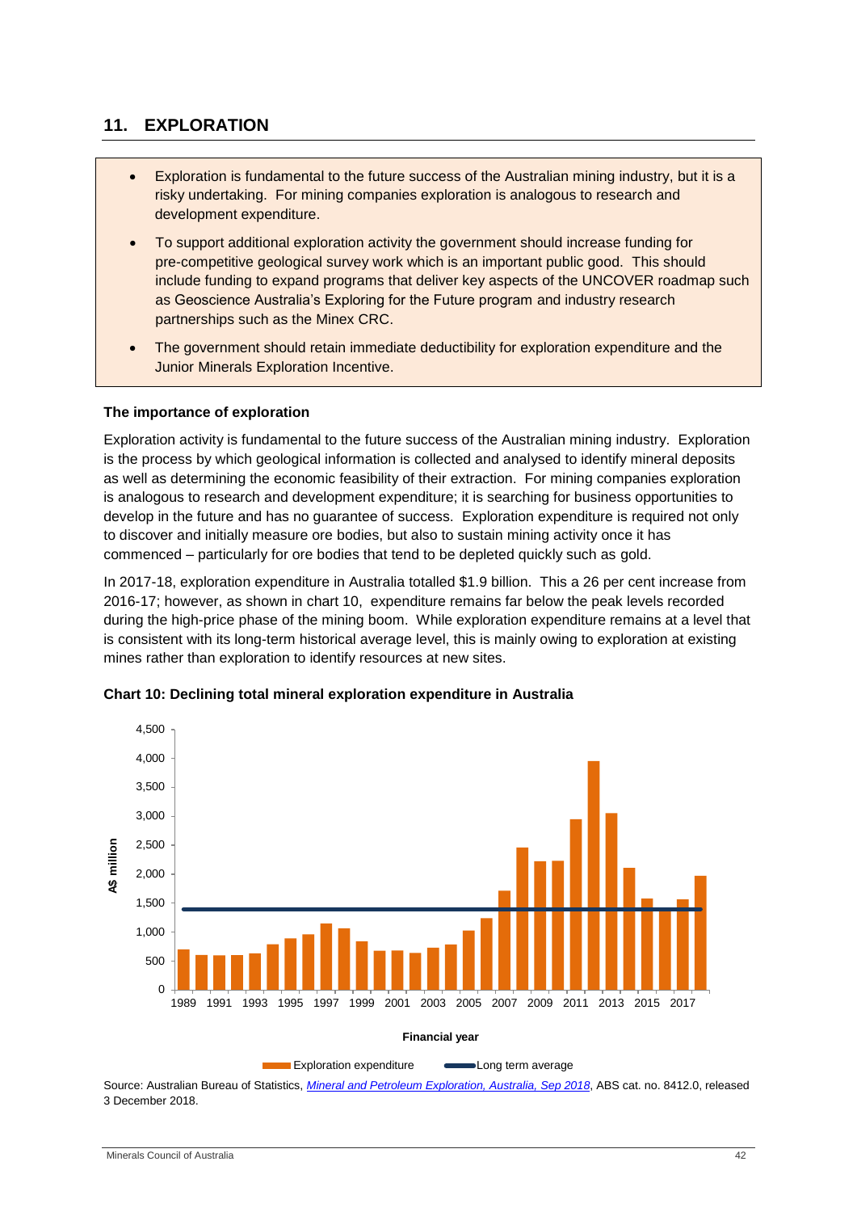## 11. EXPLORATION

- Exploration is fundamental to the future success of the Australian mining industry, but it is a risky undertaking. For mining companies exploration is analogous to research and development expenditure.
- To support additional exploration activity the government should increase funding for pre-competitive geological survey work which is an important public good. This should include funding to expand programs that deliver key aspects of the UNCOVER roadmap such as Geoscience Australia's Exploring for the Future program and industry research partnerships such as the Minex CRC.
- The government should retain immediate deductibility for exploration expenditure and the Junior Minerals Exploration Incentive.

### The importance of exploration

Exploration activity is fundamental to the future success of the Australian mining industry. Exploration is the process by which geological information is collected and analysed to identify mineral deposits as well as determining the economic feasibility of their extraction. For mining companies exploration is analogous to research and development expenditure; it is searching for business opportunities to develop in the future and has no guarantee of success. Exploration expenditure is required not only to discover and initially measure ore bodies, but also to sustain mining activity once it has commenced – particularly for ore bodies that tend to be depleted quickly such as gold.

In 2017-18, exploration expenditure in Australia totalled $1.9 billion. This a 26 per cent increase from 2016-17; however, as shown in chart 10, expenditure remains far below the peak levels recorded during the high-price phase of the mining boom. While exploration expenditure remains at a level that is consistent with its long-term historical average level, this is mainly owing to exploration at existing mines rather than exploration to identify resources at new sites.

**Chart 10: Declining total mineral exploration expenditure in Australia**

Source: Australian Bureau of Statistics, *Mineral and Petroleum Exploration, Australia, Sep 2018*, ABS cat. no. 8412.0, released 3 December 2018.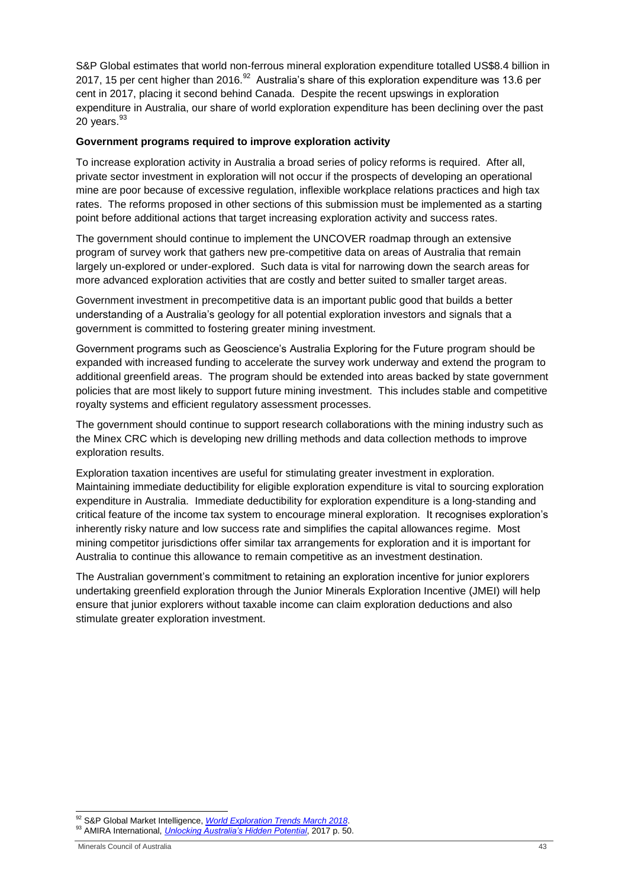S&P Global estimates that world non-ferrous mineral exploration expenditure totalled US$8.4 billion in 2017, 15 per cent higher than 2016.[92] Australia's share of this exploration expenditure was 13.6 per cent in 2017, placing it second behind Canada. Despite the recent upswings in exploration expenditure in Australia, our share of world exploration expenditure has been declining over the past 20 years.[93]

**Government programs required to improve exploration activity**

To increase exploration activity in Australia a broad series of policy reforms is required. After all, private sector investment in exploration will not occur if the prospects of developing an operational mine are poor because of excessive regulation, inflexible workplace relations practices and high tax rates. The reforms proposed in other sections of this submission must be implemented as a starting point before additional actions that target increasing exploration activity and success rates.

The government should continue to implement the UNCOVER roadmap through an extensive program of survey work that gathers new pre-competitive data on areas of Australia that remain largely un-explored or under-explored. Such data is vital for narrowing down the search areas for more advanced exploration activities that are costly and better suited to smaller target areas.

Government investment in precompetitive data is an important public good that builds a better understanding of a Australia's geology for all potential exploration investors and signals that a government is committed to fostering greater mining investment.

Government programs such as Geoscience's Australia Exploring for the Future program should be expanded with increased funding to accelerate the survey work underway and extend the program to additional greenfield areas. The program should be extended into areas backed by state government policies that are most likely to support future mining investment. This includes stable and competitive royalty systems and efficient regulatory assessment processes.

The government should continue to support research collaborations with the mining industry such as the Minex CRC which is developing new drilling methods and data collection methods to improve exploration results.

Exploration taxation incentives are useful for stimulating greater investment in exploration. Maintaining immediate deductibility for eligible exploration expenditure is vital to sourcing exploration expenditure in Australia. Immediate deductibility for exploration expenditure is a long-standing and critical feature of the income tax system to encourage mineral exploration. It recognises exploration's inherently risky nature and low success rate and simplifies the capital allowances regime. Most mining competitor jurisdictions offer similar tax arrangements for exploration and it is important for Australia to continue this allowance to remain competitive as an investment destination.

The Australian government's commitment to retaining an exploration incentive for junior explorers undertaking greenfield exploration through the Junior Minerals Exploration Incentive (JMEI) will help ensure that junior explorers without taxable income can claim exploration deductions and also stimulate greater exploration investment.

---

[92] S&P Global Market Intelligence, *World Exploration Trends March 2018*.

[93] AMIRA International, *Unlocking Australia's Hidden Potential*, 2017 p. 50.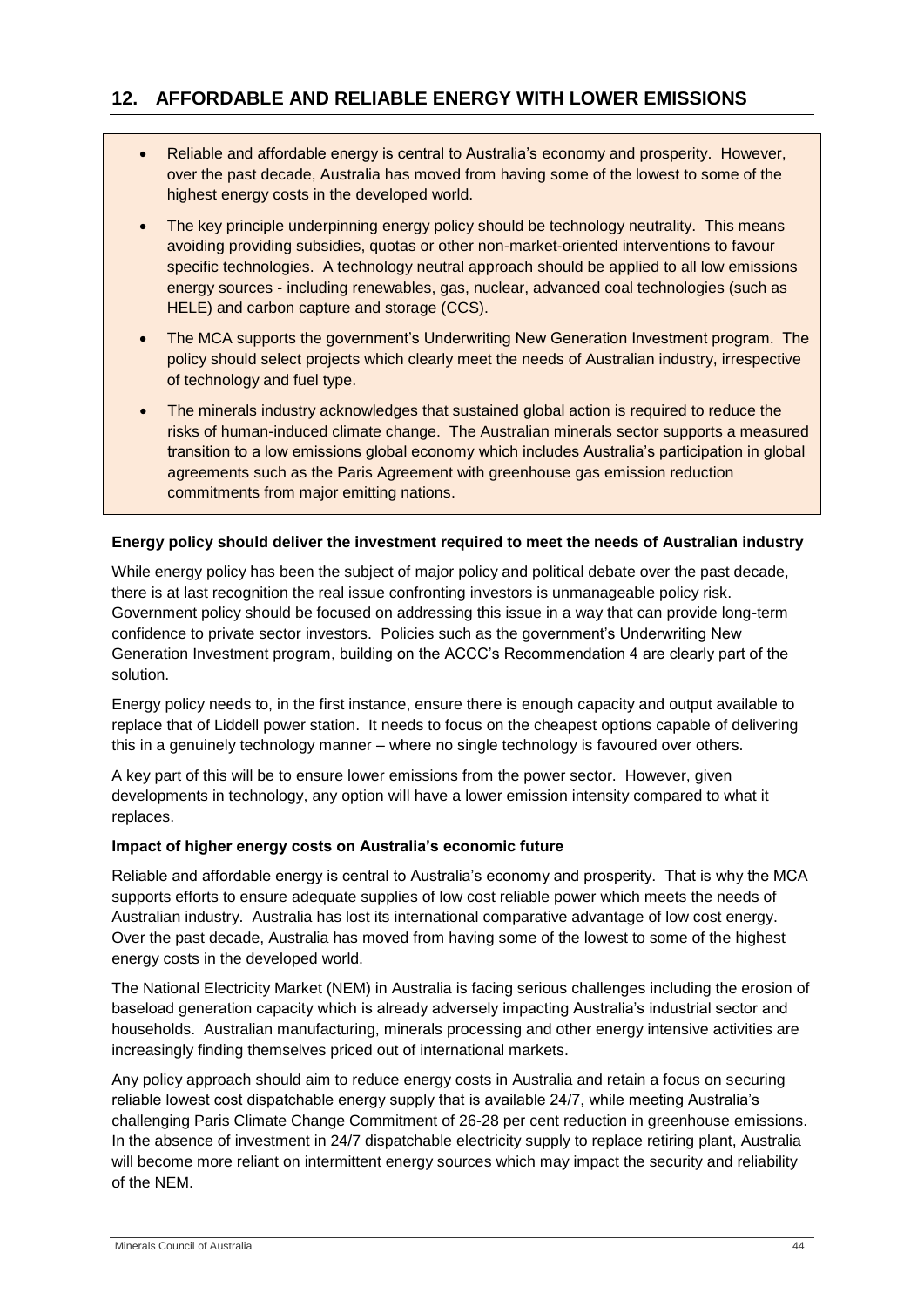## 12. AFFORDABLE AND RELIABLE ENERGY WITH LOWER EMISSIONS

- Reliable and affordable energy is central to Australia's economy and prosperity. However, over the past decade, Australia has moved from having some of the lowest to some of the highest energy costs in the developed world.
- The key principle underpinning energy policy should be technology neutrality. This means avoiding providing subsidies, quotas or other non-market-oriented interventions to favour specific technologies. A technology neutral approach should be applied to all low emissions energy sources - including renewables, gas, nuclear, advanced coal technologies (such as HELE) and carbon capture and storage (CCS).
- The MCA supports the government's Underwriting New Generation Investment program. The policy should select projects which clearly meet the needs of Australian industry, irrespective of technology and fuel type.
- The minerals industry acknowledges that sustained global action is required to reduce the risks of human-induced climate change. The Australian minerals sector supports a measured transition to a low emissions global economy which includes Australia's participation in global agreements such as the Paris Agreement with greenhouse gas emission reduction commitments from major emitting nations.

**Energy policy should deliver the investment required to meet the needs of Australian industry**

While energy policy has been the subject of major policy and political debate over the past decade, there is at last recognition the real issue confronting investors is unmanageable policy risk. Government policy should be focused on addressing this issue in a way that can provide long-term confidence to private sector investors. Policies such as the government's Underwriting New Generation Investment program, building on the ACCC's Recommendation 4 are clearly part of the solution.

Energy policy needs to, in the first instance, ensure there is enough capacity and output available to replace that of Liddell power station. It needs to focus on the cheapest options capable of delivering this in a genuinely technology manner – where no single technology is favoured over others.

A key part of this will be to ensure lower emissions from the power sector. However, given developments in technology, any option will have a lower emission intensity compared to what it replaces.

**Impact of higher energy costs on Australia's economic future**

Reliable and affordable energy is central to Australia's economy and prosperity. That is why the MCA supports efforts to ensure adequate supplies of low cost reliable power which meets the needs of Australian industry. Australia has lost its international comparative advantage of low cost energy. Over the past decade, Australia has moved from having some of the lowest to some of the highest energy costs in the developed world.

The National Electricity Market (NEM) in Australia is facing serious challenges including the erosion of baseload generation capacity which is already adversely impacting Australia's industrial sector and households. Australian manufacturing, minerals processing and other energy intensive activities are increasingly finding themselves priced out of international markets.

Any policy approach should aim to reduce energy costs in Australia and retain a focus on securing reliable lowest cost dispatchable energy supply that is available 24/7, while meeting Australia's challenging Paris Climate Change Commitment of 26-28 per cent reduction in greenhouse emissions. In the absence of investment in 24/7 dispatchable electricity supply to replace retiring plant, Australia will become more reliant on intermittent energy sources which may impact the security and reliability of the NEM.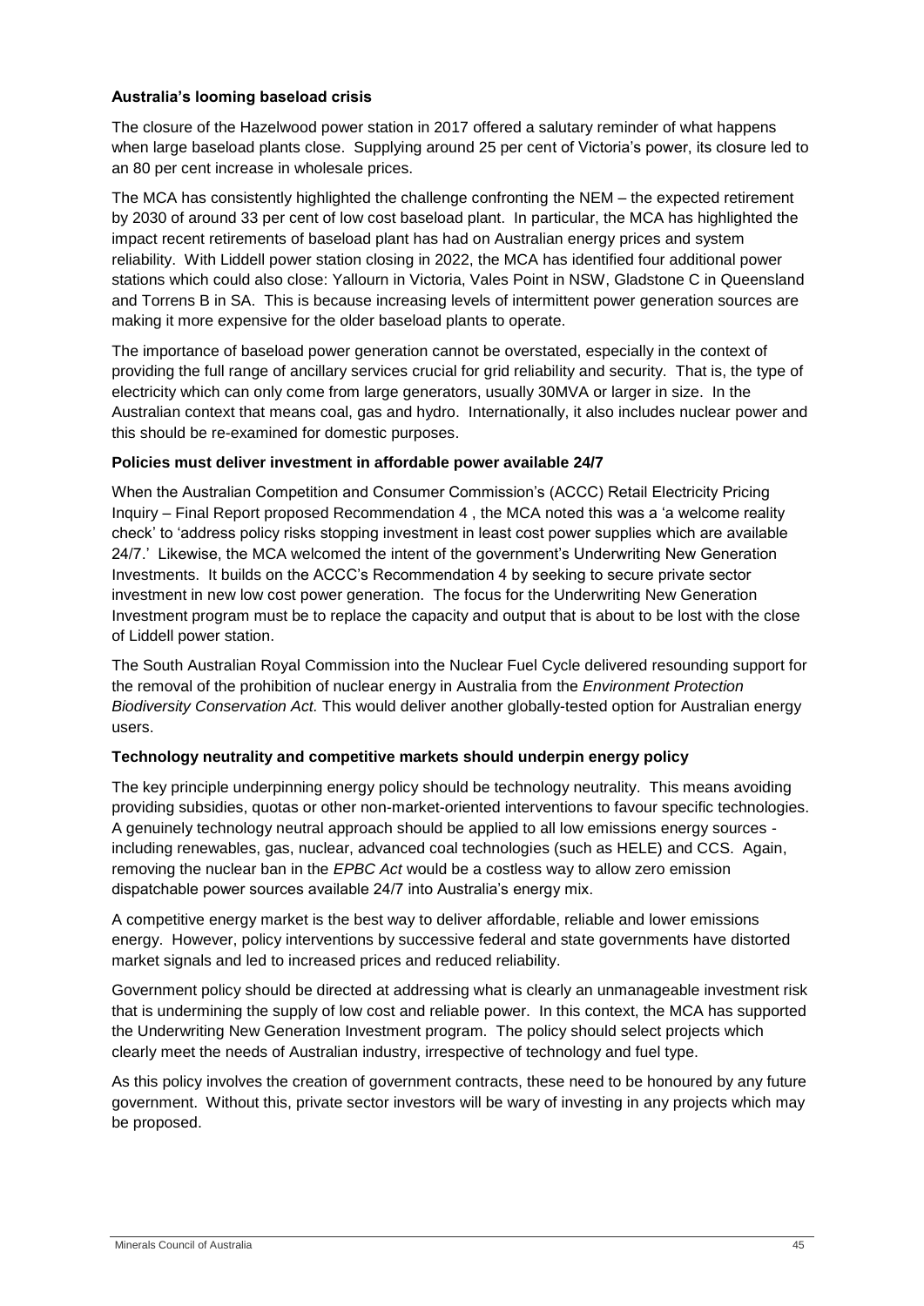**Australia's looming baseload crisis**

The closure of the Hazelwood power station in 2017 offered a salutary reminder of what happens when large baseload plants close. Supplying around 25 per cent of Victoria's power, its closure led to an 80 per cent increase in wholesale prices.

The MCA has consistently highlighted the challenge confronting the NEM – the expected retirement by 2030 of around 33 per cent of low cost baseload plant. In particular, the MCA has highlighted the impact recent retirements of baseload plant has had on Australian energy prices and system reliability. With Liddell power station closing in 2022, the MCA has identified four additional power stations which could also close: Yallourn in Victoria, Vales Point in NSW, Gladstone C in Queensland and Torrens B in SA. This is because increasing levels of intermittent power generation sources are making it more expensive for the older baseload plants to operate.

The importance of baseload power generation cannot be overstated, especially in the context of providing the full range of ancillary services crucial for grid reliability and security. That is, the type of electricity which can only come from large generators, usually 30MVA or larger in size. In the Australian context that means coal, gas and hydro. Internationally, it also includes nuclear power and this should be re-examined for domestic purposes.

**Policies must deliver investment in affordable power available 24/7**

When the Australian Competition and Consumer Commission's (ACCC) Retail Electricity Pricing Inquiry – Final Report proposed Recommendation 4 , the MCA noted this was a 'a welcome reality check' to 'address policy risks stopping investment in least cost power supplies which are available 24/7.' Likewise, the MCA welcomed the intent of the government's Underwriting New Generation Investments. It builds on the ACCC's Recommendation 4 by seeking to secure private sector investment in new low cost power generation. The focus for the Underwriting New Generation Investment program must be to replace the capacity and output that is about to be lost with the close of Liddell power station.

The South Australian Royal Commission into the Nuclear Fuel Cycle delivered resounding support for the removal of the prohibition of nuclear energy in Australia from the *Environment Protection Biodiversity Conservation Act.* This would deliver another globally-tested option for Australian energy users.

**Technology neutrality and competitive markets should underpin energy policy**

The key principle underpinning energy policy should be technology neutrality. This means avoiding providing subsidies, quotas or other non-market-oriented interventions to favour specific technologies. A genuinely technology neutral approach should be applied to all low emissions energy sources - including renewables, gas, nuclear, advanced coal technologies (such as HELE) and CCS. Again, removing the nuclear ban in the *EPBC Act* would be a costless way to allow zero emission dispatchable power sources available 24/7 into Australia's energy mix.

A competitive energy market is the best way to deliver affordable, reliable and lower emissions energy. However, policy interventions by successive federal and state governments have distorted market signals and led to increased prices and reduced reliability.

Government policy should be directed at addressing what is clearly an unmanageable investment risk that is undermining the supply of low cost and reliable power. In this context, the MCA has supported the Underwriting New Generation Investment program. The policy should select projects which clearly meet the needs of Australian industry, irrespective of technology and fuel type.

As this policy involves the creation of government contracts, these need to be honoured by any future government. Without this, private sector investors will be wary of investing in any projects which may be proposed.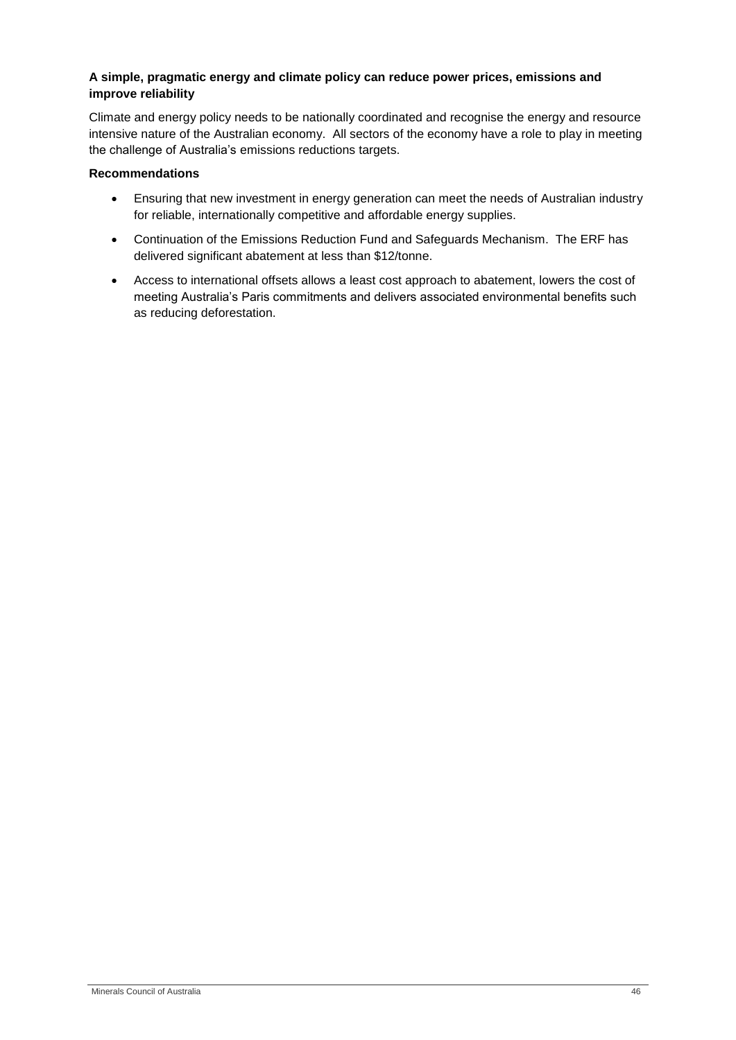**A simple, pragmatic energy and climate policy can reduce power prices, emissions and improve reliability**

Climate and energy policy needs to be nationally coordinated and recognise the energy and resource intensive nature of the Australian economy. All sectors of the economy have a role to play in meeting the challenge of Australia's emissions reductions targets.

**Recommendations**

- Ensuring that new investment in energy generation can meet the needs of Australian industry for reliable, internationally competitive and affordable energy supplies.
- Continuation of the Emissions Reduction Fund and Safeguards Mechanism. The ERF has delivered significant abatement at less than $12/tonne.
- Access to international offsets allows a least cost approach to abatement, lowers the cost of meeting Australia's Paris commitments and delivers associated environmental benefits such as reducing deforestation.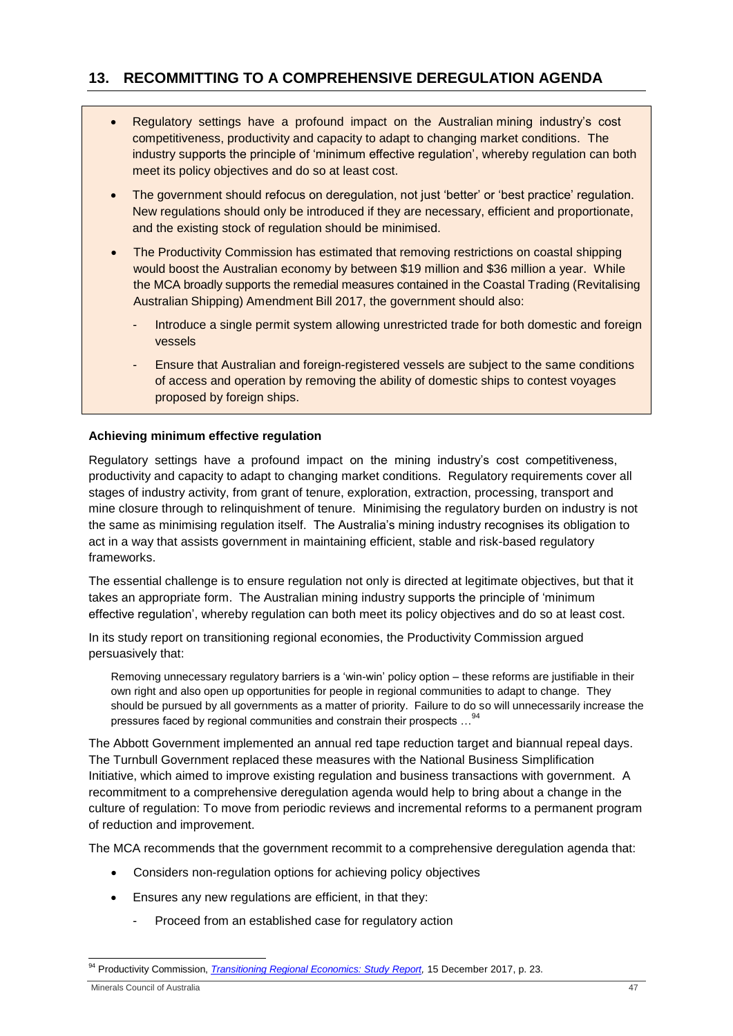## 13. RECOMMITTING TO A COMPREHENSIVE DEREGULATION AGENDA

- Regulatory settings have a profound impact on the Australian mining industry's cost competitiveness, productivity and capacity to adapt to changing market conditions. The industry supports the principle of 'minimum effective regulation', whereby regulation can both meet its policy objectives and do so at least cost.
- The government should refocus on deregulation, not just 'better' or 'best practice' regulation. New regulations should only be introduced if they are necessary, efficient and proportionate, and the existing stock of regulation should be minimised.
- The Productivity Commission has estimated that removing restrictions on coastal shipping would boost the Australian economy by between $19 million and $36 million a year. While the MCA broadly supports the remedial measures contained in the Coastal Trading (Revitalising Australian Shipping) Amendment Bill 2017, the government should also:
  - Introduce a single permit system allowing unrestricted trade for both domestic and foreign vessels
  - Ensure that Australian and foreign-registered vessels are subject to the same conditions of access and operation by removing the ability of domestic ships to contest voyages proposed by foreign ships.

**Achieving minimum effective regulation**

Regulatory settings have a profound impact on the mining industry's cost competitiveness, productivity and capacity to adapt to changing market conditions. Regulatory requirements cover all stages of industry activity, from grant of tenure, exploration, extraction, processing, transport and mine closure through to relinquishment of tenure. Minimising the regulatory burden on industry is not the same as minimising regulation itself. The Australia's mining industry recognises its obligation to act in a way that assists government in maintaining efficient, stable and risk-based regulatory frameworks.

The essential challenge is to ensure regulation not only is directed at legitimate objectives, but that it takes an appropriate form. The Australian mining industry supports the principle of 'minimum effective regulation', whereby regulation can both meet its policy objectives and do so at least cost.

In its study report on transitioning regional economies, the Productivity Commission argued persuasively that:

> Removing unnecessary regulatory barriers is a 'win-win' policy option – these reforms are justifiable in their own right and also open up opportunities for people in regional communities to adapt to change. They should be pursued by all governments as a matter of priority. Failure to do so will unnecessarily increase the pressures faced by regional communities and constrain their prospects …[94]

The Abbott Government implemented an annual red tape reduction target and biannual repeal days. The Turnbull Government replaced these measures with the National Business Simplification Initiative, which aimed to improve existing regulation and business transactions with government. A recommitment to a comprehensive deregulation agenda would help to bring about a change in the culture of regulation: To move from periodic reviews and incremental reforms to a permanent program of reduction and improvement.

The MCA recommends that the government recommit to a comprehensive deregulation agenda that:

- Considers non-regulation options for achieving policy objectives
- Ensures any new regulations are efficient, in that they:
  - Proceed from an established case for regulatory action

[94] Productivity Commission, *Transitioning Regional Economics: Study Report*, 15 December 2017, p. 23.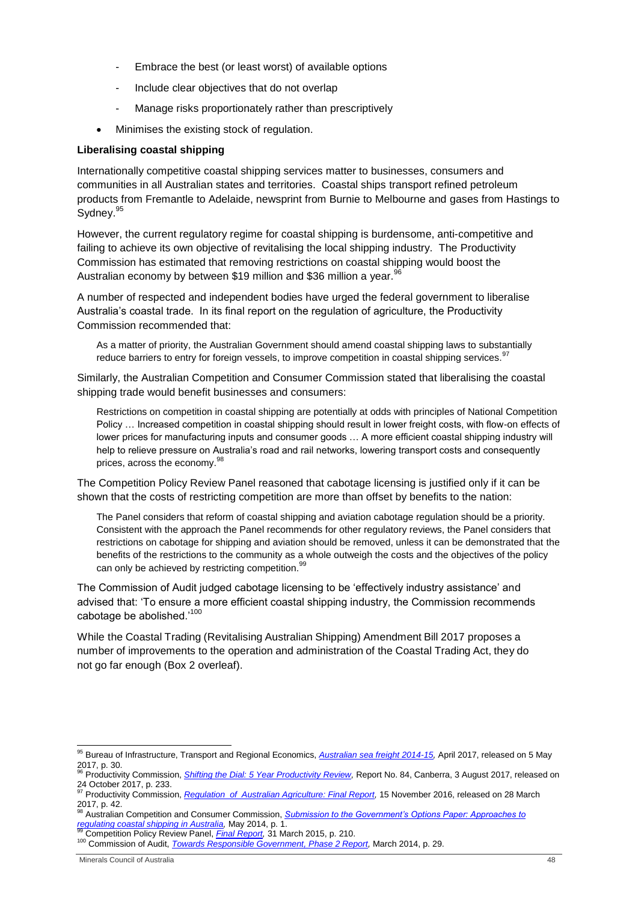- Embrace the best (or least worst) of available options
  - Include clear objectives that do not overlap
  - Manage risks proportionately rather than prescriptively
- Minimises the existing stock of regulation.

**Liberalising coastal shipping**

Internationally competitive coastal shipping services matter to businesses, consumers and communities in all Australian states and territories. Coastal ships transport refined petroleum products from Fremantle to Adelaide, newsprint from Burnie to Melbourne and gases from Hastings to Sydney.[95]

However, the current regulatory regime for coastal shipping is burdensome, anti-competitive and failing to achieve its own objective of revitalising the local shipping industry. The Productivity Commission has estimated that removing restrictions on coastal shipping would boost the Australian economy by between $19 million and $36 million a year.[96]

A number of respected and independent bodies have urged the federal government to liberalise Australia's coastal trade. In its final report on the regulation of agriculture, the Productivity Commission recommended that:

> As a matter of priority, the Australian Government should amend coastal shipping laws to substantially reduce barriers to entry for foreign vessels, to improve competition in coastal shipping services.[97]

Similarly, the Australian Competition and Consumer Commission stated that liberalising the coastal shipping trade would benefit businesses and consumers:

> Restrictions on competition in coastal shipping are potentially at odds with principles of National Competition Policy … Increased competition in coastal shipping should result in lower freight costs, with flow-on effects of lower prices for manufacturing inputs and consumer goods … A more efficient coastal shipping industry will help to relieve pressure on Australia's road and rail networks, lowering transport costs and consequently prices, across the economy.[98]

The Competition Policy Review Panel reasoned that cabotage licensing is justified only if it can be shown that the costs of restricting competition are more than offset by benefits to the nation:

> The Panel considers that reform of coastal shipping and aviation cabotage regulation should be a priority. Consistent with the approach the Panel recommends for other regulatory reviews, the Panel considers that restrictions on cabotage for shipping and aviation should be removed, unless it can be demonstrated that the benefits of the restrictions to the community as a whole outweigh the costs and the objectives of the policy can only be achieved by restricting competition.[99]

The Commission of Audit judged cabotage licensing to be 'effectively industry assistance' and advised that: 'To ensure a more efficient coastal shipping industry, the Commission recommends cabotage be abolished.'[100]

While the Coastal Trading (Revitalising Australian Shipping) Amendment Bill 2017 proposes a number of improvements to the operation and administration of the Coastal Trading Act, they do not go far enough (Box 2 overleaf).

---

[95] Bureau of Infrastructure, Transport and Regional Economics, *Australian sea freight 2014-15,* April 2017, released on 5 May 2017, p. 30.

[96] Productivity Commission, *Shifting the Dial: 5 Year Productivity Review,* Report No. 84, Canberra, 3 August 2017, released on 24 October 2017, p. 233.

[97] Productivity Commission, *Regulation of Australian Agriculture: Final Report,* 15 November 2016, released on 28 March 2017, p. 42.

[98] Australian Competition and Consumer Commission, *Submission to the Government's Options Paper: Approaches to regulating coastal shipping in Australia,* May 2014, p. 1.

[99] Competition Policy Review Panel, *Final Report,* 31 March 2015, p. 210.

[100] Commission of Audit, *Towards Responsible Government, Phase 2 Report,* March 2014, p. 29.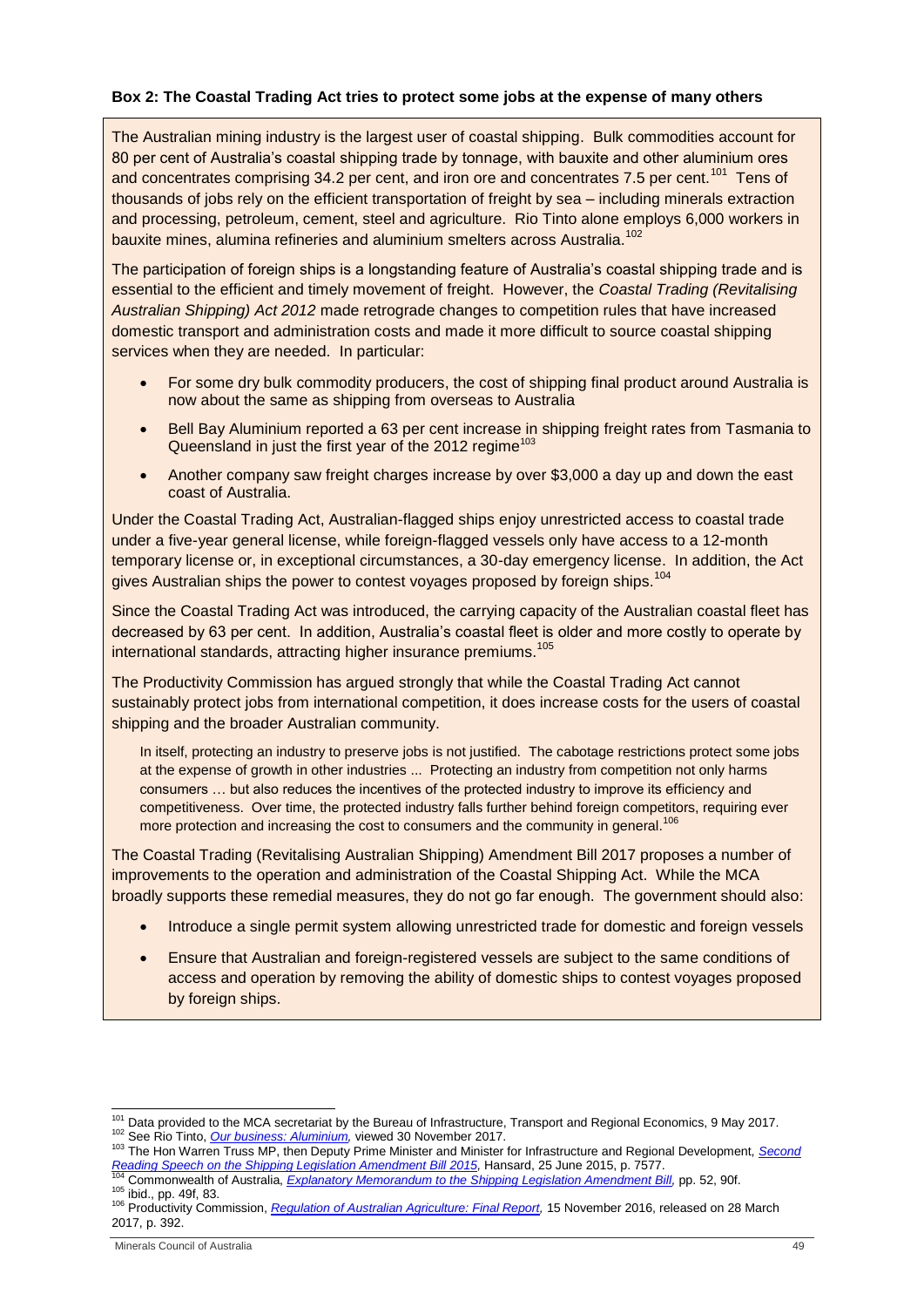**Box 2: The Coastal Trading Act tries to protect some jobs at the expense of many others**

The Australian mining industry is the largest user of coastal shipping. Bulk commodities account for 80 per cent of Australia's coastal shipping trade by tonnage, with bauxite and other aluminium ores and concentrates comprising 34.2 per cent, and iron ore and concentrates 7.5 per cent.[101] Tens of thousands of jobs rely on the efficient transportation of freight by sea – including minerals extraction and processing, petroleum, cement, steel and agriculture. Rio Tinto alone employs 6,000 workers in bauxite mines, alumina refineries and aluminium smelters across Australia.[102]

The participation of foreign ships is a longstanding feature of Australia's coastal shipping trade and is essential to the efficient and timely movement of freight. However, the *Coastal Trading (Revitalising Australian Shipping) Act 2012* made retrograde changes to competition rules that have increased domestic transport and administration costs and made it more difficult to source coastal shipping services when they are needed. In particular:

- For some dry bulk commodity producers, the cost of shipping final product around Australia is now about the same as shipping from overseas to Australia
- Bell Bay Aluminium reported a 63 per cent increase in shipping freight rates from Tasmania to Queensland in just the first year of the 2012 regime[103]
- Another company saw freight charges increase by over $3,000 a day up and down the east coast of Australia.

Under the Coastal Trading Act, Australian-flagged ships enjoy unrestricted access to coastal trade under a five-year general license, while foreign-flagged vessels only have access to a 12-month temporary license or, in exceptional circumstances, a 30-day emergency license. In addition, the Act gives Australian ships the power to contest voyages proposed by foreign ships.[104]

Since the Coastal Trading Act was introduced, the carrying capacity of the Australian coastal fleet has decreased by 63 per cent. In addition, Australia's coastal fleet is older and more costly to operate by international standards, attracting higher insurance premiums.[105]

The Productivity Commission has argued strongly that while the Coastal Trading Act cannot sustainably protect jobs from international competition, it does increase costs for the users of coastal shipping and the broader Australian community.

> In itself, protecting an industry to preserve jobs is not justified. The cabotage restrictions protect some jobs at the expense of growth in other industries ... Protecting an industry from competition not only harms consumers … but also reduces the incentives of the protected industry to improve its efficiency and competitiveness. Over time, the protected industry falls further behind foreign competitors, requiring ever more protection and increasing the cost to consumers and the community in general.[106]

The Coastal Trading (Revitalising Australian Shipping) Amendment Bill 2017 proposes a number of improvements to the operation and administration of the Coastal Shipping Act. While the MCA broadly supports these remedial measures, they do not go far enough. The government should also:

- Introduce a single permit system allowing unrestricted trade for domestic and foreign vessels
- Ensure that Australian and foreign-registered vessels are subject to the same conditions of access and operation by removing the ability of domestic ships to contest voyages proposed by foreign ships.

---

[101] Data provided to the MCA secretariat by the Bureau of Infrastructure, Transport and Regional Economics, 9 May 2017.
[102] See Rio Tinto, *Our business: Aluminium,* viewed 30 November 2017.
[103] The Hon Warren Truss MP, then Deputy Prime Minister and Minister for Infrastructure and Regional Development, *Second Reading Speech on the Shipping Legislation Amendment Bill 2015,* Hansard, 25 June 2015, p. 7577.
[104] Commonwealth of Australia, *Explanatory Memorandum to the Shipping Legislation Amendment Bill,* pp. 52, 90f.
[105] ibid., pp. 49f, 83.
[106] Productivity Commission, *Regulation of Australian Agriculture: Final Report,* 15 November 2016, released on 28 March 2017, p. 392.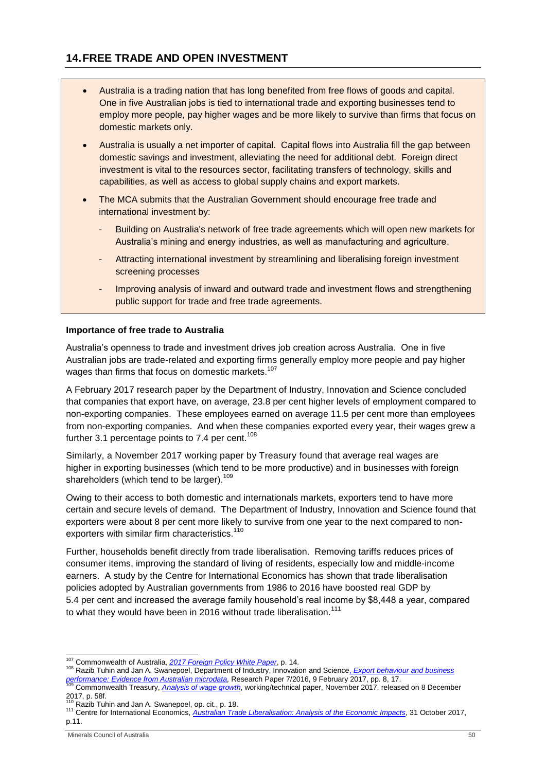## 14. FREE TRADE AND OPEN INVESTMENT

- Australia is a trading nation that has long benefited from free flows of goods and capital. One in five Australian jobs is tied to international trade and exporting businesses tend to employ more people, pay higher wages and be more likely to survive than firms that focus on domestic markets only.
- Australia is usually a net importer of capital. Capital flows into Australia fill the gap between domestic savings and investment, alleviating the need for additional debt. Foreign direct investment is vital to the resources sector, facilitating transfers of technology, skills and capabilities, as well as access to global supply chains and export markets.
- The MCA submits that the Australian Government should encourage free trade and international investment by:
  - Building on Australia's network of free trade agreements which will open new markets for Australia's mining and energy industries, as well as manufacturing and agriculture.
  - Attracting international investment by streamlining and liberalising foreign investment screening processes
  - Improving analysis of inward and outward trade and investment flows and strengthening public support for trade and free trade agreements.

**Importance of free trade to Australia**

Australia's openness to trade and investment drives job creation across Australia. One in five Australian jobs are trade-related and exporting firms generally employ more people and pay higher wages than firms that focus on domestic markets.[107]

A February 2017 research paper by the Department of Industry, Innovation and Science concluded that companies that export have, on average, 23.8 per cent higher levels of employment compared to non-exporting companies. These employees earned on average 11.5 per cent more than employees from non-exporting companies. And when these companies exported every year, their wages grew a further 3.1 percentage points to 7.4 per cent.[108]

Similarly, a November 2017 working paper by Treasury found that average real wages are higher in exporting businesses (which tend to be more productive) and in businesses with foreign shareholders (which tend to be larger).[109]

Owing to their access to both domestic and internationals markets, exporters tend to have more certain and secure levels of demand. The Department of Industry, Innovation and Science found that exporters were about 8 per cent more likely to survive from one year to the next compared to non-exporters with similar firm characteristics.[110]

Further, households benefit directly from trade liberalisation. Removing tariffs reduces prices of consumer items, improving the standard of living of residents, especially low and middle-income earners. A study by the Centre for International Economics has shown that trade liberalisation policies adopted by Australian governments from 1986 to 2016 have boosted real GDP by 5.4 per cent and increased the average family household's real income by $8,448 a year, compared to what they would have been in 2016 without trade liberalisation.[111]

---

[107] Commonwealth of Australia, *2017 Foreign Policy White Paper*, p. 14.

[108] Razib Tuhin and Jan A. Swanepoel, Department of Industry, Innovation and Science, *Export behaviour and business performance: Evidence from Australian microdata,* Research Paper 7/2016, 9 February 2017, pp. 8, 17.

[109] Commonwealth Treasury, *Analysis of wage growth*, working/technical paper, November 2017, released on 8 December 2017, p. 58f.

[110] Razib Tuhin and Jan A. Swanepoel, op. cit., p. 18.

[111] Centre for International Economics, *Australian Trade Liberalisation: Analysis of the Economic Impacts*, 31 October 2017, p.11.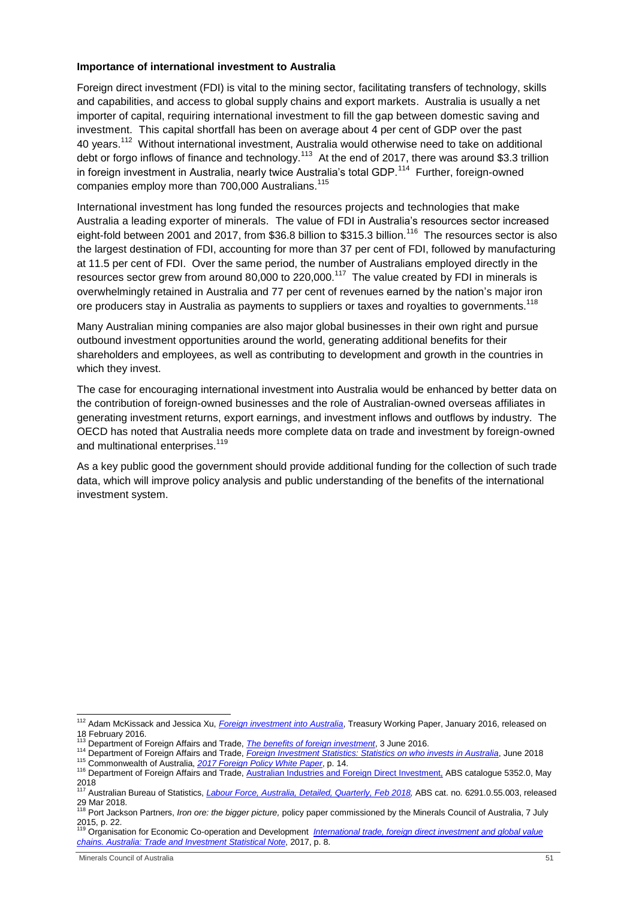**Importance of international investment to Australia**

Foreign direct investment (FDI) is vital to the mining sector, facilitating transfers of technology, skills and capabilities, and access to global supply chains and export markets. Australia is usually a net importer of capital, requiring international investment to fill the gap between domestic saving and investment. This capital shortfall has been on average about 4 per cent of GDP over the past 40 years.[112] Without international investment, Australia would otherwise need to take on additional debt or forgo inflows of finance and technology.[113] At the end of 2017, there was around $3.3 trillion in foreign investment in Australia, nearly twice Australia's total GDP.[114] Further, foreign-owned companies employ more than 700,000 Australians.[115]

International investment has long funded the resources projects and technologies that make Australia a leading exporter of minerals. The value of FDI in Australia's resources sector increased eight-fold between 2001 and 2017, from $36.8 billion to $315.3 billion.[116] The resources sector is also the largest destination of FDI, accounting for more than 37 per cent of FDI, followed by manufacturing at 11.5 per cent of FDI. Over the same period, the number of Australians employed directly in the resources sector grew from around 80,000 to 220,000.[117] The value created by FDI in minerals is overwhelmingly retained in Australia and 77 per cent of revenues earned by the nation's major iron ore producers stay in Australia as payments to suppliers or taxes and royalties to governments.[118]

Many Australian mining companies are also major global businesses in their own right and pursue outbound investment opportunities around the world, generating additional benefits for their shareholders and employees, as well as contributing to development and growth in the countries in which they invest.

The case for encouraging international investment into Australia would be enhanced by better data on the contribution of foreign-owned businesses and the role of Australian-owned overseas affiliates in generating investment returns, export earnings, and investment inflows and outflows by industry. The OECD has noted that Australia needs more complete data on trade and investment by foreign-owned and multinational enterprises.[119]

As a key public good the government should provide additional funding for the collection of such trade data, which will improve policy analysis and public understanding of the benefits of the international investment system.

---

[112] Adam McKissack and Jessica Xu, *Foreign investment into Australia*, Treasury Working Paper, January 2016, released on 18 February 2016.

[113] Department of Foreign Affairs and Trade, *The benefits of foreign investment*, 3 June 2016.

[114] Department of Foreign Affairs and Trade, *Foreign Investment Statistics: Statistics on who invests in Australia*, June 2018

[115] Commonwealth of Australia, *2017 Foreign Policy White Paper*, p. 14.

[116] Department of Foreign Affairs and Trade, Australian Industries and Foreign Direct Investment, ABS catalogue 5352.0, May 2018

[117] Australian Bureau of Statistics, *Labour Force, Australia, Detailed, Quarterly, Feb 2018,* ABS cat. no. 6291.0.55.003, released 29 Mar 2018.

[118] Port Jackson Partners, *Iron ore: the bigger picture,* policy paper commissioned by the Minerals Council of Australia, 7 July 2015, p. 22.

[119] Organisation for Economic Co-operation and Development *International trade, foreign direct investment and global value chains. Australia: Trade and Investment Statistical Note*, 2017, p. 8.